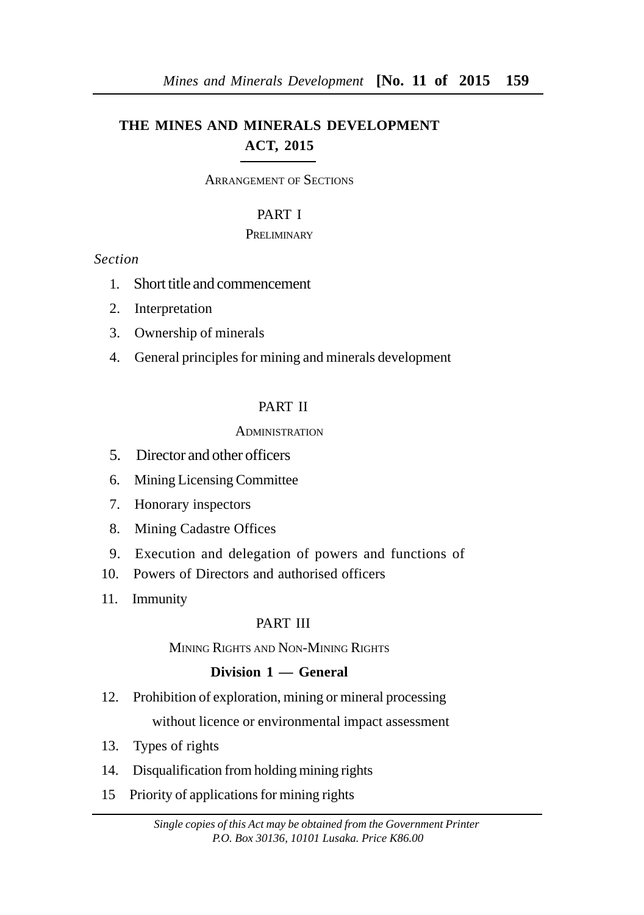# THE MINES AND MINERALS DEVELOPMENT ACT, 2015

ARRANGEMENT OF SECTIONS

## PART I

PRELIMINARY

*Section*

1. Short title and commencement
2. Interpretation
3. Ownership of minerals
4. General principles for mining and minerals development

## PART II

ADMINISTRATION

5. Director and other officers
6. Mining Licensing Committee
7. Honorary inspectors
8. Mining Cadastre Offices
9. Execution and delegation of powers and functions of
10. Powers of Directors and authorised officers
11. Immunity

## PART III

MINING RIGHTS AND NON-MINING RIGHTS

### Division 1 — General

12. Prohibition of exploration, mining or mineral processing without licence or environmental impact assessment
13. Types of rights
14. Disqualification from holding mining rights
15 Priority of applications for mining rights

*Single copies of this Act may be obtained from the Government Printer P.O. Box 30136, 10101 Lusaka. Price K86.00*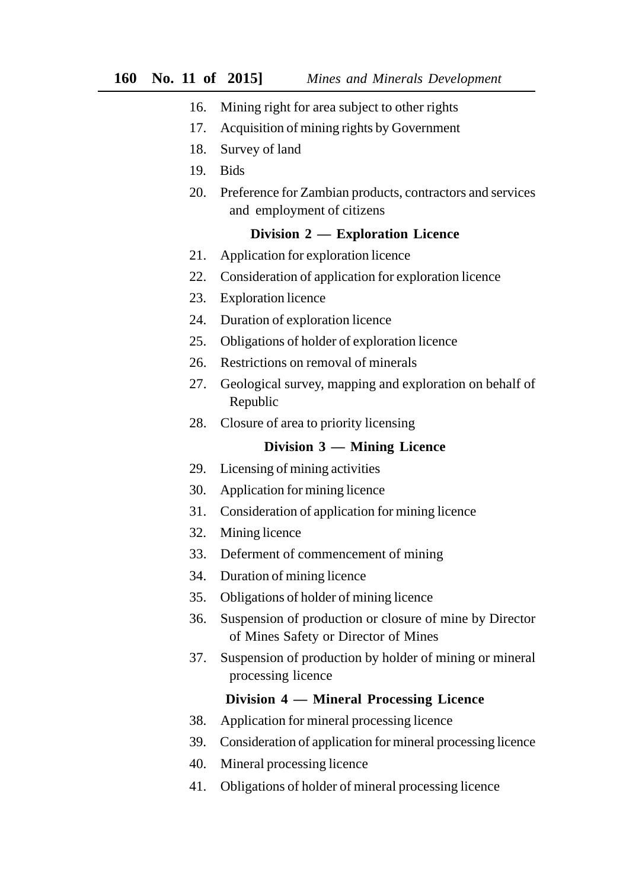16. Mining right for area subject to other rights
17. Acquisition of mining rights by Government
18. Survey of land
19. Bids
20. Preference for Zambian products, contractors and services and employment of citizens

**Division 2 — Exploration Licence**

21. Application for exploration licence
22. Consideration of application for exploration licence
23. Exploration licence
24. Duration of exploration licence
25. Obligations of holder of exploration licence
26. Restrictions on removal of minerals
27. Geological survey, mapping and exploration on behalf of Republic
28. Closure of area to priority licensing

**Division 3 — Mining Licence**

29. Licensing of mining activities
30. Application for mining licence
31. Consideration of application for mining licence
32. Mining licence
33. Deferment of commencement of mining
34. Duration of mining licence
35. Obligations of holder of mining licence
36. Suspension of production or closure of mine by Director of Mines Safety or Director of Mines
37. Suspension of production by holder of mining or mineral processing licence

**Division 4 — Mineral Processing Licence**

38. Application for mineral processing licence
39. Consideration of application for mineral processing licence
40. Mineral processing licence
41. Obligations of holder of mineral processing licence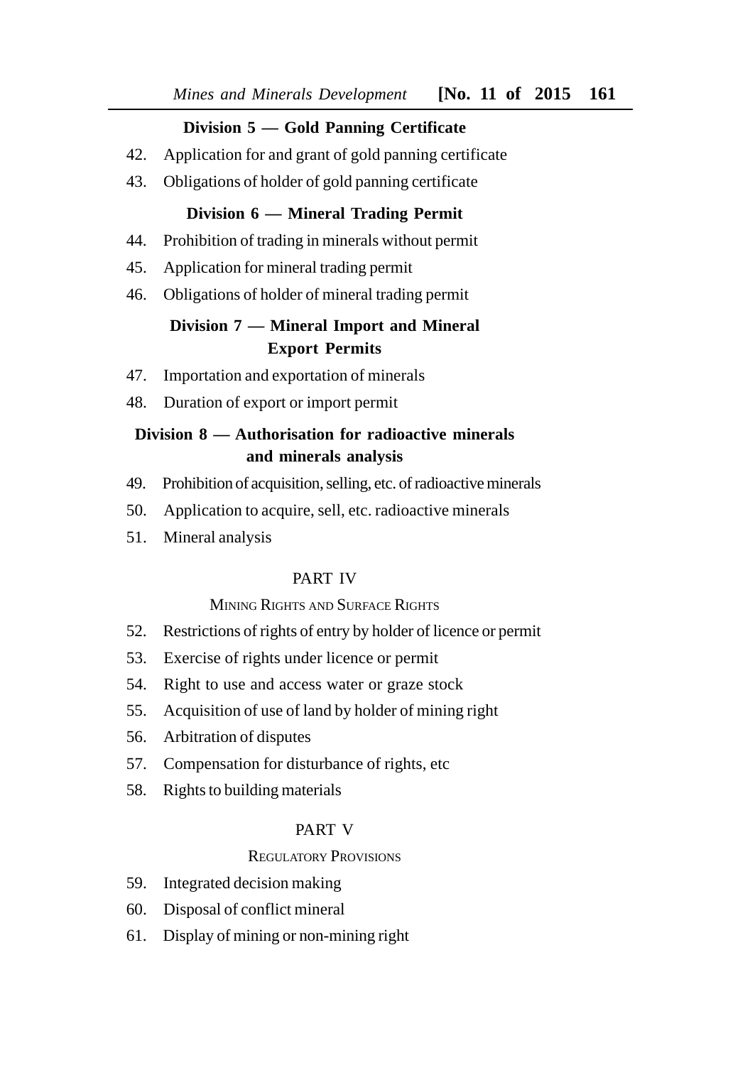**Division 5 — Gold Panning Certificate**

42. Application for and grant of gold panning certificate
43. Obligations of holder of gold panning certificate

**Division 6 — Mineral Trading Permit**

44. Prohibition of trading in minerals without permit
45. Application for mineral trading permit
46. Obligations of holder of mineral trading permit

**Division 7 — Mineral Import and Mineral Export Permits**

47. Importation and exportation of minerals
48. Duration of export or import permit

**Division 8 — Authorisation for radioactive minerals and minerals analysis**

49. Prohibition of acquisition, selling, etc. of radioactive minerals
50. Application to acquire, sell, etc. radioactive minerals
51. Mineral analysis

## PART IV

### MINING RIGHTS AND SURFACE RIGHTS

52. Restrictions of rights of entry by holder of licence or permit
53. Exercise of rights under licence or permit
54. Right to use and access water or graze stock
55. Acquisition of use of land by holder of mining right
56. Arbitration of disputes
57. Compensation for disturbance of rights, etc
58. Rights to building materials

## PART V

### REGULATORY PROVISIONS

59. Integrated decision making
60. Disposal of conflict mineral
61. Display of mining or non-mining right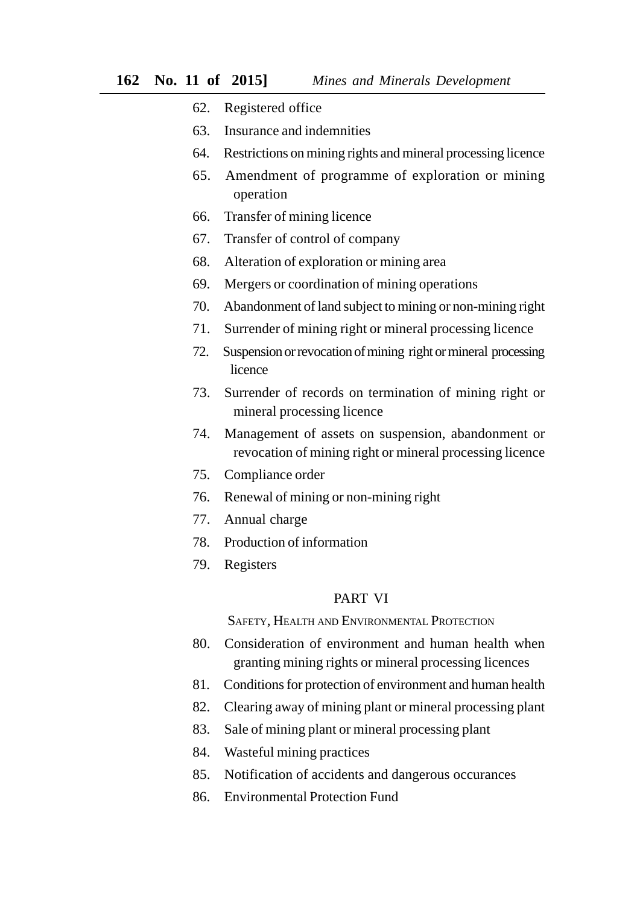62. Registered office

63. Insurance and indemnities

64. Restrictions on mining rights and mineral processing licence

65. Amendment of programme of exploration or mining operation

66. Transfer of mining licence

67. Transfer of control of company

68. Alteration of exploration or mining area

69. Mergers or coordination of mining operations

70. Abandonment of land subject to mining or non-mining right

71. Surrender of mining right or mineral processing licence

72. Suspension or revocation of mining right or mineral processing licence

73. Surrender of records on termination of mining right or mineral processing licence

74. Management of assets on suspension, abandonment or revocation of mining right or mineral processing licence

75. Compliance order

76. Renewal of mining or non-mining right

77. Annual charge

78. Production of information

79. Registers

## PART VI

### SAFETY, HEALTH AND ENVIRONMENTAL PROTECTION

80. Consideration of environment and human health when granting mining rights or mineral processing licences

81. Conditions for protection of environment and human health

82. Clearing away of mining plant or mineral processing plant

83. Sale of mining plant or mineral processing plant

84. Wasteful mining practices

85. Notification of accidents and dangerous occurances

86. Environmental Protection Fund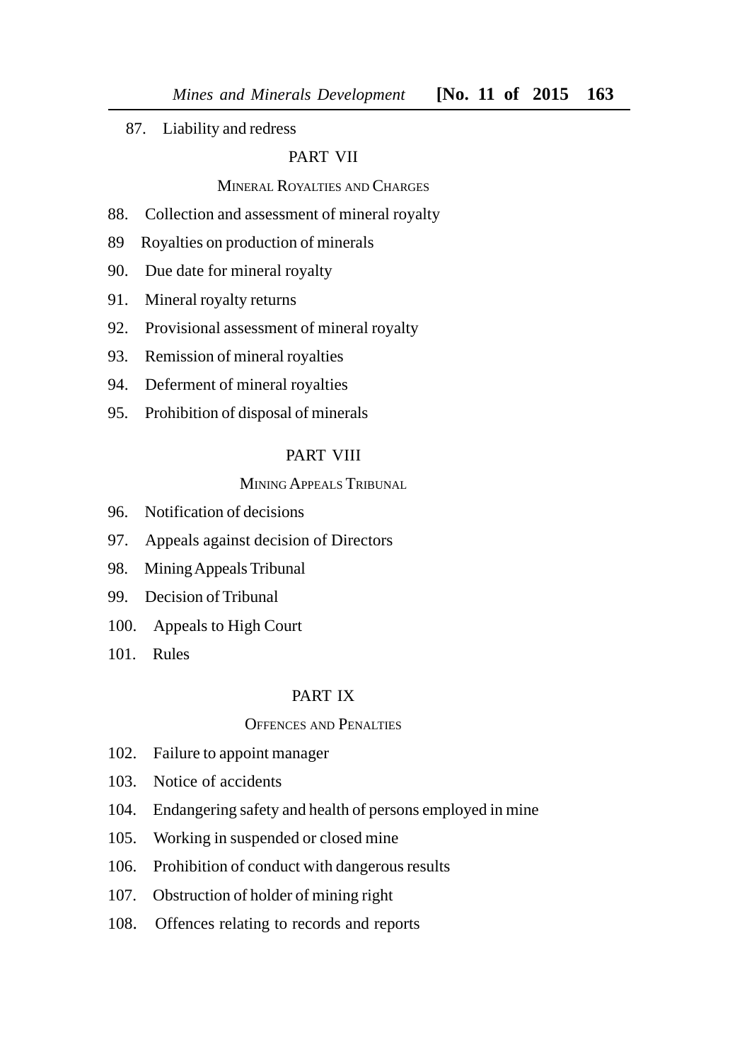87. Liability and redress

## PART VII

### MINERAL ROYALTIES AND CHARGES

88. Collection and assessment of mineral royalty

89 Royalties on production of minerals

90. Due date for mineral royalty

91. Mineral royalty returns

92. Provisional assessment of mineral royalty

93. Remission of mineral royalties

94. Deferment of mineral royalties

95. Prohibition of disposal of minerals

## PART VIII

### MINING APPEALS TRIBUNAL

96. Notification of decisions

97. Appeals against decision of Directors

98. Mining Appeals Tribunal

99. Decision of Tribunal

100. Appeals to High Court

101. Rules

## PART IX

### OFFENCES AND PENALTIES

102. Failure to appoint manager

103. Notice of accidents

104. Endangering safety and health of persons employed in mine

105. Working in suspended or closed mine

106. Prohibition of conduct with dangerous results

107. Obstruction of holder of mining right

108. Offences relating to records and reports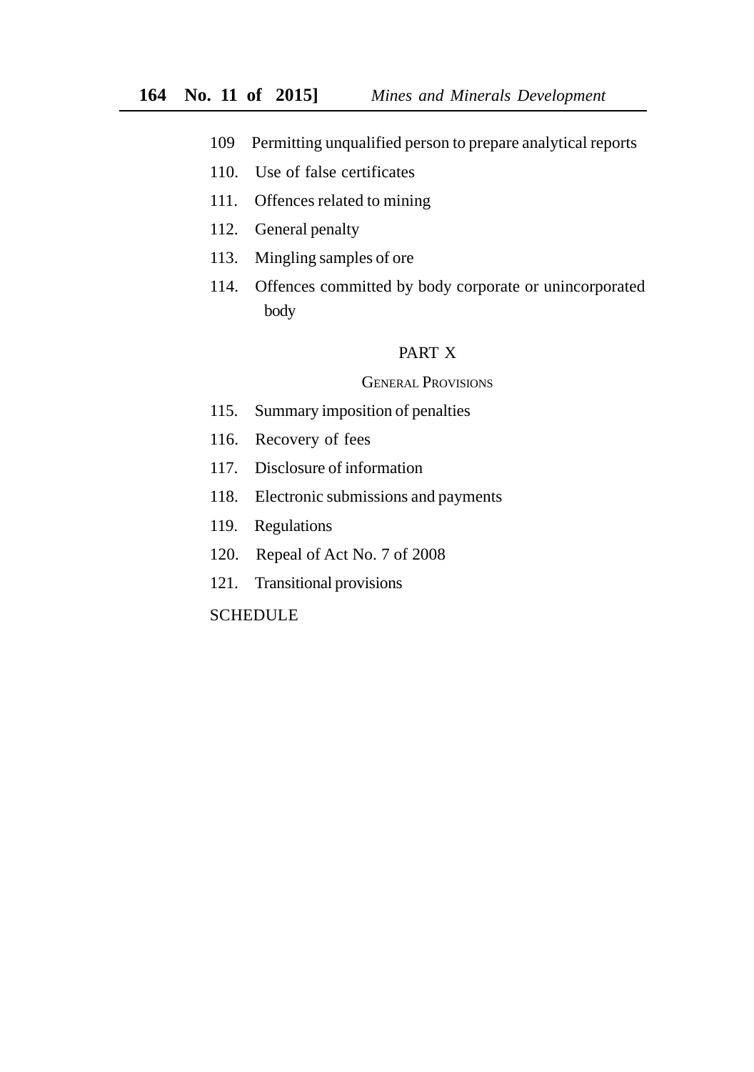109 Permitting unqualified person to prepare analytical reports

110. Use of false certificates

111. Offences related to mining

112. General penalty

113. Mingling samples of ore

114. Offences committed by body corporate or unincorporated body

## PART X

### GENERAL PROVISIONS

115. Summary imposition of penalties

116. Recovery of fees

117. Disclosure of information

118. Electronic submissions and payments

119. Regulations

120. Repeal of Act No. 7 of 2008

121. Transitional provisions

SCHEDULE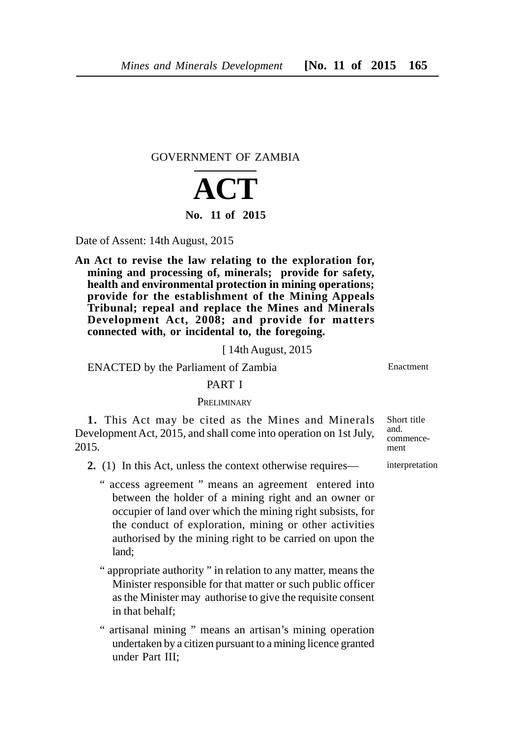GOVERNMENT OF ZAMBIA

# ACT

**No. 11 of 2015**

Date of Assent: 14th August, 2015

**An Act to revise the law relating to the exploration for, mining and processing of, minerals; provide for safety, health and environmental protection in mining operations; provide for the establishment of the Mining Appeals Tribunal; repeal and replace the Mines and Minerals Development Act, 2008; and provide for matters connected with, or incidental to, the foregoing.**

[ 14th August, 2015

ENACTED by the Parliament of Zambia

Enactment

## PART I

### PRELIMINARY

Short title and commencement

**1.** This Act may be cited as the Mines and Minerals Development Act, 2015, and shall come into operation on 1st July, 2015.

interpretation

**2.** (1) In this Act, unless the context otherwise requires—

" access agreement " means an agreement entered into between the holder of a mining right and an owner or occupier of land over which the mining right subsists, for the conduct of exploration, mining or other activities authorised by the mining right to be carried on upon the land;

" appropriate authority " in relation to any matter, means the Minister responsible for that matter or such public officer as the Minister may authorise to give the requisite consent in that behalf;

" artisanal mining " means an artisan's mining operation undertaken by a citizen pursuant to a mining licence granted under Part III;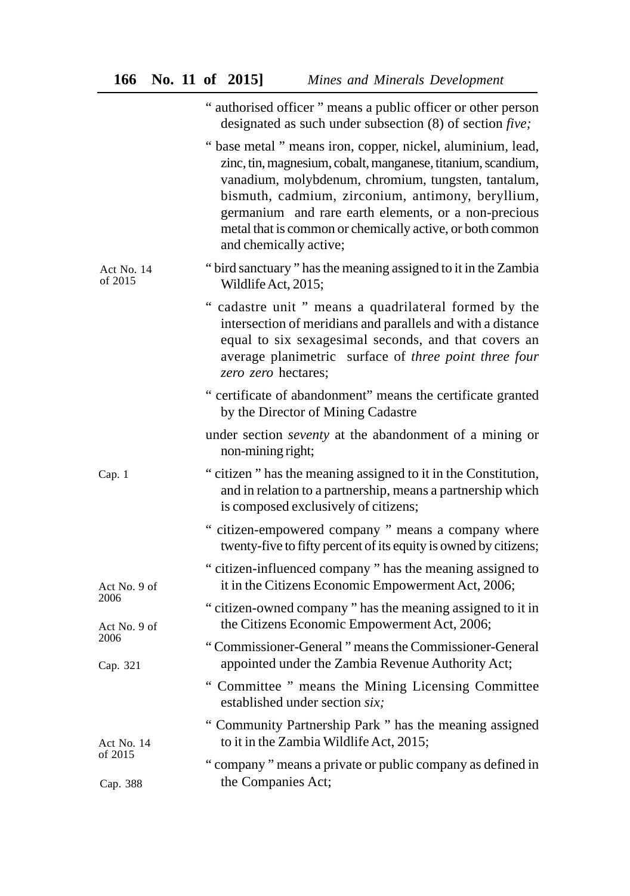" authorised officer " means a public officer or other person designated as such under subsection (8) of section *five;*

" base metal " means iron, copper, nickel, aluminium, lead, zinc, tin, magnesium, cobalt, manganese, titanium, scandium, vanadium, molybdenum, chromium, tungsten, tantalum, bismuth, cadmium, zirconium, antimony, beryllium, germanium and rare earth elements, or a non-precious metal that is common or chemically active, or both common and chemically active;

Act No. 14 of 2015

" bird sanctuary " has the meaning assigned to it in the Zambia Wildlife Act, 2015;

" cadastre unit " means a quadrilateral formed by the intersection of meridians and parallels and with a distance equal to six sexagesimal seconds, and that covers an average planimetric surface of *three point three four zero zero* hectares;

" certificate of abandonment" means the certificate granted by the Director of Mining Cadastre

under section *seventy* at the abandonment of a mining or non-mining right;

Cap. 1

" citizen " has the meaning assigned to it in the Constitution, and in relation to a partnership, means a partnership which is composed exclusively of citizens;

" citizen-empowered company " means a company where twenty-five to fifty percent of its equity is owned by citizens;

Act No. 9 of 2006

" citizen-influenced company " has the meaning assigned to it in the Citizens Economic Empowerment Act, 2006;

Act No. 9 of 2006

" citizen-owned company " has the meaning assigned to it in the Citizens Economic Empowerment Act, 2006;

Cap. 321

" Commissioner-General " means the Commissioner-General appointed under the Zambia Revenue Authority Act;

" Committee " means the Mining Licensing Committee established under section *six;*

Act No. 14 of 2015

" Community Partnership Park " has the meaning assigned to it in the Zambia Wildlife Act, 2015;

Cap. 388

" company " means a private or public company as defined in the Companies Act;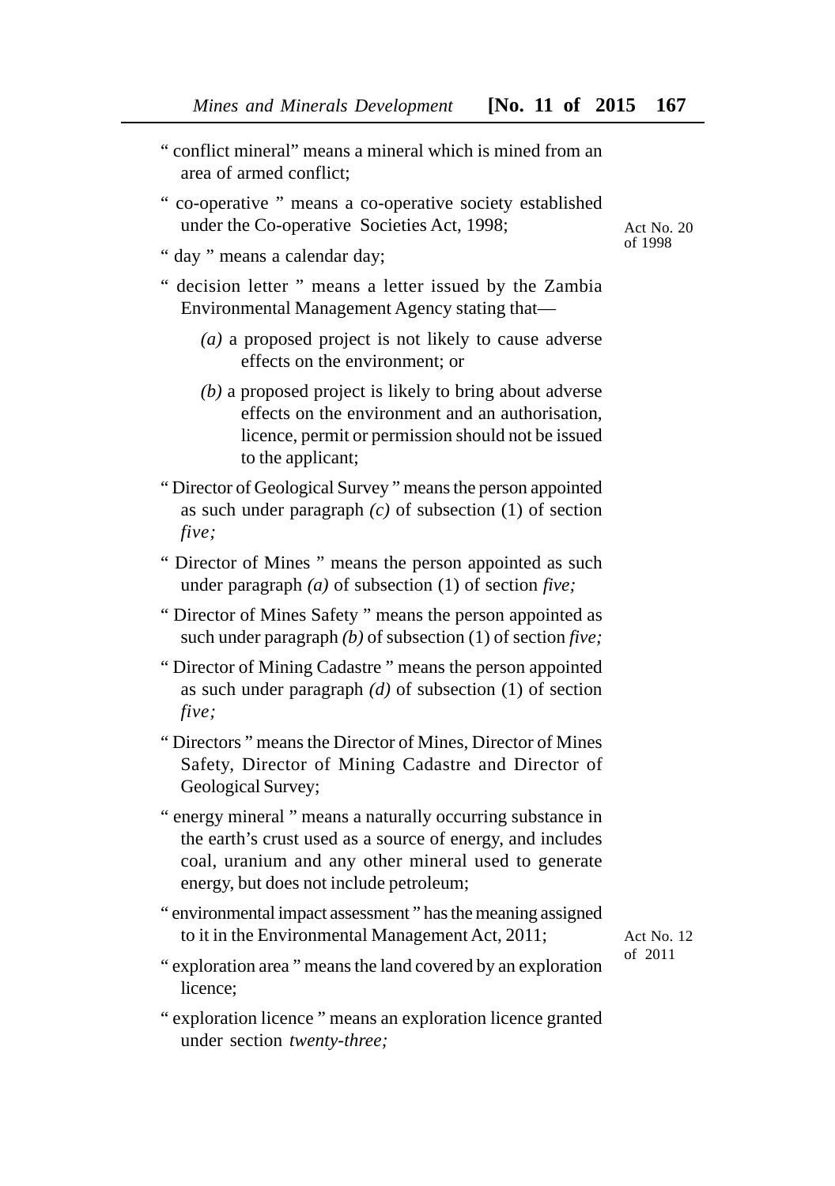" conflict mineral" means a mineral which is mined from an area of armed conflict;

" co-operative " means a co-operative society established under the Co-operative Societies Act, 1998; Act No. 20 of 1998

" day " means a calendar day;

" decision letter " means a letter issued by the Zambia Environmental Management Agency stating that—

*(a)* a proposed project is not likely to cause adverse effects on the environment; or

*(b)* a proposed project is likely to bring about adverse effects on the environment and an authorisation, licence, permit or permission should not be issued to the applicant;

" Director of Geological Survey " means the person appointed as such under paragraph *(c)* of subsection (1) of section *five;*

" Director of Mines " means the person appointed as such under paragraph *(a)* of subsection (1) of section *five;*

" Director of Mines Safety " means the person appointed as such under paragraph *(b)* of subsection (1) of section *five;*

" Director of Mining Cadastre " means the person appointed as such under paragraph *(d)* of subsection (1) of section *five;*

" Directors " means the Director of Mines, Director of Mines Safety, Director of Mining Cadastre and Director of Geological Survey;

" energy mineral " means a naturally occurring substance in the earth's crust used as a source of energy, and includes coal, uranium and any other mineral used to generate energy, but does not include petroleum;

" environmental impact assessment " has the meaning assigned to it in the Environmental Management Act, 2011; Act No. 12 of 2011

" exploration area " means the land covered by an exploration licence;

" exploration licence " means an exploration licence granted under section *twenty-three;*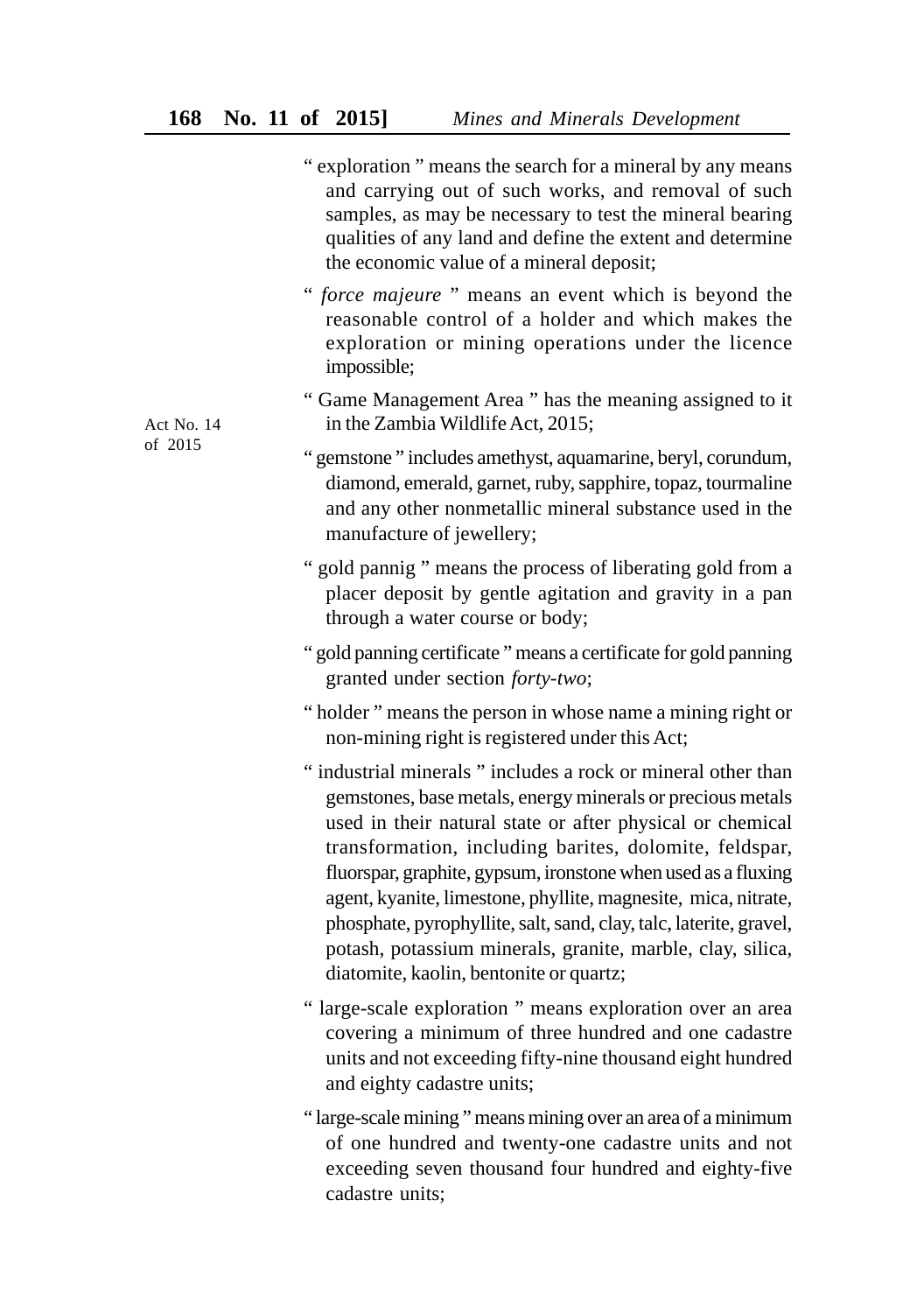" exploration " means the search for a mineral by any means and carrying out of such works, and removal of such samples, as may be necessary to test the mineral bearing qualities of any land and define the extent and determine the economic value of a mineral deposit;

" *force majeure* " means an event which is beyond the reasonable control of a holder and which makes the exploration or mining operations under the licence impossible;

Act No. 14 of 2015

" Game Management Area " has the meaning assigned to it in the Zambia Wildlife Act, 2015;

" gemstone " includes amethyst, aquamarine, beryl, corundum, diamond, emerald, garnet, ruby, sapphire, topaz, tourmaline and any other nonmetallic mineral substance used in the manufacture of jewellery;

" gold pannig " means the process of liberating gold from a placer deposit by gentle agitation and gravity in a pan through a water course or body;

" gold panning certificate " means a certificate for gold panning granted under section *forty-two*;

" holder " means the person in whose name a mining right or non-mining right is registered under this Act;

" industrial minerals " includes a rock or mineral other than gemstones, base metals, energy minerals or precious metals used in their natural state or after physical or chemical transformation, including barites, dolomite, feldspar, fluorspar, graphite, gypsum, ironstone when used as a fluxing agent, kyanite, limestone, phyllite, magnesite, mica, nitrate, phosphate, pyrophyllite, salt, sand, clay, talc, laterite, gravel, potash, potassium minerals, granite, marble, clay, silica, diatomite, kaolin, bentonite or quartz;

" large-scale exploration " means exploration over an area covering a minimum of three hundred and one cadastre units and not exceeding fifty-nine thousand eight hundred and eighty cadastre units;

" large-scale mining " means mining over an area of a minimum of one hundred and twenty-one cadastre units and not exceeding seven thousand four hundred and eighty-five cadastre units;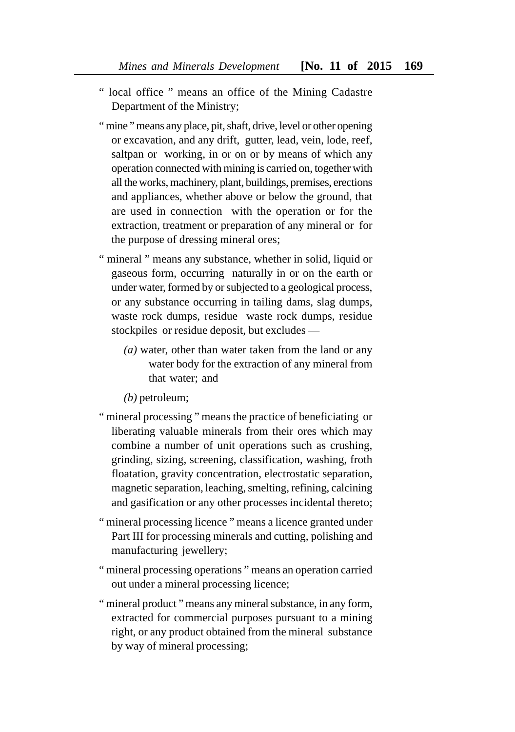" local office " means an office of the Mining Cadastre Department of the Ministry;

" mine " means any place, pit, shaft, drive, level or other opening or excavation, and any drift, gutter, lead, vein, lode, reef, saltpan or working, in or on or by means of which any operation connected with mining is carried on, together with all the works, machinery, plant, buildings, premises, erections and appliances, whether above or below the ground, that are used in connection with the operation or for the extraction, treatment or preparation of any mineral or for the purpose of dressing mineral ores;

" mineral " means any substance, whether in solid, liquid or gaseous form, occurring naturally in or on the earth or under water, formed by or subjected to a geological process, or any substance occurring in tailing dams, slag dumps, waste rock dumps, residue waste rock dumps, residue stockpiles or residue deposit, but excludes —

*(a)* water, other than water taken from the land or any water body for the extraction of any mineral from that water; and

*(b)* petroleum;

" mineral processing " means the practice of beneficiating or liberating valuable minerals from their ores which may combine a number of unit operations such as crushing, grinding, sizing, screening, classification, washing, froth floatation, gravity concentration, electrostatic separation, magnetic separation, leaching, smelting, refining, calcining and gasification or any other processes incidental thereto;

" mineral processing licence " means a licence granted under Part III for processing minerals and cutting, polishing and manufacturing jewellery;

" mineral processing operations " means an operation carried out under a mineral processing licence;

" mineral product " means any mineral substance, in any form, extracted for commercial purposes pursuant to a mining right, or any product obtained from the mineral substance by way of mineral processing;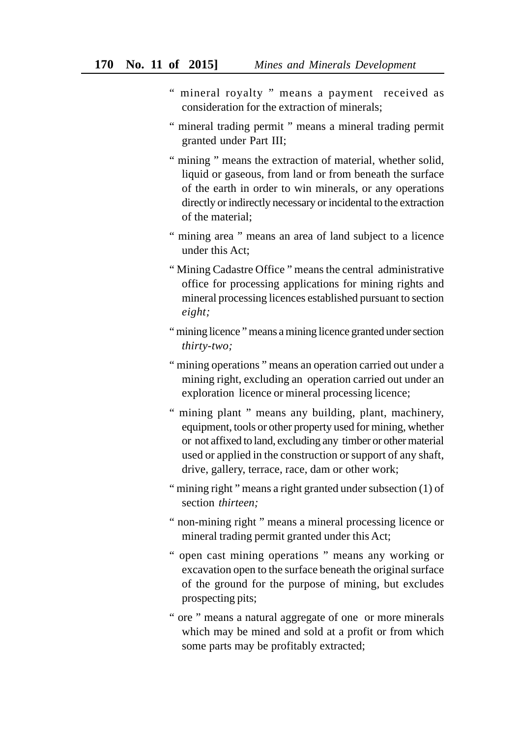" mineral royalty " means a payment received as consideration for the extraction of minerals;

" mineral trading permit " means a mineral trading permit granted under Part III;

" mining " means the extraction of material, whether solid, liquid or gaseous, from land or from beneath the surface of the earth in order to win minerals, or any operations directly or indirectly necessary or incidental to the extraction of the material;

" mining area " means an area of land subject to a licence under this Act;

" Mining Cadastre Office " means the central administrative office for processing applications for mining rights and mineral processing licences established pursuant to section *eight;*

" mining licence " means a mining licence granted under section *thirty-two;*

" mining operations " means an operation carried out under a mining right, excluding an operation carried out under an exploration licence or mineral processing licence;

" mining plant " means any building, plant, machinery, equipment, tools or other property used for mining, whether or not affixed to land, excluding any timber or other material used or applied in the construction or support of any shaft, drive, gallery, terrace, race, dam or other work;

" mining right " means a right granted under subsection (1) of section *thirteen;*

" non-mining right " means a mineral processing licence or mineral trading permit granted under this Act;

" open cast mining operations " means any working or excavation open to the surface beneath the original surface of the ground for the purpose of mining, but excludes prospecting pits;

" ore " means a natural aggregate of one or more minerals which may be mined and sold at a profit or from which some parts may be profitably extracted;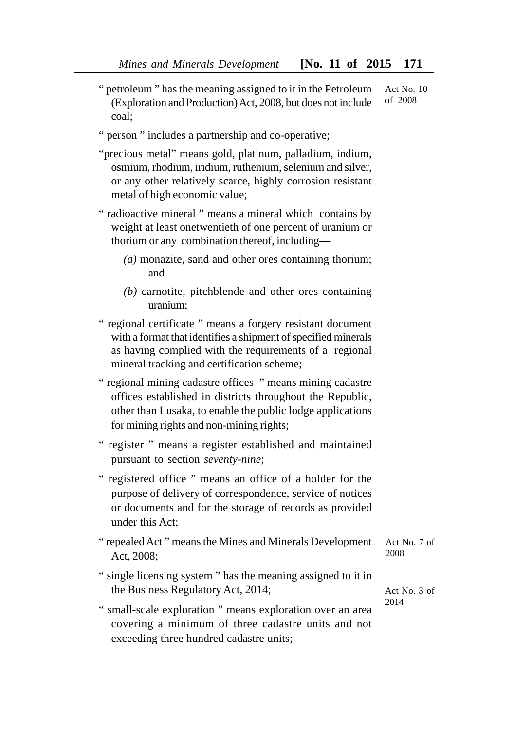" petroleum " has the meaning assigned to it in the Petroleum (Exploration and Production) Act, 2008, but does not include coal; Act No. 10 of 2008

" person " includes a partnership and co-operative;

"precious metal" means gold, platinum, palladium, indium, osmium, rhodium, iridium, ruthenium, selenium and silver, or any other relatively scarce, highly corrosion resistant metal of high economic value;

" radioactive mineral " means a mineral which contains by weight at least onetwentieth of one percent of uranium or thorium or any combination thereof, including—

*(a)* monazite, sand and other ores containing thorium; and

*(b)* carnotite, pitchblende and other ores containing uranium;

" regional certificate " means a forgery resistant document with a format that identifies a shipment of specified minerals as having complied with the requirements of a regional mineral tracking and certification scheme;

" regional mining cadastre offices " means mining cadastre offices established in districts throughout the Republic, other than Lusaka, to enable the public lodge applications for mining rights and non-mining rights;

" register " means a register established and maintained pursuant to section *seventy-nine*;

" registered office " means an office of a holder for the purpose of delivery of correspondence, service of notices or documents and for the storage of records as provided under this Act;

" repealed Act " means the Mines and Minerals Development Act, 2008; Act No. 7 of 2008

" single licensing system " has the meaning assigned to it in the Business Regulatory Act, 2014; Act No. 3 of 2014

" small-scale exploration " means exploration over an area covering a minimum of three cadastre units and not exceeding three hundred cadastre units;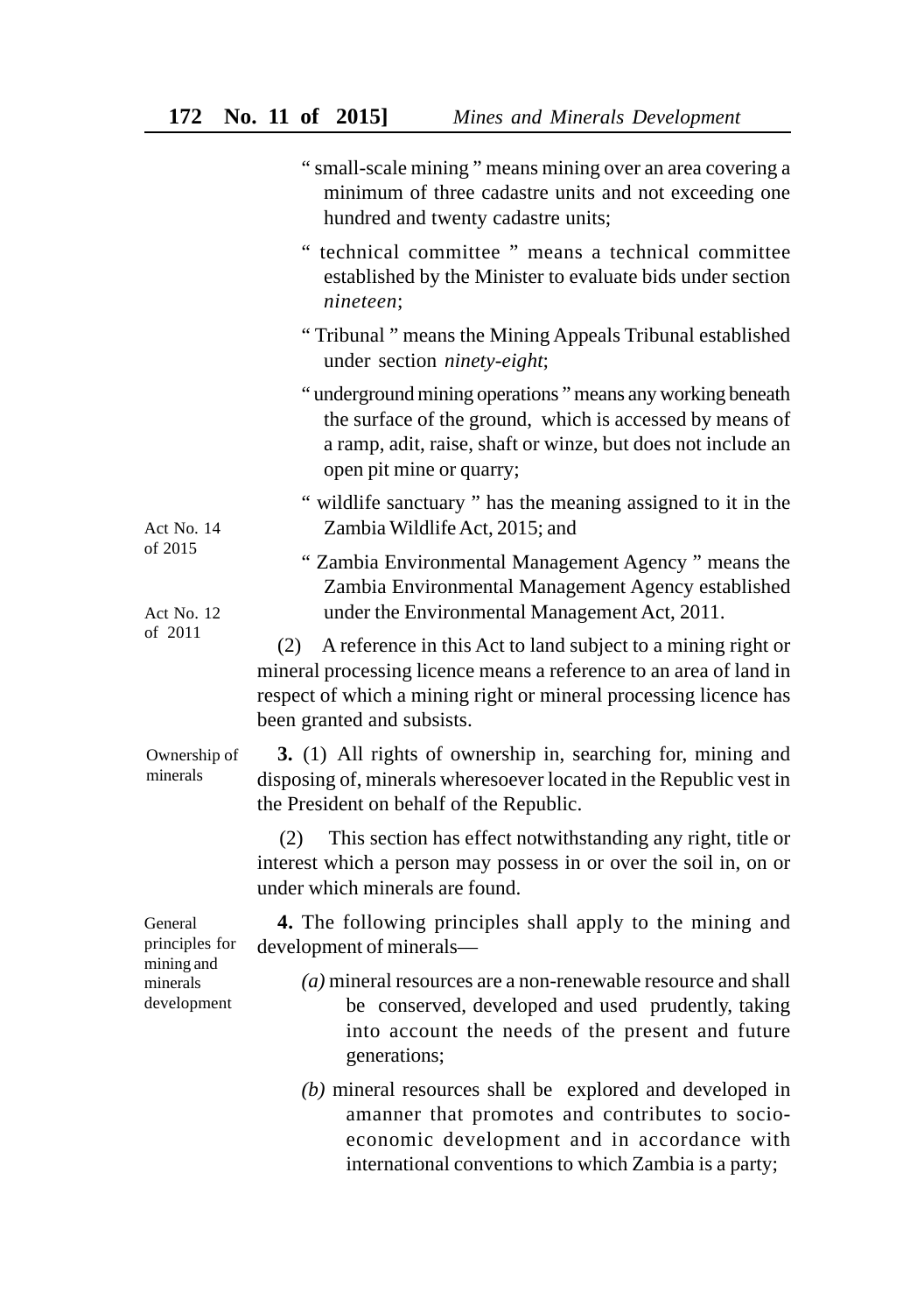" small-scale mining " means mining over an area covering a minimum of three cadastre units and not exceeding one hundred and twenty cadastre units;

" technical committee " means a technical committee established by the Minister to evaluate bids under section *nineteen*;

" Tribunal " means the Mining Appeals Tribunal established under section *ninety-eight*;

" underground mining operations " means any working beneath the surface of the ground, which is accessed by means of a ramp, adit, raise, shaft or winze, but does not include an open pit mine or quarry;

" wildlife sanctuary " has the meaning assigned to it in the Zambia Wildlife Act, 2015; and

Act No. 14 of 2015

" Zambia Environmental Management Agency " means the Zambia Environmental Management Agency established under the Environmental Management Act, 2011.

Act No. 12 of 2011

(2) A reference in this Act to land subject to a mining right or mineral processing licence means a reference to an area of land in respect of which a mining right or mineral processing licence has been granted and subsists.

Ownership of minerals

**3.** (1) All rights of ownership in, searching for, mining and disposing of, minerals wheresoever located in the Republic vest in the President on behalf of the Republic.

(2) This section has effect notwithstanding any right, title or interest which a person may possess in or over the soil in, on or under which minerals are found.

General principles for mining and minerals development

**4.** The following principles shall apply to the mining and development of minerals—

*(a)* mineral resources are a non-renewable resource and shall be conserved, developed and used prudently, taking into account the needs of the present and future generations;

*(b)* mineral resources shall be explored and developed in amanner that promotes and contributes to socio-economic development and in accordance with international conventions to which Zambia is a party;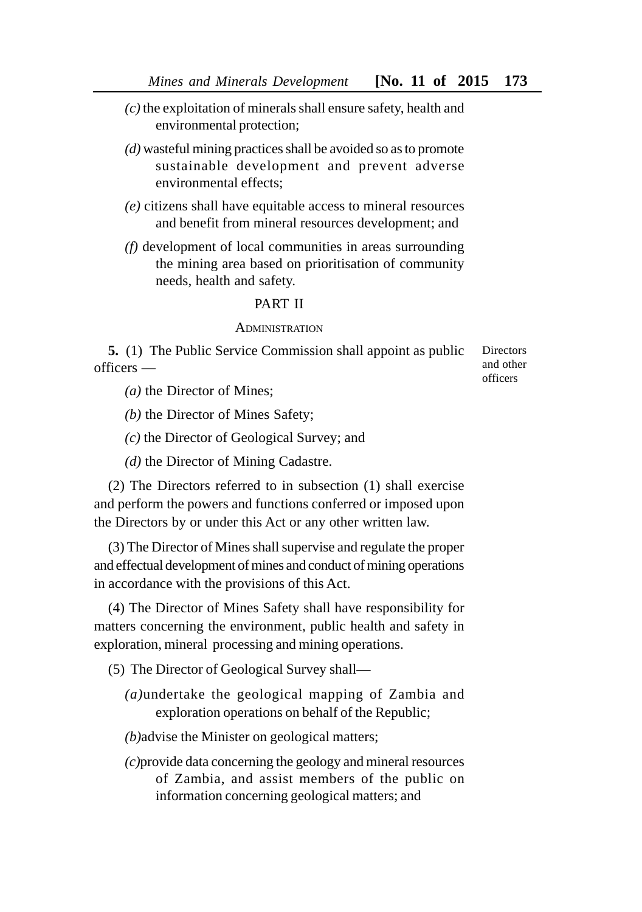*(c)* the exploitation of minerals shall ensure safety, health and environmental protection;

*(d)* wasteful mining practices shall be avoided so as to promote sustainable development and prevent adverse environmental effects;

*(e)* citizens shall have equitable access to mineral resources and benefit from mineral resources development; and

*(f)* development of local communities in areas surrounding the mining area based on prioritisation of community needs, health and safety.

## PART II

### ADMINISTRATION

Directors and other officers

**5.** (1) The Public Service Commission shall appoint as public officers —

*(a)* the Director of Mines;

*(b)* the Director of Mines Safety;

*(c)* the Director of Geological Survey; and

*(d)* the Director of Mining Cadastre.

(2) The Directors referred to in subsection (1) shall exercise and perform the powers and functions conferred or imposed upon the Directors by or under this Act or any other written law.

(3) The Director of Mines shall supervise and regulate the proper and effectual development of mines and conduct of mining operations in accordance with the provisions of this Act.

(4) The Director of Mines Safety shall have responsibility for matters concerning the environment, public health and safety in exploration, mineral processing and mining operations.

(5) The Director of Geological Survey shall—

*(a)* undertake the geological mapping of Zambia and exploration operations on behalf of the Republic;

*(b)* advise the Minister on geological matters;

*(c)* provide data concerning the geology and mineral resources of Zambia, and assist members of the public on information concerning geological matters; and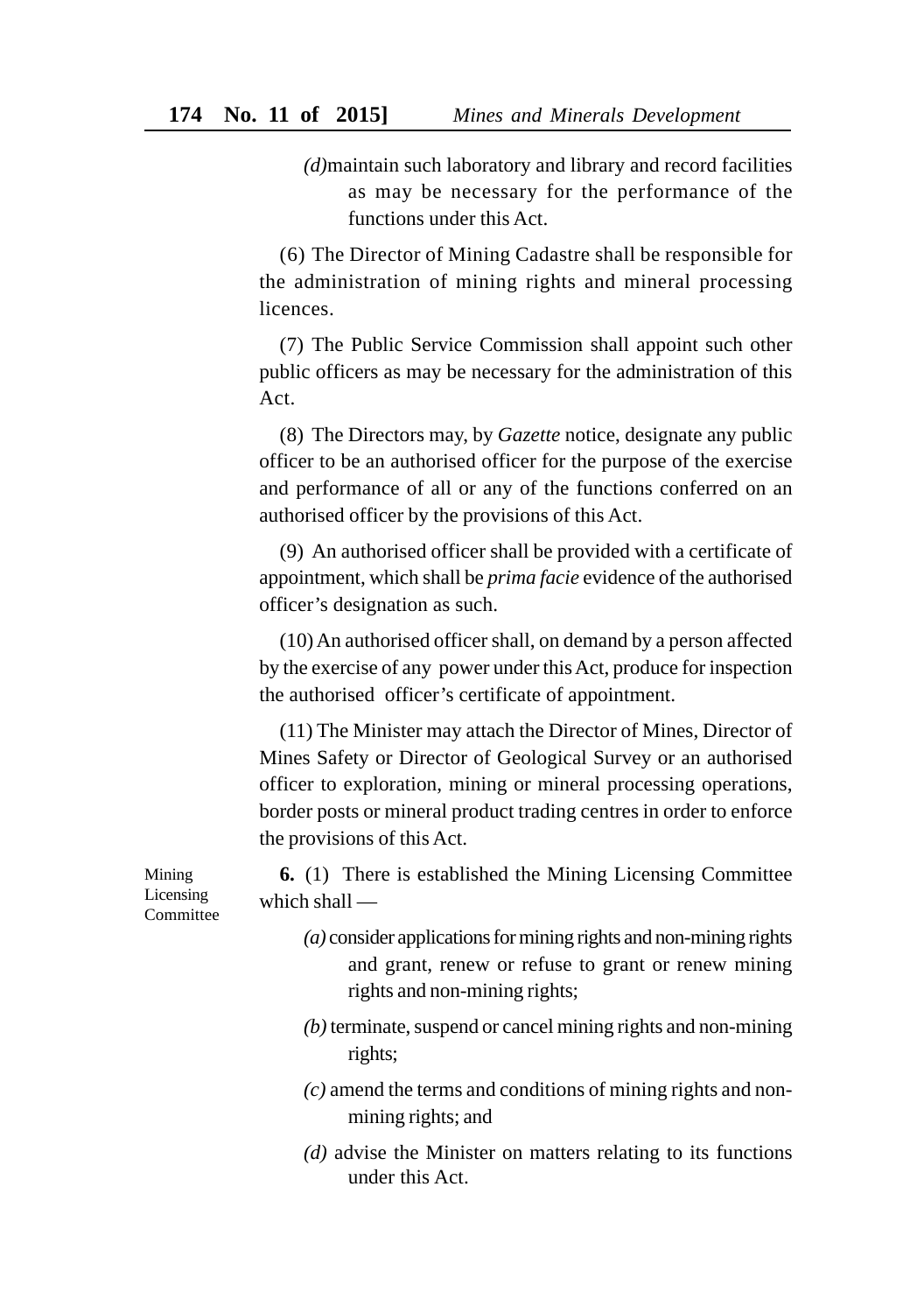*(d)* maintain such laboratory and library and record facilities as may be necessary for the performance of the functions under this Act.

(6) The Director of Mining Cadastre shall be responsible for the administration of mining rights and mineral processing licences.

(7) The Public Service Commission shall appoint such other public officers as may be necessary for the administration of this Act.

(8) The Directors may, by *Gazette* notice, designate any public officer to be an authorised officer for the purpose of the exercise and performance of all or any of the functions conferred on an authorised officer by the provisions of this Act.

(9) An authorised officer shall be provided with a certificate of appointment, which shall be *prima facie* evidence of the authorised officer's designation as such.

(10) An authorised officer shall, on demand by a person affected by the exercise of any power under this Act, produce for inspection the authorised officer's certificate of appointment.

(11) The Minister may attach the Director of Mines, Director of Mines Safety or Director of Geological Survey or an authorised officer to exploration, mining or mineral processing operations, border posts or mineral product trading centres in order to enforce the provisions of this Act.

Mining Licensing Committee

**6.** (1) There is established the Mining Licensing Committee which shall —

*(a)* consider applications for mining rights and non-mining rights and grant, renew or refuse to grant or renew mining rights and non-mining rights;

*(b)* terminate, suspend or cancel mining rights and non-mining rights;

*(c)* amend the terms and conditions of mining rights and non-mining rights; and

*(d)* advise the Minister on matters relating to its functions under this Act.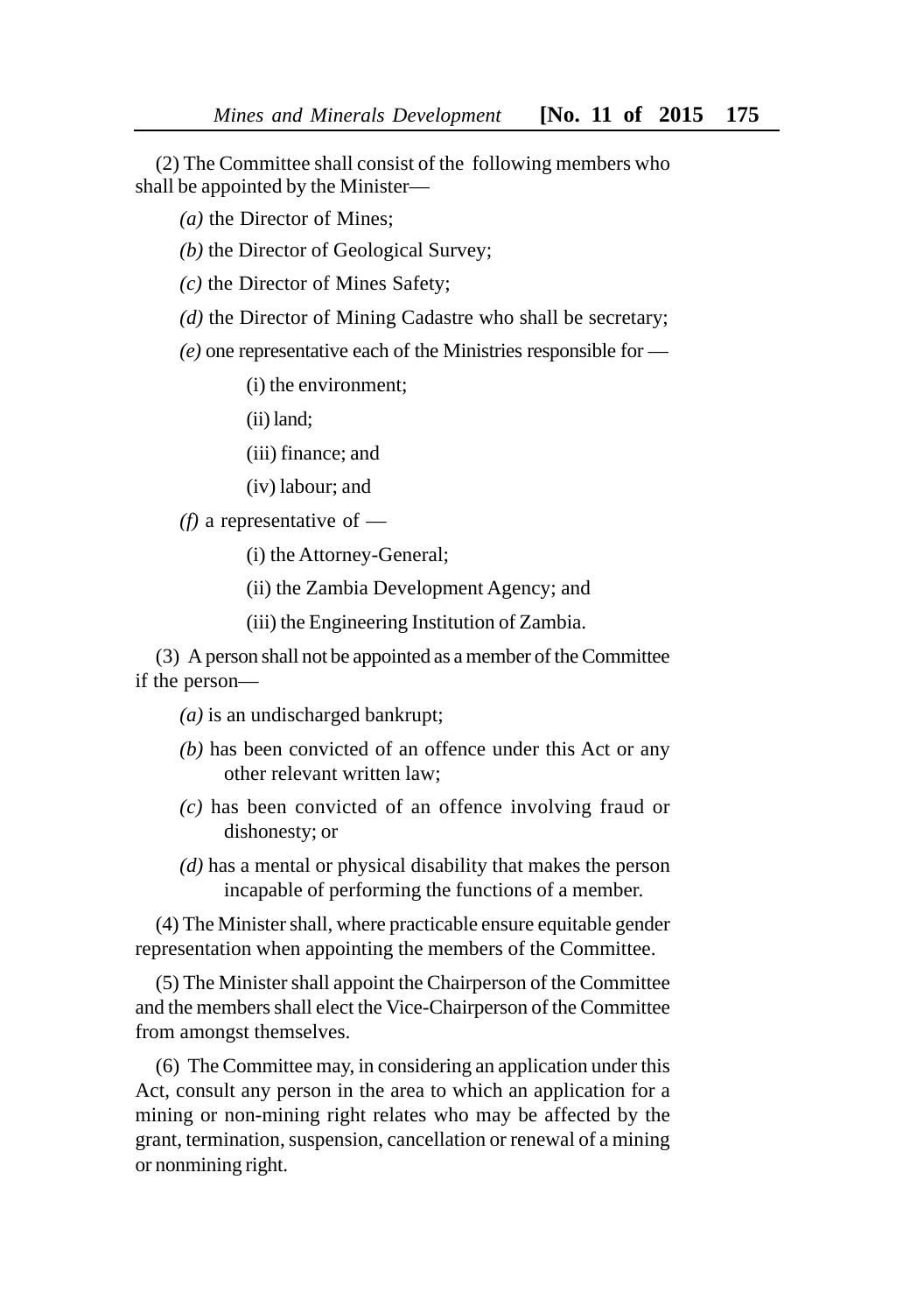(2) The Committee shall consist of the following members who shall be appointed by the Minister—

*(a)* the Director of Mines;

*(b)* the Director of Geological Survey;

*(c)* the Director of Mines Safety;

*(d)* the Director of Mining Cadastre who shall be secretary;

*(e)* one representative each of the Ministries responsible for —

(i) the environment;

(ii) land;

(iii) finance; and

(iv) labour; and

*(f)* a representative of —

(i) the Attorney-General;

(ii) the Zambia Development Agency; and

(iii) the Engineering Institution of Zambia.

(3) A person shall not be appointed as a member of the Committee if the person—

*(a)* is an undischarged bankrupt;

*(b)* has been convicted of an offence under this Act or any other relevant written law;

*(c)* has been convicted of an offence involving fraud or dishonesty; or

*(d)* has a mental or physical disability that makes the person incapable of performing the functions of a member.

(4) The Minister shall, where practicable ensure equitable gender representation when appointing the members of the Committee.

(5) The Minister shall appoint the Chairperson of the Committee and the members shall elect the Vice-Chairperson of the Committee from amongst themselves.

(6) The Committee may, in considering an application under this Act, consult any person in the area to which an application for a mining or non-mining right relates who may be affected by the grant, termination, suspension, cancellation or renewal of a mining or nonmining right.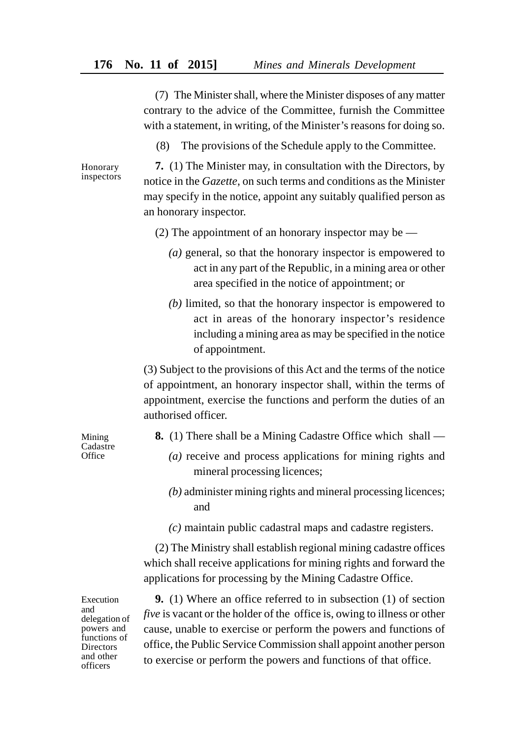(7) The Minister shall, where the Minister disposes of any matter contrary to the advice of the Committee, furnish the Committee with a statement, in writing, of the Minister's reasons for doing so.

(8) The provisions of the Schedule apply to the Committee.

Honorary inspectors

**7.** (1) The Minister may, in consultation with the Directors, by notice in the *Gazette*, on such terms and conditions as the Minister may specify in the notice, appoint any suitably qualified person as an honorary inspector.

(2) The appointment of an honorary inspector may be —

*(a)* general, so that the honorary inspector is empowered to act in any part of the Republic, in a mining area or other area specified in the notice of appointment; or

*(b)* limited, so that the honorary inspector is empowered to act in areas of the honorary inspector's residence including a mining area as may be specified in the notice of appointment.

(3) Subject to the provisions of this Act and the terms of the notice of appointment, an honorary inspector shall, within the terms of appointment, exercise the functions and perform the duties of an authorised officer.

Mining Cadastre Office

**8.** (1) There shall be a Mining Cadastre Office which shall —

*(a)* receive and process applications for mining rights and mineral processing licences;

*(b)* administer mining rights and mineral processing licences; and

*(c)* maintain public cadastral maps and cadastre registers.

(2) The Ministry shall establish regional mining cadastre offices which shall receive applications for mining rights and forward the applications for processing by the Mining Cadastre Office.

Execution and delegation of powers and functions of Directors and other officers

**9.** (1) Where an office referred to in subsection (1) of section *five* is vacant or the holder of the office is, owing to illness or other cause, unable to exercise or perform the powers and functions of office, the Public Service Commission shall appoint another person to exercise or perform the powers and functions of that office.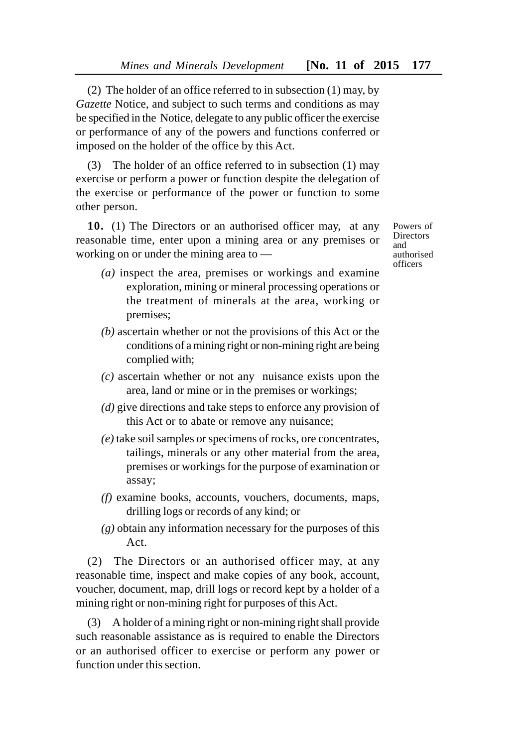(2) The holder of an office referred to in subsection (1) may, by *Gazette* Notice, and subject to such terms and conditions as may be specified in the Notice, delegate to any public officer the exercise or performance of any of the powers and functions conferred or imposed on the holder of the office by this Act.

(3) The holder of an office referred to in subsection (1) may exercise or perform a power or function despite the delegation of the exercise or performance of the power or function to some other person.

Powers of Directors and authorised officers

**10.** (1) The Directors or an authorised officer may, at any reasonable time, enter upon a mining area or any premises or working on or under the mining area to —

*(a)* inspect the area, premises or workings and examine exploration, mining or mineral processing operations or the treatment of minerals at the area, working or premises;

*(b)* ascertain whether or not the provisions of this Act or the conditions of a mining right or non-mining right are being complied with;

*(c)* ascertain whether or not any nuisance exists upon the area, land or mine or in the premises or workings;

*(d)* give directions and take steps to enforce any provision of this Act or to abate or remove any nuisance;

*(e)* take soil samples or specimens of rocks, ore concentrates, tailings, minerals or any other material from the area, premises or workings for the purpose of examination or assay;

*(f)* examine books, accounts, vouchers, documents, maps, drilling logs or records of any kind; or

*(g)* obtain any information necessary for the purposes of this Act.

(2) The Directors or an authorised officer may, at any reasonable time, inspect and make copies of any book, account, voucher, document, map, drill logs or record kept by a holder of a mining right or non-mining right for purposes of this Act.

(3) A holder of a mining right or non-mining right shall provide such reasonable assistance as is required to enable the Directors or an authorised officer to exercise or perform any power or function under this section.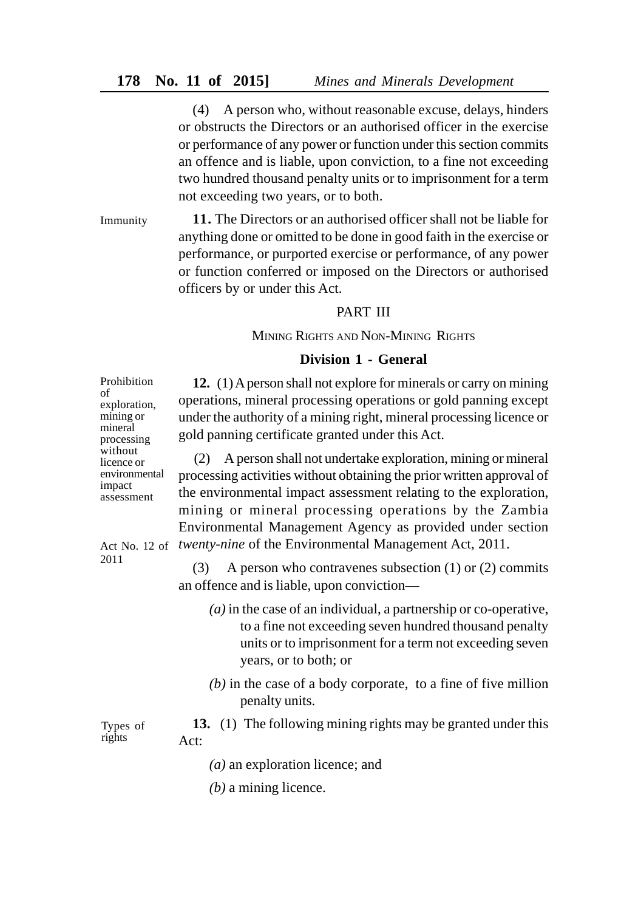(4) A person who, without reasonable excuse, delays, hinders or obstructs the Directors or an authorised officer in the exercise or performance of any power or function under this section commits an offence and is liable, upon conviction, to a fine not exceeding two hundred thousand penalty units or to imprisonment for a term not exceeding two years, or to both.

Immunity

**11.** The Directors or an authorised officer shall not be liable for anything done or omitted to be done in good faith in the exercise or performance, or purported exercise or performance, of any power or function conferred or imposed on the Directors or authorised officers by or under this Act.

## PART III

## MINING RIGHTS AND NON-MINING RIGHTS

### Division 1 - General

Prohibition of exploration, mining or mineral processing without licence or environmental impact assessment

**12.** (1) A person shall not explore for minerals or carry on mining operations, mineral processing operations or gold panning except under the authority of a mining right, mineral processing licence or gold panning certificate granted under this Act.

(2) A person shall not undertake exploration, mining or mineral processing activities without obtaining the prior written approval of the environmental impact assessment relating to the exploration, mining or mineral processing operations by the Zambia Environmental Management Agency as provided under section *twenty-nine* of the Environmental Management Act, 2011.

Act No. 12 of 2011

(3) A person who contravenes subsection (1) or (2) commits an offence and is liable, upon conviction—

*(a)* in the case of an individual, a partnership or co-operative, to a fine not exceeding seven hundred thousand penalty units or to imprisonment for a term not exceeding seven years, or to both; or

*(b)* in the case of a body corporate, to a fine of five million penalty units.

Types of rights

**13.** (1) The following mining rights may be granted under this Act:

*(a)* an exploration licence; and

*(b)* a mining licence.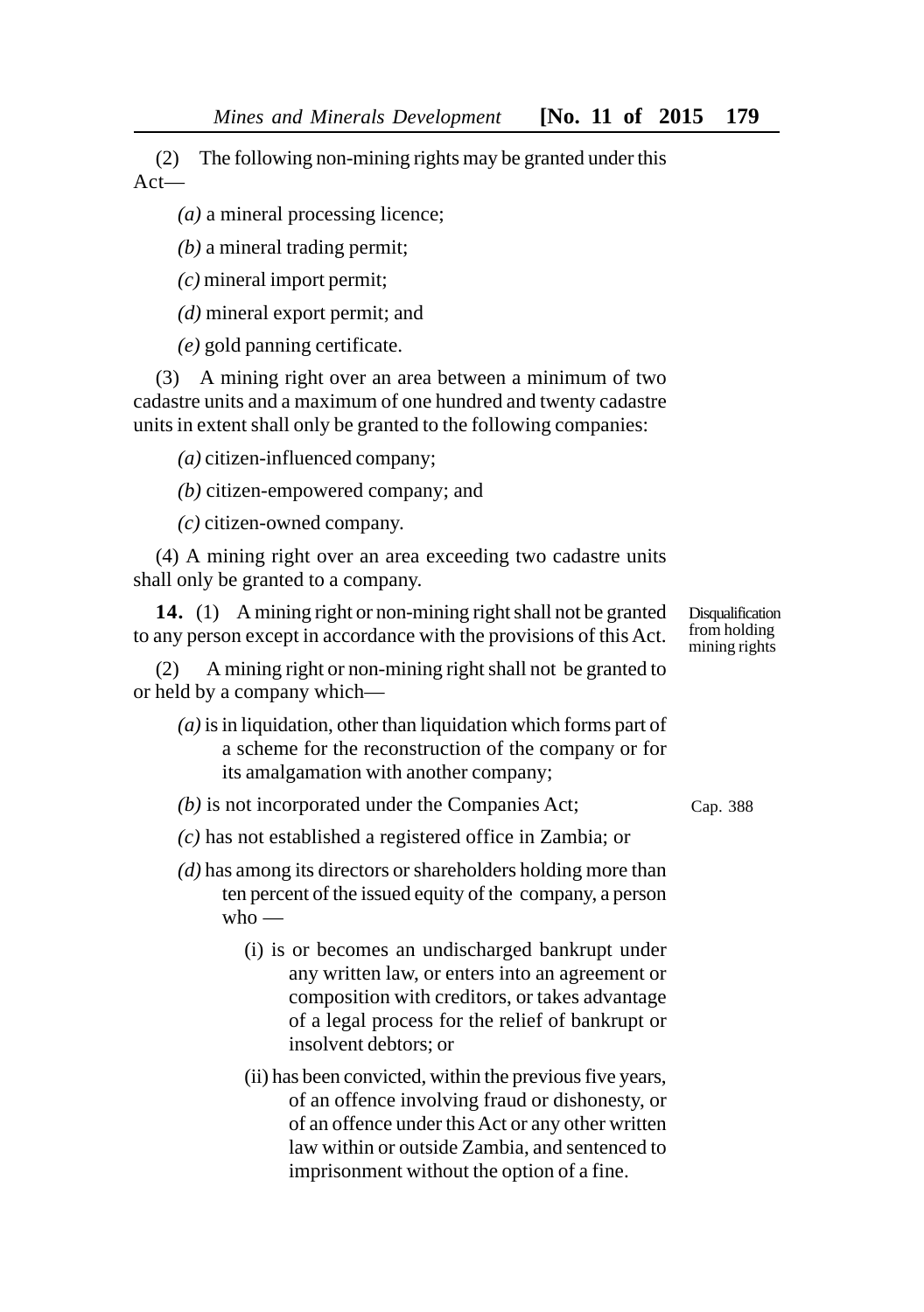(2) The following non-mining rights may be granted under this Act—

*(a)* a mineral processing licence;

*(b)* a mineral trading permit;

*(c)* mineral import permit;

*(d)* mineral export permit; and

*(e)* gold panning certificate.

(3) A mining right over an area between a minimum of two cadastre units and a maximum of one hundred and twenty cadastre units in extent shall only be granted to the following companies:

*(a)* citizen-influenced company;

*(b)* citizen-empowered company; and

*(c)* citizen-owned company.

(4) A mining right over an area exceeding two cadastre units shall only be granted to a company.

Disqualification from holding mining rights

**14.** (1) A mining right or non-mining right shall not be granted to any person except in accordance with the provisions of this Act.

(2) A mining right or non-mining right shall not be granted to or held by a company which—

*(a)* is in liquidation, other than liquidation which forms part of a scheme for the reconstruction of the company or for its amalgamation with another company;

*(b)* is not incorporated under the Companies Act; Cap. 388

*(c)* has not established a registered office in Zambia; or

*(d)* has among its directors or shareholders holding more than ten percent of the issued equity of the company, a person who —

(i) is or becomes an undischarged bankrupt under any written law, or enters into an agreement or composition with creditors, or takes advantage of a legal process for the relief of bankrupt or insolvent debtors; or

(ii) has been convicted, within the previous five years, of an offence involving fraud or dishonesty, or of an offence under this Act or any other written law within or outside Zambia, and sentenced to imprisonment without the option of a fine.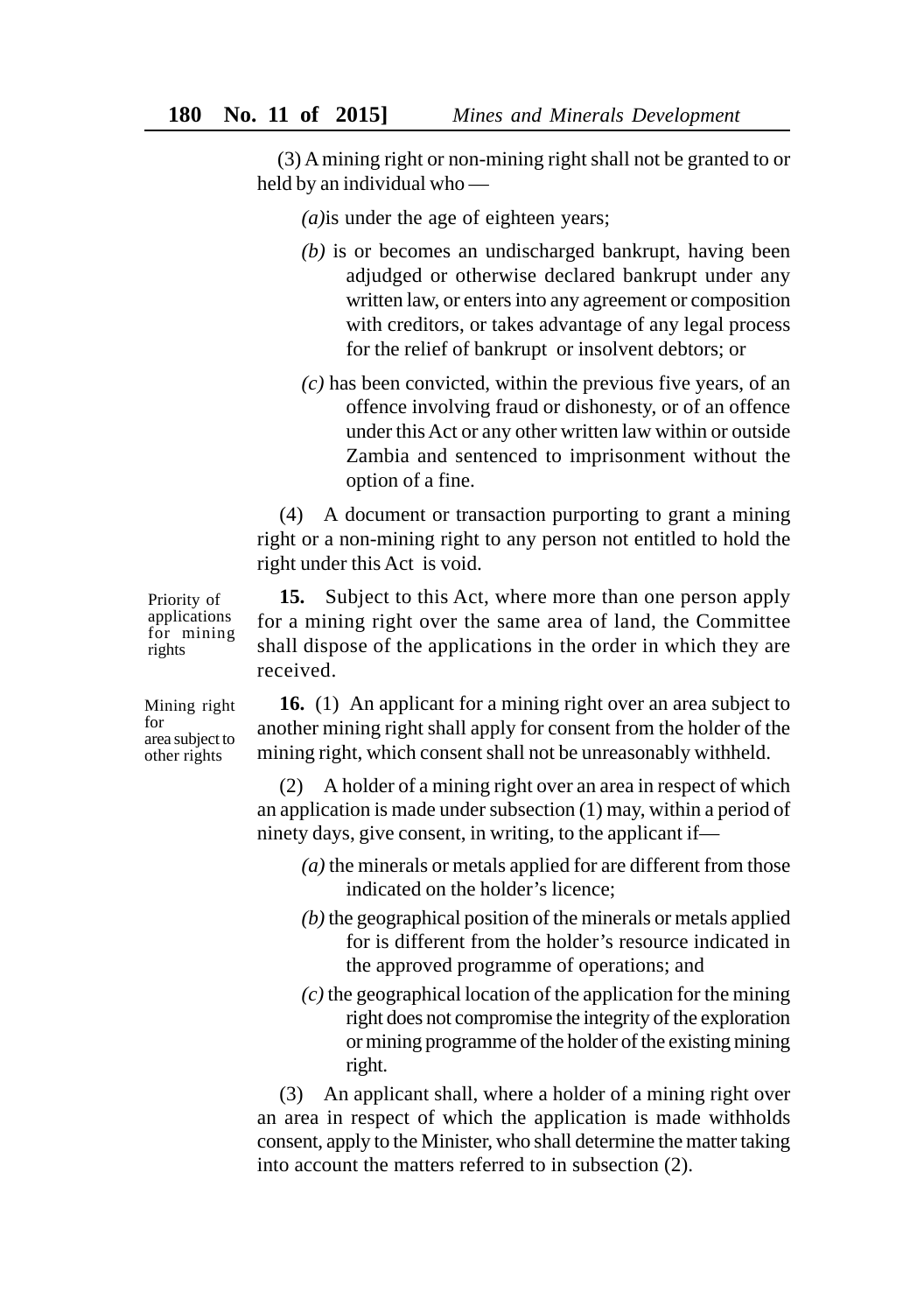(3) A mining right or non-mining right shall not be granted to or held by an individual who —

*(a)* is under the age of eighteen years;

*(b)* is or becomes an undischarged bankrupt, having been adjudged or otherwise declared bankrupt under any written law, or enters into any agreement or composition with creditors, or takes advantage of any legal process for the relief of bankrupt or insolvent debtors; or

*(c)* has been convicted, within the previous five years, of an offence involving fraud or dishonesty, or of an offence under this Act or any other written law within or outside Zambia and sentenced to imprisonment without the option of a fine.

(4) A document or transaction purporting to grant a mining right or a non-mining right to any person not entitled to hold the right under this Act is void.

Priority of applications for mining rights

**15.** Subject to this Act, where more than one person apply for a mining right over the same area of land, the Committee shall dispose of the applications in the order in which they are received.

Mining right for area subject to other rights

**16.** (1) An applicant for a mining right over an area subject to another mining right shall apply for consent from the holder of the mining right, which consent shall not be unreasonably withheld.

(2) A holder of a mining right over an area in respect of which an application is made under subsection (1) may, within a period of ninety days, give consent, in writing, to the applicant if—

*(a)* the minerals or metals applied for are different from those indicated on the holder's licence;

*(b)* the geographical position of the minerals or metals applied for is different from the holder's resource indicated in the approved programme of operations; and

*(c)* the geographical location of the application for the mining right does not compromise the integrity of the exploration or mining programme of the holder of the existing mining right.

(3) An applicant shall, where a holder of a mining right over an area in respect of which the application is made withholds consent, apply to the Minister, who shall determine the matter taking into account the matters referred to in subsection (2).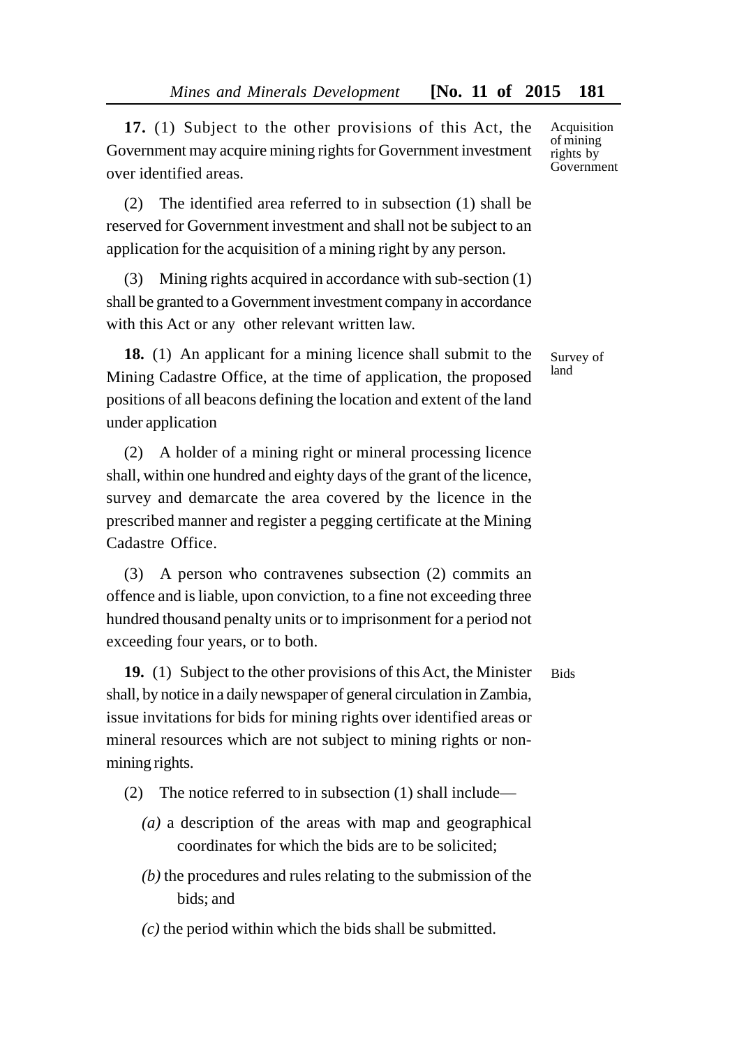**17.** (1) Subject to the other provisions of this Act, the Government may acquire mining rights for Government investment over identified areas.

*Acquisition of mining rights by Government*

(2) The identified area referred to in subsection (1) shall be reserved for Government investment and shall not be subject to an application for the acquisition of a mining right by any person.

(3) Mining rights acquired in accordance with sub-section (1) shall be granted to a Government investment company in accordance with this Act or any other relevant written law.

**18.** (1) An applicant for a mining licence shall submit to the Mining Cadastre Office, at the time of application, the proposed positions of all beacons defining the location and extent of the land under application

*Survey of land*

(2) A holder of a mining right or mineral processing licence shall, within one hundred and eighty days of the grant of the licence, survey and demarcate the area covered by the licence in the prescribed manner and register a pegging certificate at the Mining Cadastre Office.

(3) A person who contravenes subsection (2) commits an offence and is liable, upon conviction, to a fine not exceeding three hundred thousand penalty units or to imprisonment for a period not exceeding four years, or to both.

**19.** (1) Subject to the other provisions of this Act, the Minister shall, by notice in a daily newspaper of general circulation in Zambia, issue invitations for bids for mining rights over identified areas or mineral resources which are not subject to mining rights or non-mining rights.

*Bids*

(2) The notice referred to in subsection (1) shall include—

*(a)* a description of the areas with map and geographical coordinates for which the bids are to be solicited;

*(b)* the procedures and rules relating to the submission of the bids; and

*(c)* the period within which the bids shall be submitted.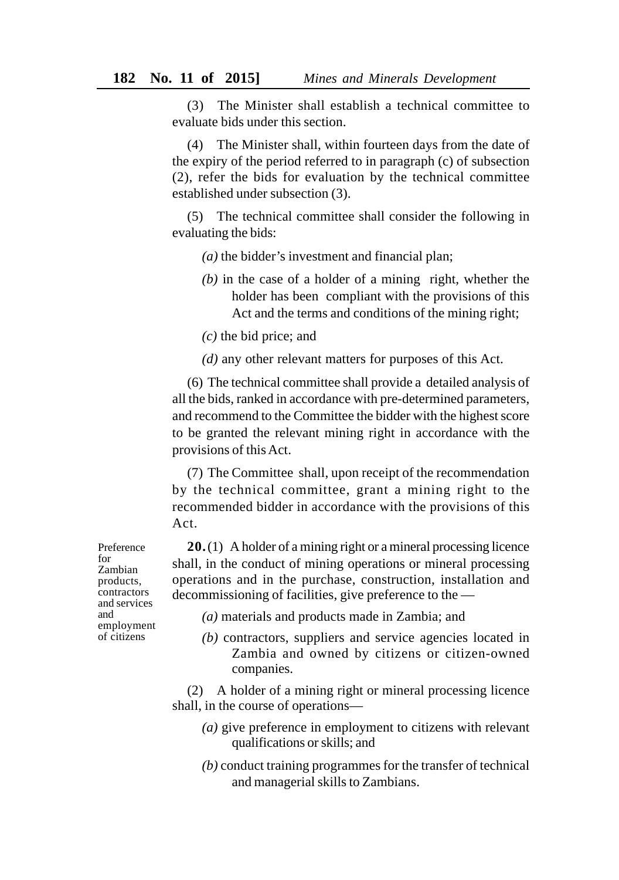(3) The Minister shall establish a technical committee to evaluate bids under this section.

(4) The Minister shall, within fourteen days from the date of the expiry of the period referred to in paragraph (c) of subsection (2), refer the bids for evaluation by the technical committee established under subsection (3).

(5) The technical committee shall consider the following in evaluating the bids:

*(a)* the bidder's investment and financial plan;

*(b)* in the case of a holder of a mining right, whether the holder has been compliant with the provisions of this Act and the terms and conditions of the mining right;

*(c)* the bid price; and

*(d)* any other relevant matters for purposes of this Act.

(6) The technical committee shall provide a detailed analysis of all the bids, ranked in accordance with pre-determined parameters, and recommend to the Committee the bidder with the highest score to be granted the relevant mining right in accordance with the provisions of this Act.

(7) The Committee shall, upon receipt of the recommendation by the technical committee, grant a mining right to the recommended bidder in accordance with the provisions of this Act.

*Preference for Zambian products, contractors and services and employment of citizens*

**20.** (1) A holder of a mining right or a mineral processing licence shall, in the conduct of mining operations or mineral processing operations and in the purchase, construction, installation and decommissioning of facilities, give preference to the —

*(a)* materials and products made in Zambia; and

*(b)* contractors, suppliers and service agencies located in Zambia and owned by citizens or citizen-owned companies.

(2) A holder of a mining right or mineral processing licence shall, in the course of operations—

*(a)* give preference in employment to citizens with relevant qualifications or skills; and

*(b)* conduct training programmes for the transfer of technical and managerial skills to Zambians.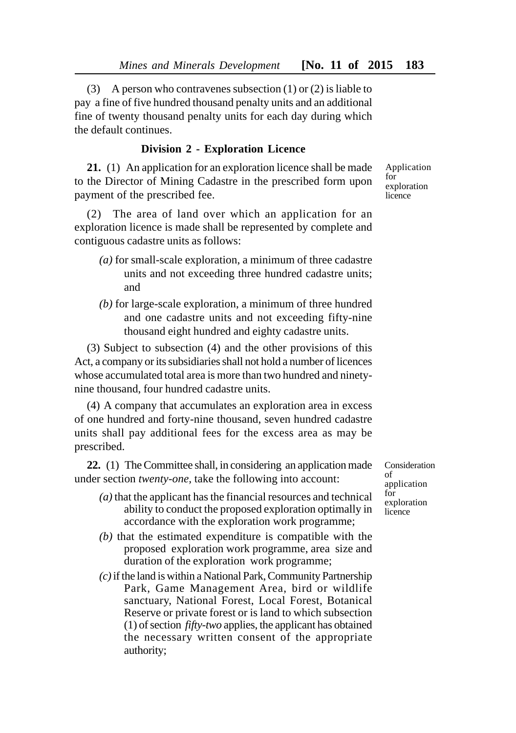(3) A person who contravenes subsection (1) or (2) is liable to pay a fine of five hundred thousand penalty units and an additional fine of twenty thousand penalty units for each day during which the default continues.

### Division 2 - Exploration Licence

Application for exploration licence

**21.** (1) An application for an exploration licence shall be made to the Director of Mining Cadastre in the prescribed form upon payment of the prescribed fee.

(2) The area of land over which an application for an exploration licence is made shall be represented by complete and contiguous cadastre units as follows:

*(a)* for small-scale exploration, a minimum of three cadastre units and not exceeding three hundred cadastre units; and

*(b)* for large-scale exploration, a minimum of three hundred and one cadastre units and not exceeding fifty-nine thousand eight hundred and eighty cadastre units.

(3) Subject to subsection (4) and the other provisions of this Act, a company or its subsidiaries shall not hold a number of licences whose accumulated total area is more than two hundred and ninety-nine thousand, four hundred cadastre units.

(4) A company that accumulates an exploration area in excess of one hundred and forty-nine thousand, seven hundred cadastre units shall pay additional fees for the excess area as may be prescribed.

Consideration of application for exploration licence

**22.** (1) The Committee shall, in considering an application made under section *twenty-one*, take the following into account:

*(a)* that the applicant has the financial resources and technical ability to conduct the proposed exploration optimally in accordance with the exploration work programme;

*(b)* that the estimated expenditure is compatible with the proposed exploration work programme, area size and duration of the exploration work programme;

*(c)* if the land is within a National Park, Community Partnership Park, Game Management Area, bird or wildlife sanctuary, National Forest, Local Forest, Botanical Reserve or private forest or is land to which subsection (1) of section *fifty-two* applies, the applicant has obtained the necessary written consent of the appropriate authority;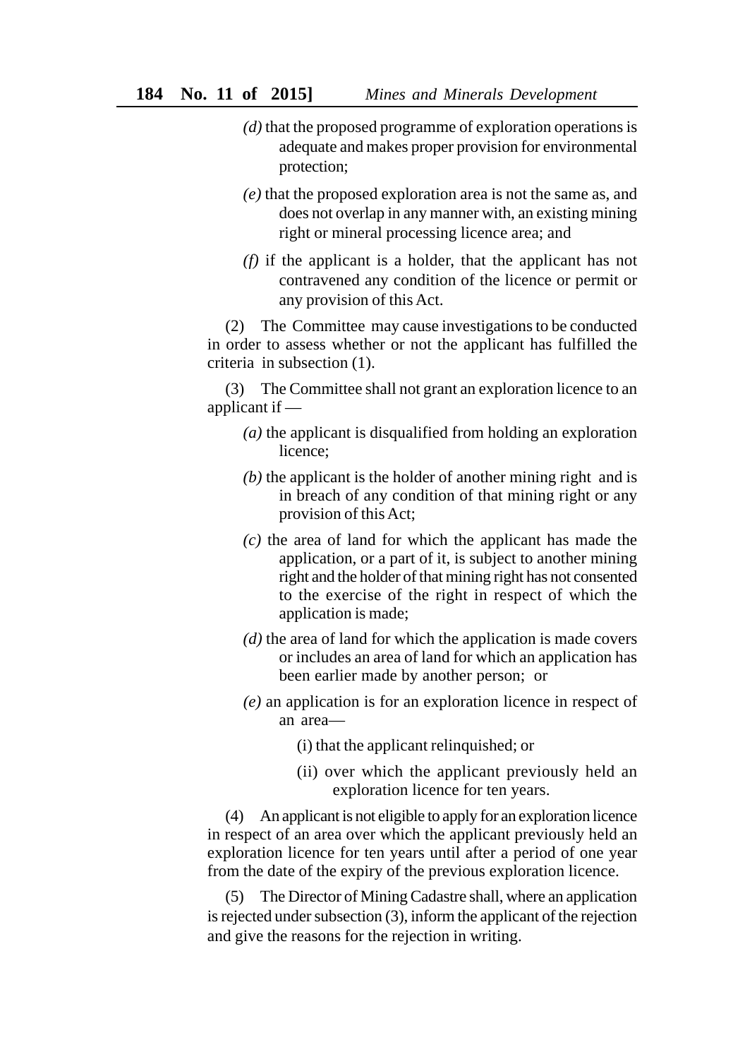*(d)* that the proposed programme of exploration operations is adequate and makes proper provision for environmental protection;

*(e)* that the proposed exploration area is not the same as, and does not overlap in any manner with, an existing mining right or mineral processing licence area; and

*(f)* if the applicant is a holder, that the applicant has not contravened any condition of the licence or permit or any provision of this Act.

(2) The Committee may cause investigations to be conducted in order to assess whether or not the applicant has fulfilled the criteria in subsection (1).

(3) The Committee shall not grant an exploration licence to an applicant if —

*(a)* the applicant is disqualified from holding an exploration licence;

*(b)* the applicant is the holder of another mining right and is in breach of any condition of that mining right or any provision of this Act;

*(c)* the area of land for which the applicant has made the application, or a part of it, is subject to another mining right and the holder of that mining right has not consented to the exercise of the right in respect of which the application is made;

*(d)* the area of land for which the application is made covers or includes an area of land for which an application has been earlier made by another person; or

*(e)* an application is for an exploration licence in respect of an area—

(i) that the applicant relinquished; or

(ii) over which the applicant previously held an exploration licence for ten years.

(4) An applicant is not eligible to apply for an exploration licence in respect of an area over which the applicant previously held an exploration licence for ten years until after a period of one year from the date of the expiry of the previous exploration licence.

(5) The Director of Mining Cadastre shall, where an application is rejected under subsection (3), inform the applicant of the rejection and give the reasons for the rejection in writing.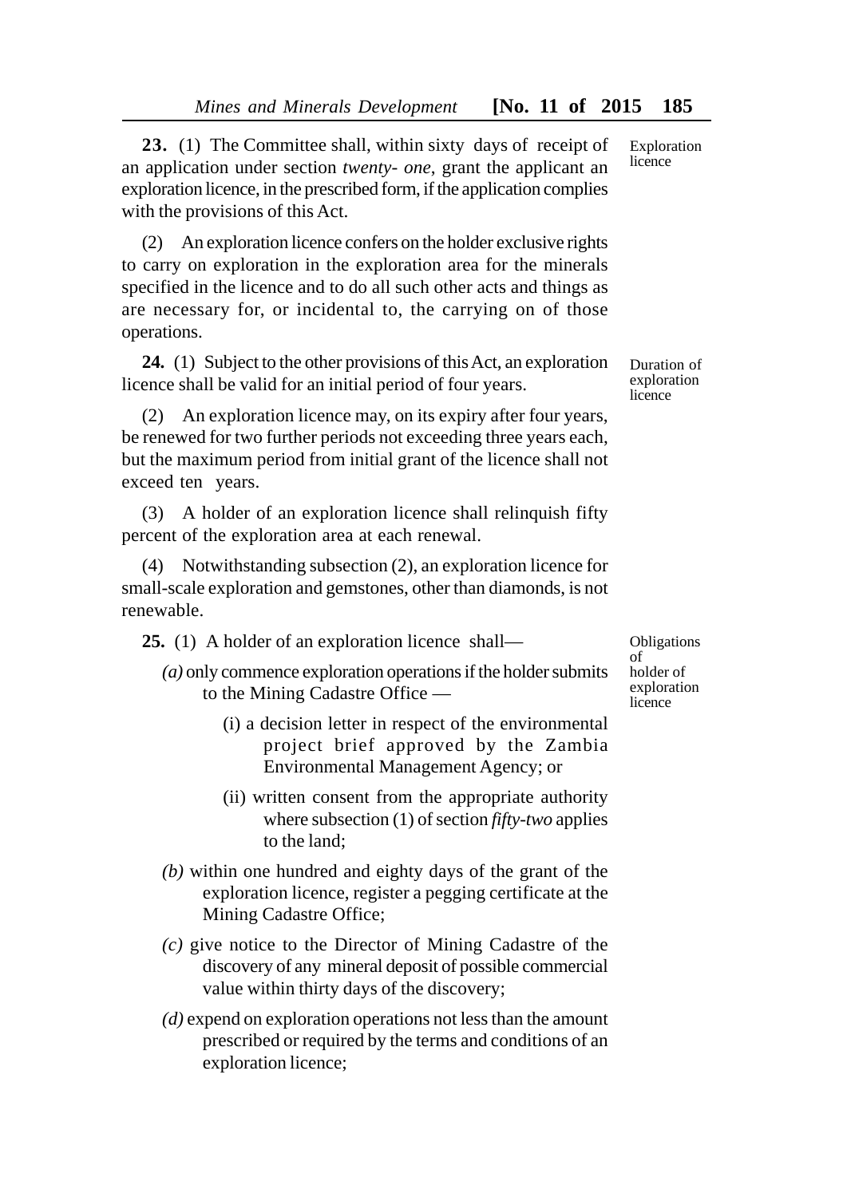**23.** (1) The Committee shall, within sixty days of receipt of an application under section *twenty- one*, grant the applicant an exploration licence, in the prescribed form, if the application complies with the provisions of this Act.

Exploration licence

(2) An exploration licence confers on the holder exclusive rights to carry on exploration in the exploration area for the minerals specified in the licence and to do all such other acts and things as are necessary for, or incidental to, the carrying on of those operations.

**24.** (1) Subject to the other provisions of this Act, an exploration licence shall be valid for an initial period of four years.

Duration of exploration licence

(2) An exploration licence may, on its expiry after four years, be renewed for two further periods not exceeding three years each, but the maximum period from initial grant of the licence shall not exceed ten years.

(3) A holder of an exploration licence shall relinquish fifty percent of the exploration area at each renewal.

(4) Notwithstanding subsection (2), an exploration licence for small-scale exploration and gemstones, other than diamonds, is not renewable.

**25.** (1) A holder of an exploration licence shall—

Obligations of holder of exploration licence

*(a)* only commence exploration operations if the holder submits to the Mining Cadastre Office —

(i) a decision letter in respect of the environmental project brief approved by the Zambia Environmental Management Agency; or

(ii) written consent from the appropriate authority where subsection (1) of section *fifty-two* applies to the land;

*(b)* within one hundred and eighty days of the grant of the exploration licence, register a pegging certificate at the Mining Cadastre Office;

*(c)* give notice to the Director of Mining Cadastre of the discovery of any mineral deposit of possible commercial value within thirty days of the discovery;

*(d)* expend on exploration operations not less than the amount prescribed or required by the terms and conditions of an exploration licence;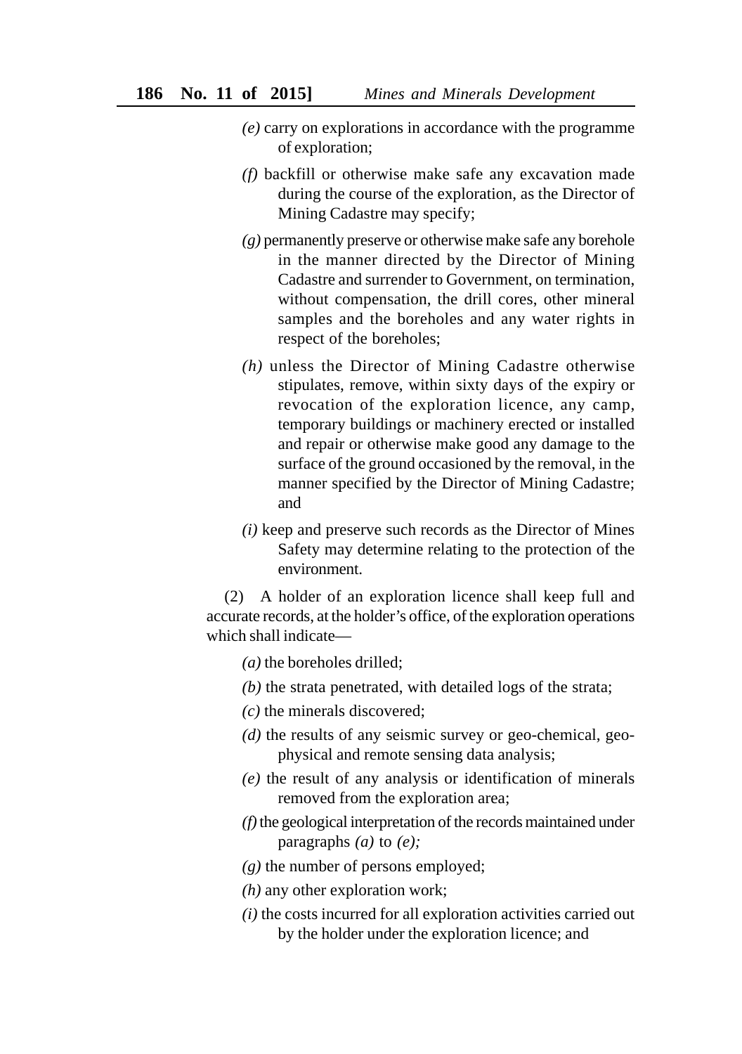*(e)* carry on explorations in accordance with the programme of exploration;

*(f)* backfill or otherwise make safe any excavation made during the course of the exploration, as the Director of Mining Cadastre may specify;

*(g)* permanently preserve or otherwise make safe any borehole in the manner directed by the Director of Mining Cadastre and surrender to Government, on termination, without compensation, the drill cores, other mineral samples and the boreholes and any water rights in respect of the boreholes;

*(h)* unless the Director of Mining Cadastre otherwise stipulates, remove, within sixty days of the expiry or revocation of the exploration licence, any camp, temporary buildings or machinery erected or installed and repair or otherwise make good any damage to the surface of the ground occasioned by the removal, in the manner specified by the Director of Mining Cadastre; and

*(i)* keep and preserve such records as the Director of Mines Safety may determine relating to the protection of the environment.

(2) A holder of an exploration licence shall keep full and accurate records, at the holder's office, of the exploration operations which shall indicate—

*(a)* the boreholes drilled;

*(b)* the strata penetrated, with detailed logs of the strata;

*(c)* the minerals discovered;

*(d)* the results of any seismic survey or geo-chemical, geo-physical and remote sensing data analysis;

*(e)* the result of any analysis or identification of minerals removed from the exploration area;

*(f)* the geological interpretation of the records maintained under paragraphs *(a)* to *(e);*

*(g)* the number of persons employed;

*(h)* any other exploration work;

*(i)* the costs incurred for all exploration activities carried out by the holder under the exploration licence; and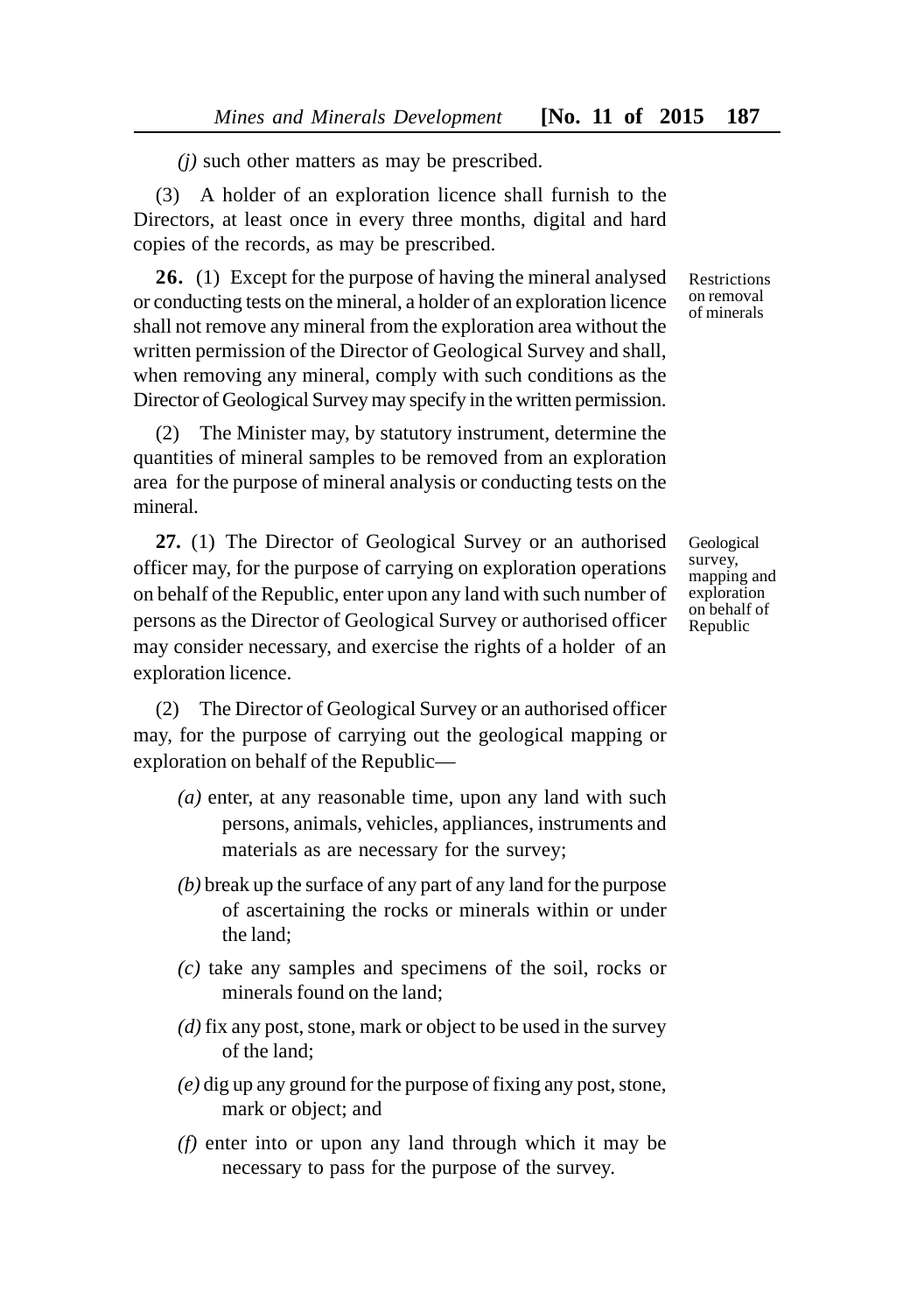*(j)* such other matters as may be prescribed.

(3) A holder of an exploration licence shall furnish to the Directors, at least once in every three months, digital and hard copies of the records, as may be prescribed.

Restrictions on removal of minerals

**26.** (1) Except for the purpose of having the mineral analysed or conducting tests on the mineral, a holder of an exploration licence shall not remove any mineral from the exploration area without the written permission of the Director of Geological Survey and shall, when removing any mineral, comply with such conditions as the Director of Geological Survey may specify in the written permission.

(2) The Minister may, by statutory instrument, determine the quantities of mineral samples to be removed from an exploration area for the purpose of mineral analysis or conducting tests on the mineral.

Geological survey, mapping and exploration on behalf of Republic

**27.** (1) The Director of Geological Survey or an authorised officer may, for the purpose of carrying on exploration operations on behalf of the Republic, enter upon any land with such number of persons as the Director of Geological Survey or authorised officer may consider necessary, and exercise the rights of a holder of an exploration licence.

(2) The Director of Geological Survey or an authorised officer may, for the purpose of carrying out the geological mapping or exploration on behalf of the Republic—

*(a)* enter, at any reasonable time, upon any land with such persons, animals, vehicles, appliances, instruments and materials as are necessary for the survey;

*(b)* break up the surface of any part of any land for the purpose of ascertaining the rocks or minerals within or under the land;

*(c)* take any samples and specimens of the soil, rocks or minerals found on the land;

*(d)* fix any post, stone, mark or object to be used in the survey of the land;

*(e)* dig up any ground for the purpose of fixing any post, stone, mark or object; and

*(f)* enter into or upon any land through which it may be necessary to pass for the purpose of the survey.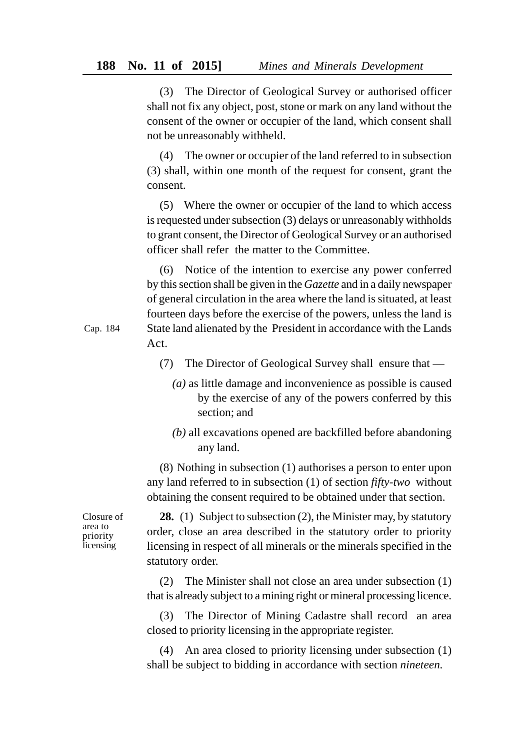(3) The Director of Geological Survey or authorised officer shall not fix any object, post, stone or mark on any land without the consent of the owner or occupier of the land, which consent shall not be unreasonably withheld.

(4) The owner or occupier of the land referred to in subsection (3) shall, within one month of the request for consent, grant the consent.

(5) Where the owner or occupier of the land to which access is requested under subsection (3) delays or unreasonably withholds to grant consent, the Director of Geological Survey or an authorised officer shall refer the matter to the Committee.

(6) Notice of the intention to exercise any power conferred by this section shall be given in the *Gazette* and in a daily newspaper of general circulation in the area where the land is situated, at least fourteen days before the exercise of the powers, unless the land is State land alienated by the President in accordance with the Lands Act.

Cap. 184

(7) The Director of Geological Survey shall ensure that —

*(a)* as little damage and inconvenience as possible is caused by the exercise of any of the powers conferred by this section; and

*(b)* all excavations opened are backfilled before abandoning any land.

(8) Nothing in subsection (1) authorises a person to enter upon any land referred to in subsection (1) of section *fifty-two* without obtaining the consent required to be obtained under that section.

Closure of area to priority licensing

**28.** (1) Subject to subsection (2), the Minister may, by statutory order, close an area described in the statutory order to priority licensing in respect of all minerals or the minerals specified in the statutory order.

(2) The Minister shall not close an area under subsection (1) that is already subject to a mining right or mineral processing licence.

(3) The Director of Mining Cadastre shall record an area closed to priority licensing in the appropriate register.

(4) An area closed to priority licensing under subsection (1) shall be subject to bidding in accordance with section *nineteen.*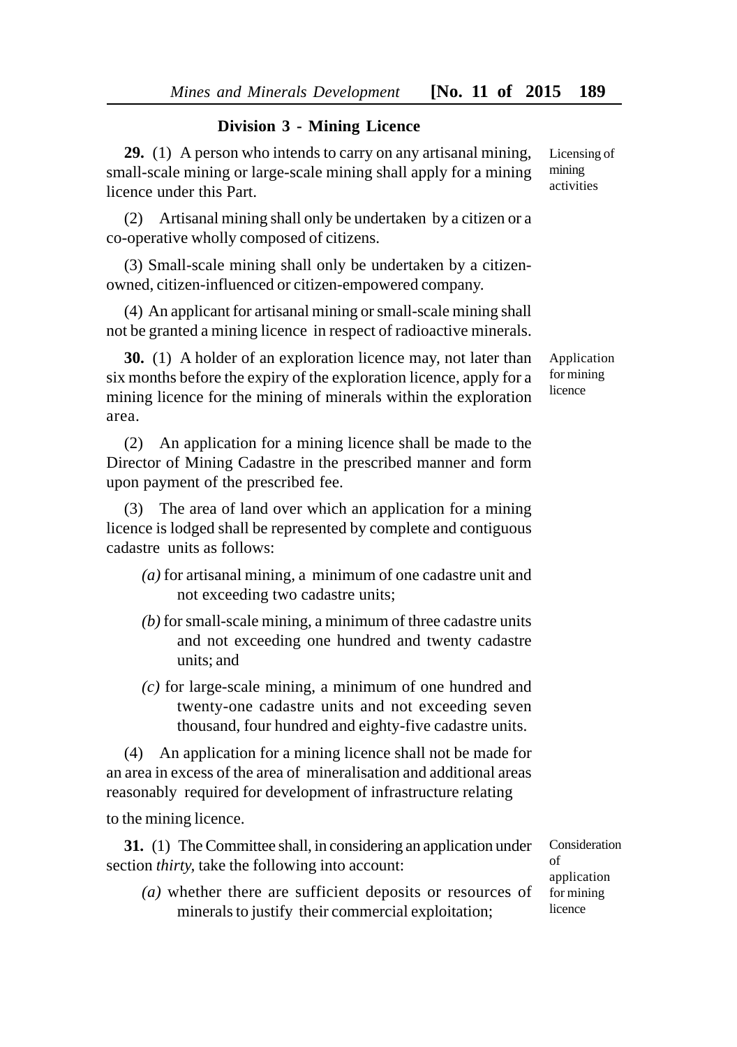## Division 3 - Mining Licence

**29.** (1) A person who intends to carry on any artisanal mining, small-scale mining or large-scale mining shall apply for a mining licence under this Part.

*Licensing of mining activities*

(2) Artisanal mining shall only be undertaken by a citizen or a co-operative wholly composed of citizens.

(3) Small-scale mining shall only be undertaken by a citizen-owned, citizen-influenced or citizen-empowered company.

(4) An applicant for artisanal mining or small-scale mining shall not be granted a mining licence in respect of radioactive minerals.

**30.** (1) A holder of an exploration licence may, not later than six months before the expiry of the exploration licence, apply for a mining licence for the mining of minerals within the exploration area.

*Application for mining licence*

(2) An application for a mining licence shall be made to the Director of Mining Cadastre in the prescribed manner and form upon payment of the prescribed fee.

(3) The area of land over which an application for a mining licence is lodged shall be represented by complete and contiguous cadastre units as follows:

*(a)* for artisanal mining, a minimum of one cadastre unit and not exceeding two cadastre units;

*(b)* for small-scale mining, a minimum of three cadastre units and not exceeding one hundred and twenty cadastre units; and

*(c)* for large-scale mining, a minimum of one hundred and twenty-one cadastre units and not exceeding seven thousand, four hundred and eighty-five cadastre units.

(4) An application for a mining licence shall not be made for an area in excess of the area of mineralisation and additional areas reasonably required for development of infrastructure relating to the mining licence.

**31.** (1) The Committee shall, in considering an application under section *thirty*, take the following into account:

*Consideration of application for mining licence*

*(a)* whether there are sufficient deposits or resources of minerals to justify their commercial exploitation;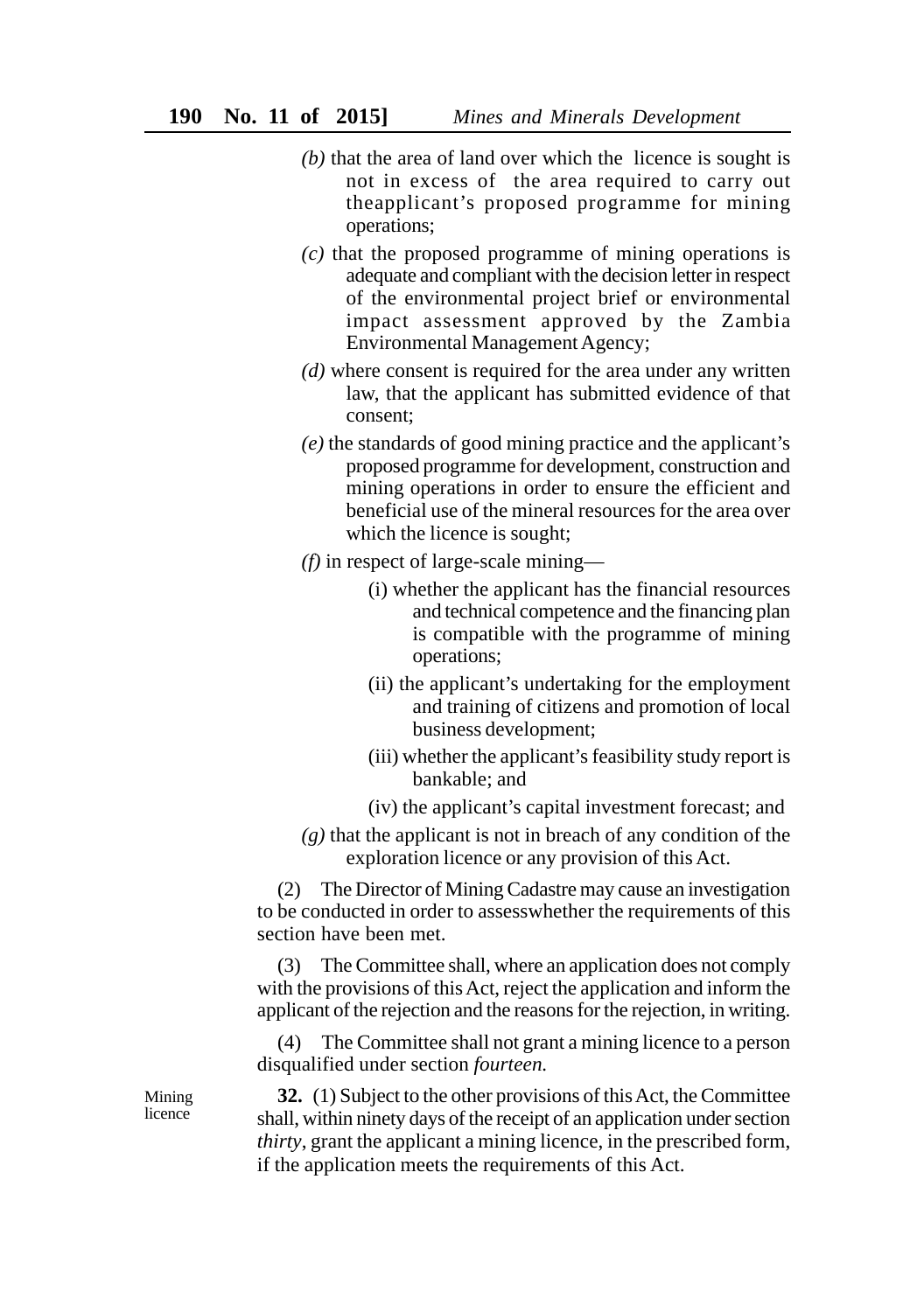*(b)* that the area of land over which the licence is sought is not in excess of the area required to carry out theapplicant's proposed programme for mining operations;

*(c)* that the proposed programme of mining operations is adequate and compliant with the decision letter in respect of the environmental project brief or environmental impact assessment approved by the Zambia Environmental Management Agency;

*(d)* where consent is required for the area under any written law, that the applicant has submitted evidence of that consent;

*(e)* the standards of good mining practice and the applicant's proposed programme for development, construction and mining operations in order to ensure the efficient and beneficial use of the mineral resources for the area over which the licence is sought;

*(f)* in respect of large-scale mining—

(i) whether the applicant has the financial resources and technical competence and the financing plan is compatible with the programme of mining operations;

(ii) the applicant's undertaking for the employment and training of citizens and promotion of local business development;

(iii) whether the applicant's feasibility study report is bankable; and

(iv) the applicant's capital investment forecast; and

*(g)* that the applicant is not in breach of any condition of the exploration licence or any provision of this Act.

(2) The Director of Mining Cadastre may cause an investigation to be conducted in order to assesswhether the requirements of this section have been met.

(3) The Committee shall, where an application does not comply with the provisions of this Act, reject the application and inform the applicant of the rejection and the reasons for the rejection, in writing.

(4) The Committee shall not grant a mining licence to a person disqualified under section *fourteen.*

Mining licence

**32.** (1) Subject to the other provisions of this Act, the Committee shall, within ninety days of the receipt of an application under section *thirty*, grant the applicant a mining licence, in the prescribed form, if the application meets the requirements of this Act.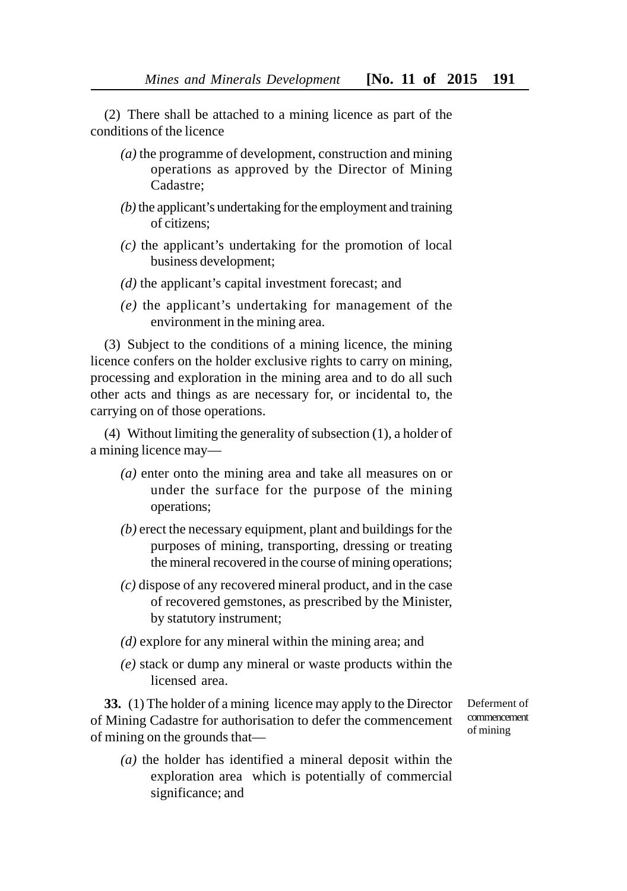(2) There shall be attached to a mining licence as part of the conditions of the licence

*(a)* the programme of development, construction and mining operations as approved by the Director of Mining Cadastre;

*(b)* the applicant's undertaking for the employment and training of citizens;

*(c)* the applicant's undertaking for the promotion of local business development;

*(d)* the applicant's capital investment forecast; and

*(e)* the applicant's undertaking for management of the environment in the mining area.

(3) Subject to the conditions of a mining licence, the mining licence confers on the holder exclusive rights to carry on mining, processing and exploration in the mining area and to do all such other acts and things as are necessary for, or incidental to, the carrying on of those operations.

(4) Without limiting the generality of subsection (1), a holder of a mining licence may—

*(a)* enter onto the mining area and take all measures on or under the surface for the purpose of the mining operations;

*(b)* erect the necessary equipment, plant and buildings for the purposes of mining, transporting, dressing or treating the mineral recovered in the course of mining operations;

*(c)* dispose of any recovered mineral product, and in the case of recovered gemstones, as prescribed by the Minister, by statutory instrument;

*(d)* explore for any mineral within the mining area; and

*(e)* stack or dump any mineral or waste products within the licensed area.

Deferment of commencement of mining

**33.** (1) The holder of a mining licence may apply to the Director of Mining Cadastre for authorisation to defer the commencement of mining on the grounds that—

*(a)* the holder has identified a mineral deposit within the exploration area which is potentially of commercial significance; and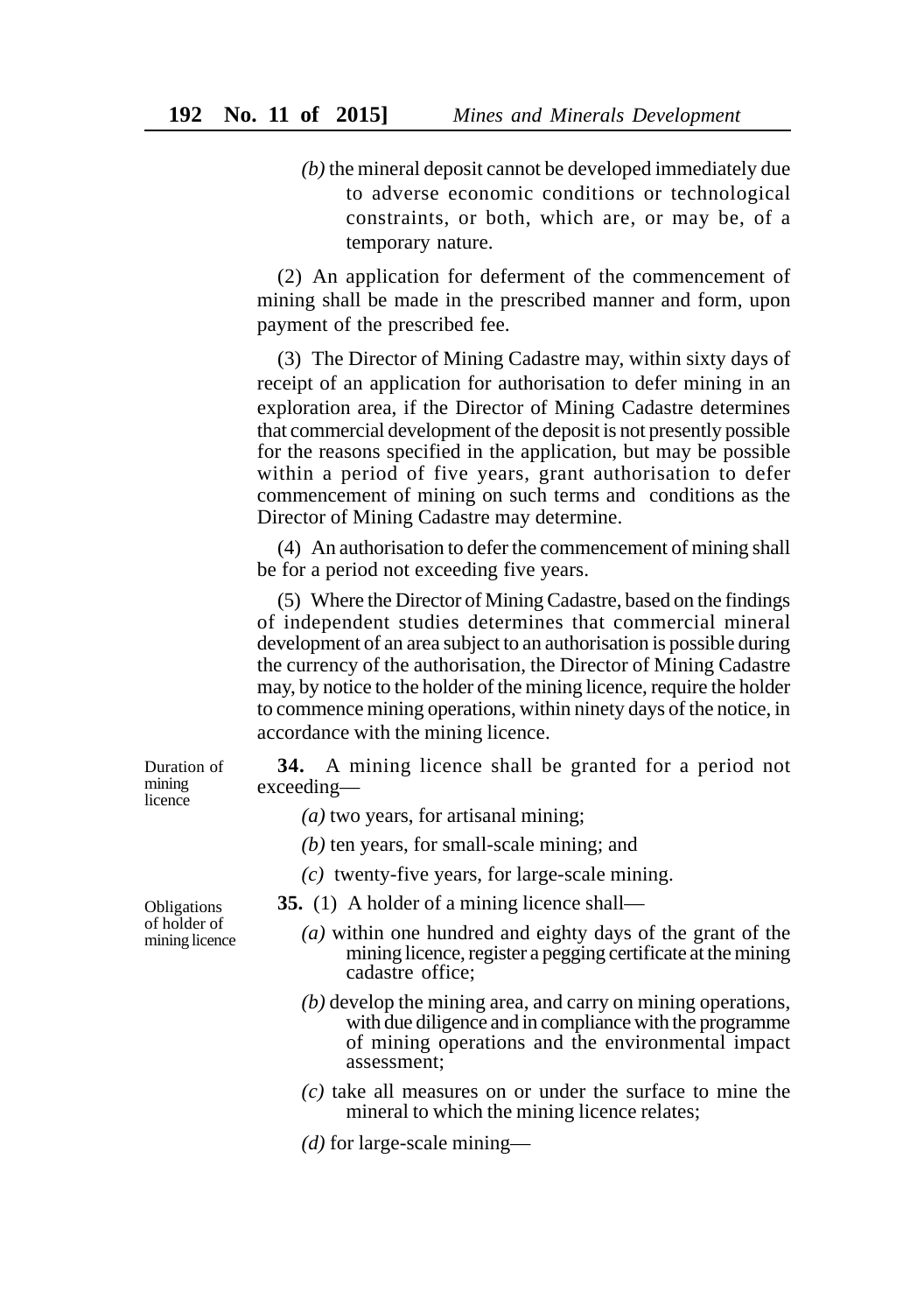*(b)* the mineral deposit cannot be developed immediately due to adverse economic conditions or technological constraints, or both, which are, or may be, of a temporary nature.

(2) An application for deferment of the commencement of mining shall be made in the prescribed manner and form, upon payment of the prescribed fee.

(3) The Director of Mining Cadastre may, within sixty days of receipt of an application for authorisation to defer mining in an exploration area, if the Director of Mining Cadastre determines that commercial development of the deposit is not presently possible for the reasons specified in the application, but may be possible within a period of five years, grant authorisation to defer commencement of mining on such terms and conditions as the Director of Mining Cadastre may determine.

(4) An authorisation to defer the commencement of mining shall be for a period not exceeding five years.

(5) Where the Director of Mining Cadastre, based on the findings of independent studies determines that commercial mineral development of an area subject to an authorisation is possible during the currency of the authorisation, the Director of Mining Cadastre may, by notice to the holder of the mining licence, require the holder to commence mining operations, within ninety days of the notice, in accordance with the mining licence.

Duration of mining licence

**34.** A mining licence shall be granted for a period not exceeding—

*(a)* two years, for artisanal mining;

*(b)* ten years, for small-scale mining; and

*(c)* twenty-five years, for large-scale mining.

Obligations of holder of mining licence

**35.** (1) A holder of a mining licence shall—

*(a)* within one hundred and eighty days of the grant of the mining licence, register a pegging certificate at the mining cadastre office;

*(b)* develop the mining area, and carry on mining operations, with due diligence and in compliance with the programme of mining operations and the environmental impact assessment;

*(c)* take all measures on or under the surface to mine the mineral to which the mining licence relates;

*(d)* for large-scale mining—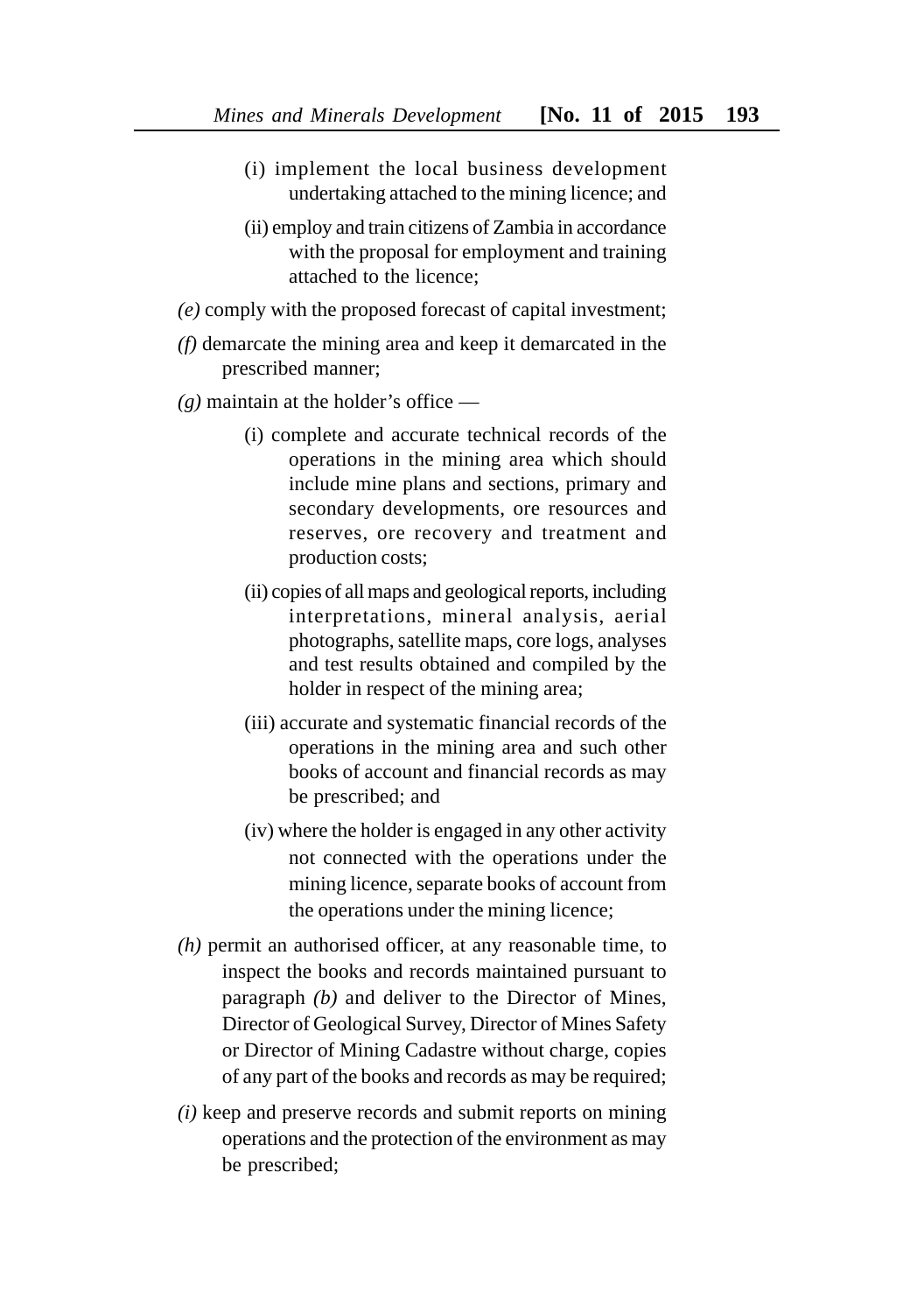(i) implement the local business development undertaking attached to the mining licence; and

(ii) employ and train citizens of Zambia in accordance with the proposal for employment and training attached to the licence;

*(e)* comply with the proposed forecast of capital investment;

*(f)* demarcate the mining area and keep it demarcated in the prescribed manner;

*(g)* maintain at the holder's office —

(i) complete and accurate technical records of the operations in the mining area which should include mine plans and sections, primary and secondary developments, ore resources and reserves, ore recovery and treatment and production costs;

(ii) copies of all maps and geological reports, including interpretations, mineral analysis, aerial photographs, satellite maps, core logs, analyses and test results obtained and compiled by the holder in respect of the mining area;

(iii) accurate and systematic financial records of the operations in the mining area and such other books of account and financial records as may be prescribed; and

(iv) where the holder is engaged in any other activity not connected with the operations under the mining licence, separate books of account from the operations under the mining licence;

*(h)* permit an authorised officer, at any reasonable time, to inspect the books and records maintained pursuant to paragraph *(b)* and deliver to the Director of Mines, Director of Geological Survey, Director of Mines Safety or Director of Mining Cadastre without charge, copies of any part of the books and records as may be required;

*(i)* keep and preserve records and submit reports on mining operations and the protection of the environment as may be prescribed;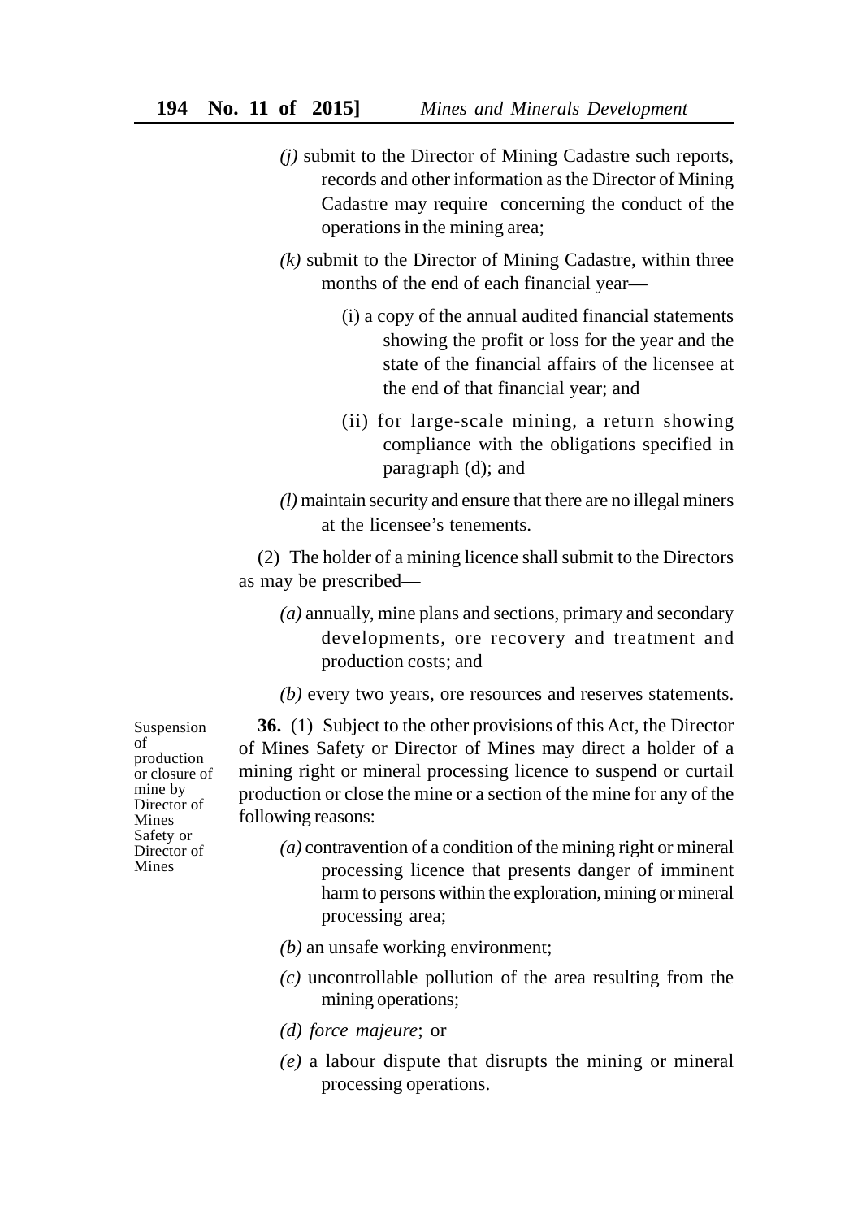*(j)* submit to the Director of Mining Cadastre such reports, records and other information as the Director of Mining Cadastre may require concerning the conduct of the operations in the mining area;

*(k)* submit to the Director of Mining Cadastre, within three months of the end of each financial year—

(i) a copy of the annual audited financial statements showing the profit or loss for the year and the state of the financial affairs of the licensee at the end of that financial year; and

(ii) for large-scale mining, a return showing compliance with the obligations specified in paragraph (d); and

*(l)* maintain security and ensure that there are no illegal miners at the licensee's tenements.

(2) The holder of a mining licence shall submit to the Directors as may be prescribed—

*(a)* annually, mine plans and sections, primary and secondary developments, ore recovery and treatment and production costs; and

*(b)* every two years, ore resources and reserves statements.

Suspension of production or closure of mine by Director of Mines Safety or Director of Mines

**36.** (1) Subject to the other provisions of this Act, the Director of Mines Safety or Director of Mines may direct a holder of a mining right or mineral processing licence to suspend or curtail production or close the mine or a section of the mine for any of the following reasons:

*(a)* contravention of a condition of the mining right or mineral processing licence that presents danger of imminent harm to persons within the exploration, mining or mineral processing area;

*(b)* an unsafe working environment;

*(c)* uncontrollable pollution of the area resulting from the mining operations;

*(d) force majeure*; or

*(e)* a labour dispute that disrupts the mining or mineral processing operations.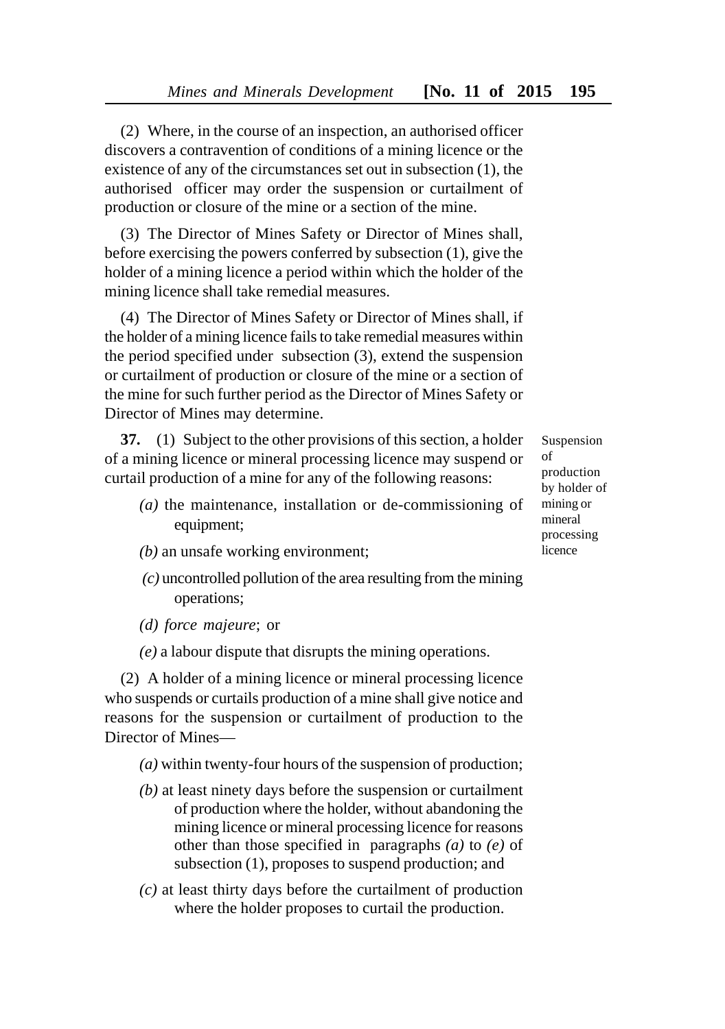(2) Where, in the course of an inspection, an authorised officer discovers a contravention of conditions of a mining licence or the existence of any of the circumstances set out in subsection (1), the authorised officer may order the suspension or curtailment of production or closure of the mine or a section of the mine.

(3) The Director of Mines Safety or Director of Mines shall, before exercising the powers conferred by subsection (1), give the holder of a mining licence a period within which the holder of the mining licence shall take remedial measures.

(4) The Director of Mines Safety or Director of Mines shall, if the holder of a mining licence fails to take remedial measures within the period specified under subsection (3), extend the suspension or curtailment of production or closure of the mine or a section of the mine for such further period as the Director of Mines Safety or Director of Mines may determine.

*Suspension of production by holder of mining or mineral processing licence*

**37.** (1) Subject to the other provisions of this section, a holder of a mining licence or mineral processing licence may suspend or curtail production of a mine for any of the following reasons:

*(a)* the maintenance, installation or de-commissioning of equipment;

*(b)* an unsafe working environment;

*(c)* uncontrolled pollution of the area resulting from the mining operations;

*(d) force majeure*; or

*(e)* a labour dispute that disrupts the mining operations.

(2) A holder of a mining licence or mineral processing licence who suspends or curtails production of a mine shall give notice and reasons for the suspension or curtailment of production to the Director of Mines—

*(a)* within twenty-four hours of the suspension of production;

*(b)* at least ninety days before the suspension or curtailment of production where the holder, without abandoning the mining licence or mineral processing licence for reasons other than those specified in paragraphs *(a)* to *(e)* of subsection (1), proposes to suspend production; and

*(c)* at least thirty days before the curtailment of production where the holder proposes to curtail the production.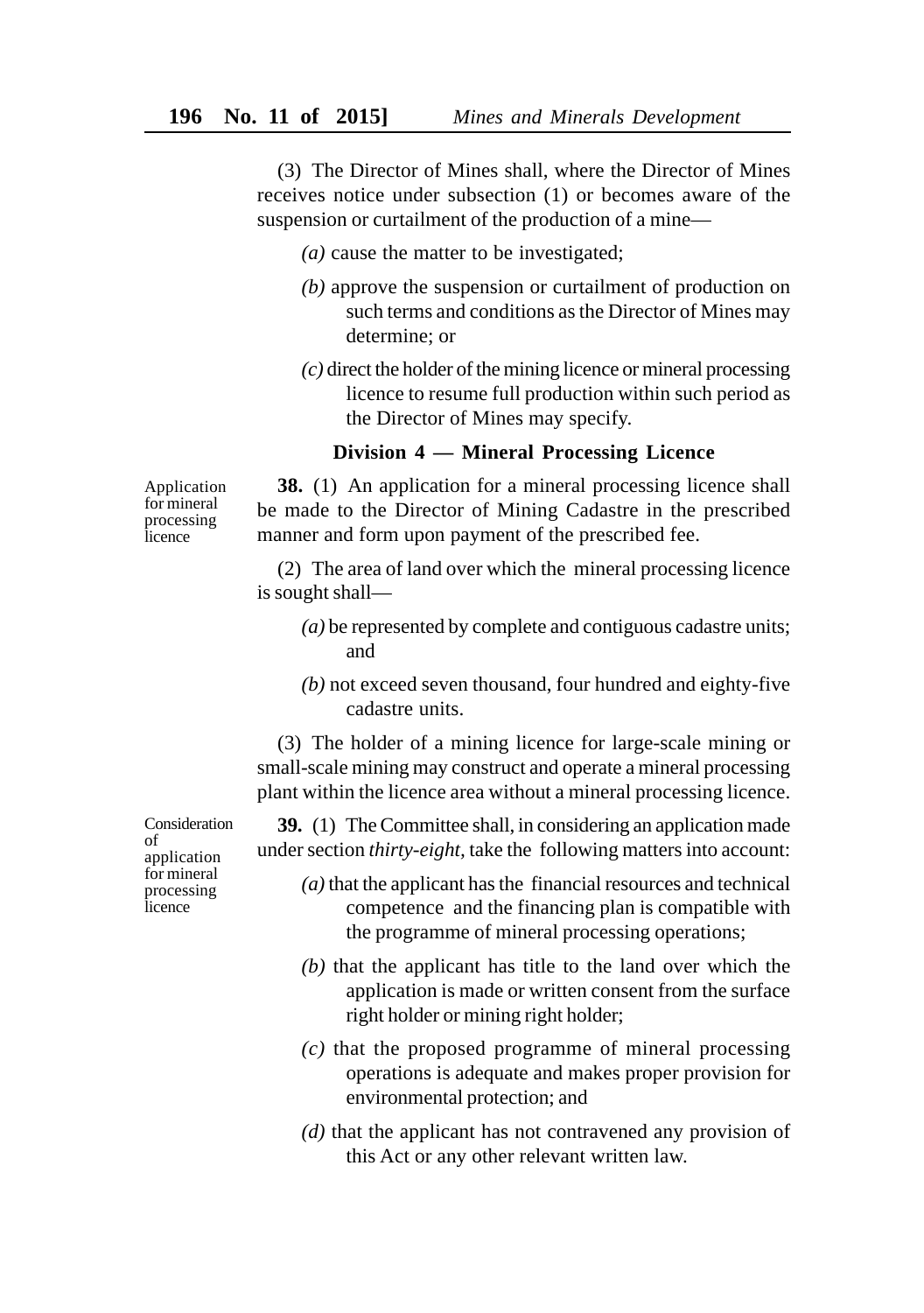(3) The Director of Mines shall, where the Director of Mines receives notice under subsection (1) or becomes aware of the suspension or curtailment of the production of a mine—

*(a)* cause the matter to be investigated;

*(b)* approve the suspension or curtailment of production on such terms and conditions as the Director of Mines may determine; or

*(c)* direct the holder of the mining licence or mineral processing licence to resume full production within such period as the Director of Mines may specify.

### Division 4 — Mineral Processing Licence

Application for mineral processing licence

**38.** (1) An application for a mineral processing licence shall be made to the Director of Mining Cadastre in the prescribed manner and form upon payment of the prescribed fee.

(2) The area of land over which the mineral processing licence is sought shall—

*(a)* be represented by complete and contiguous cadastre units; and

*(b)* not exceed seven thousand, four hundred and eighty-five cadastre units.

(3) The holder of a mining licence for large-scale mining or small-scale mining may construct and operate a mineral processing plant within the licence area without a mineral processing licence.

Consideration of application for mineral processing licence

**39.** (1) The Committee shall, in considering an application made under section *thirty-eight*, take the following matters into account:

*(a)* that the applicant has the financial resources and technical competence and the financing plan is compatible with the programme of mineral processing operations;

*(b)* that the applicant has title to the land over which the application is made or written consent from the surface right holder or mining right holder;

*(c)* that the proposed programme of mineral processing operations is adequate and makes proper provision for environmental protection; and

*(d)* that the applicant has not contravened any provision of this Act or any other relevant written law.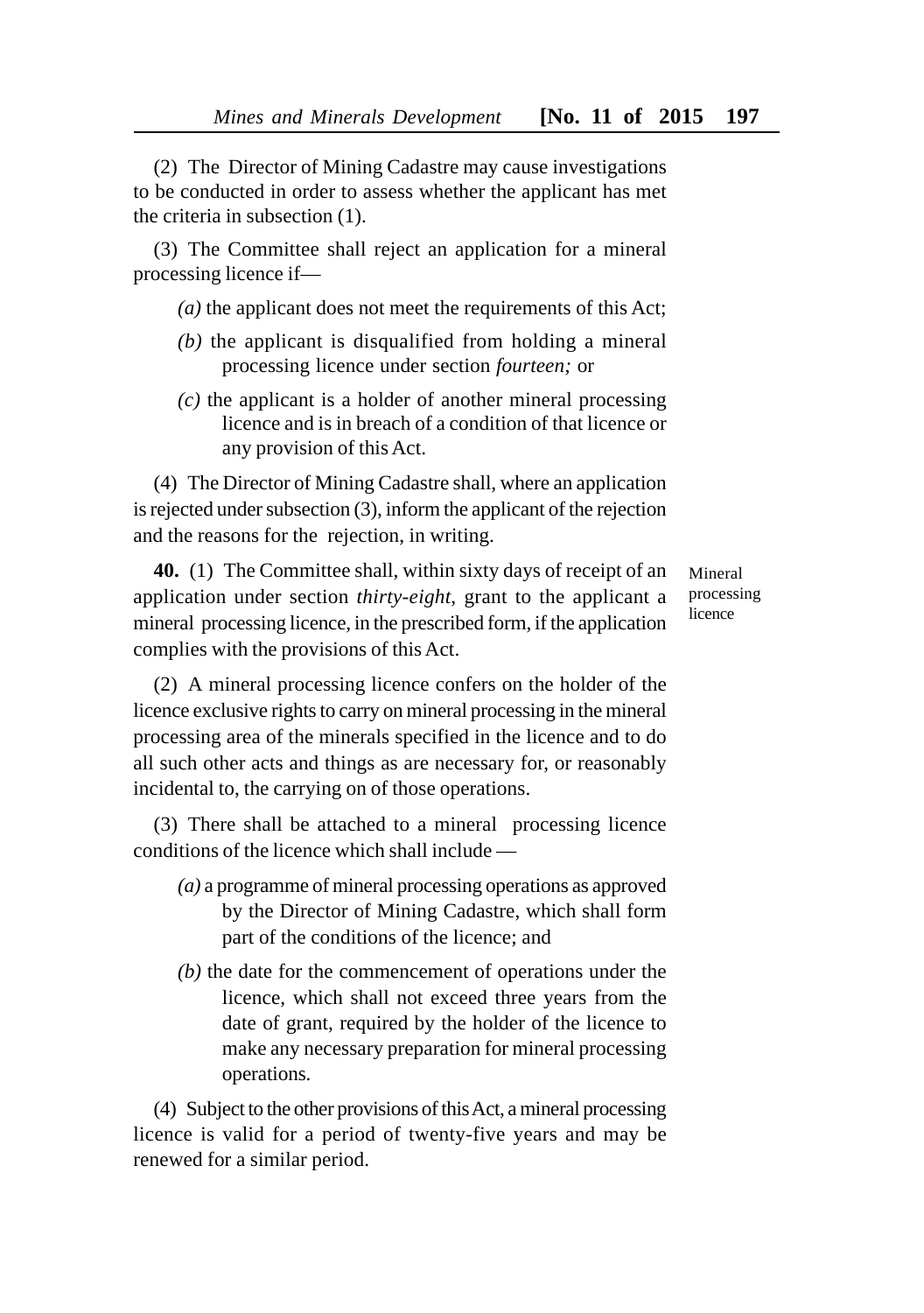(2) The Director of Mining Cadastre may cause investigations to be conducted in order to assess whether the applicant has met the criteria in subsection (1).

(3) The Committee shall reject an application for a mineral processing licence if—

*(a)* the applicant does not meet the requirements of this Act;

*(b)* the applicant is disqualified from holding a mineral processing licence under section *fourteen;* or

*(c)* the applicant is a holder of another mineral processing licence and is in breach of a condition of that licence or any provision of this Act.

(4) The Director of Mining Cadastre shall, where an application is rejected under subsection (3), inform the applicant of the rejection and the reasons for the rejection, in writing.

Mineral processing licence

**40.** (1) The Committee shall, within sixty days of receipt of an application under section *thirty-eight*, grant to the applicant a mineral processing licence, in the prescribed form, if the application complies with the provisions of this Act.

(2) A mineral processing licence confers on the holder of the licence exclusive rights to carry on mineral processing in the mineral processing area of the minerals specified in the licence and to do all such other acts and things as are necessary for, or reasonably incidental to, the carrying on of those operations.

(3) There shall be attached to a mineral processing licence conditions of the licence which shall include —

*(a)* a programme of mineral processing operations as approved by the Director of Mining Cadastre, which shall form part of the conditions of the licence; and

*(b)* the date for the commencement of operations under the licence, which shall not exceed three years from the date of grant, required by the holder of the licence to make any necessary preparation for mineral processing operations.

(4) Subject to the other provisions of this Act, a mineral processing licence is valid for a period of twenty-five years and may be renewed for a similar period.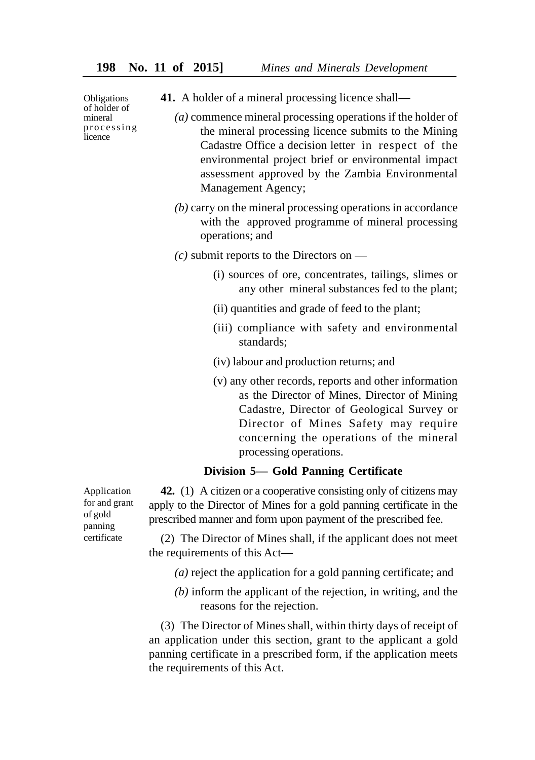Obligations of holder of mineral processing licence

**41.** A holder of a mineral processing licence shall—

*(a)* commence mineral processing operations if the holder of the mineral processing licence submits to the Mining Cadastre Office a decision letter in respect of the environmental project brief or environmental impact assessment approved by the Zambia Environmental Management Agency;

*(b)* carry on the mineral processing operations in accordance with the approved programme of mineral processing operations; and

*(c)* submit reports to the Directors on —

(i) sources of ore, concentrates, tailings, slimes or any other mineral substances fed to the plant;

(ii) quantities and grade of feed to the plant;

(iii) compliance with safety and environmental standards;

(iv) labour and production returns; and

(v) any other records, reports and other information as the Director of Mines, Director of Mining Cadastre, Director of Geological Survey or Director of Mines Safety may require concerning the operations of the mineral processing operations.

### Division 5— Gold Panning Certificate

Application for and grant of gold panning certificate

**42.** (1) A citizen or a cooperative consisting only of citizens may apply to the Director of Mines for a gold panning certificate in the prescribed manner and form upon payment of the prescribed fee.

(2) The Director of Mines shall, if the applicant does not meet the requirements of this Act—

*(a)* reject the application for a gold panning certificate; and

*(b)* inform the applicant of the rejection, in writing, and the reasons for the rejection.

(3) The Director of Mines shall, within thirty days of receipt of an application under this section, grant to the applicant a gold panning certificate in a prescribed form, if the application meets the requirements of this Act.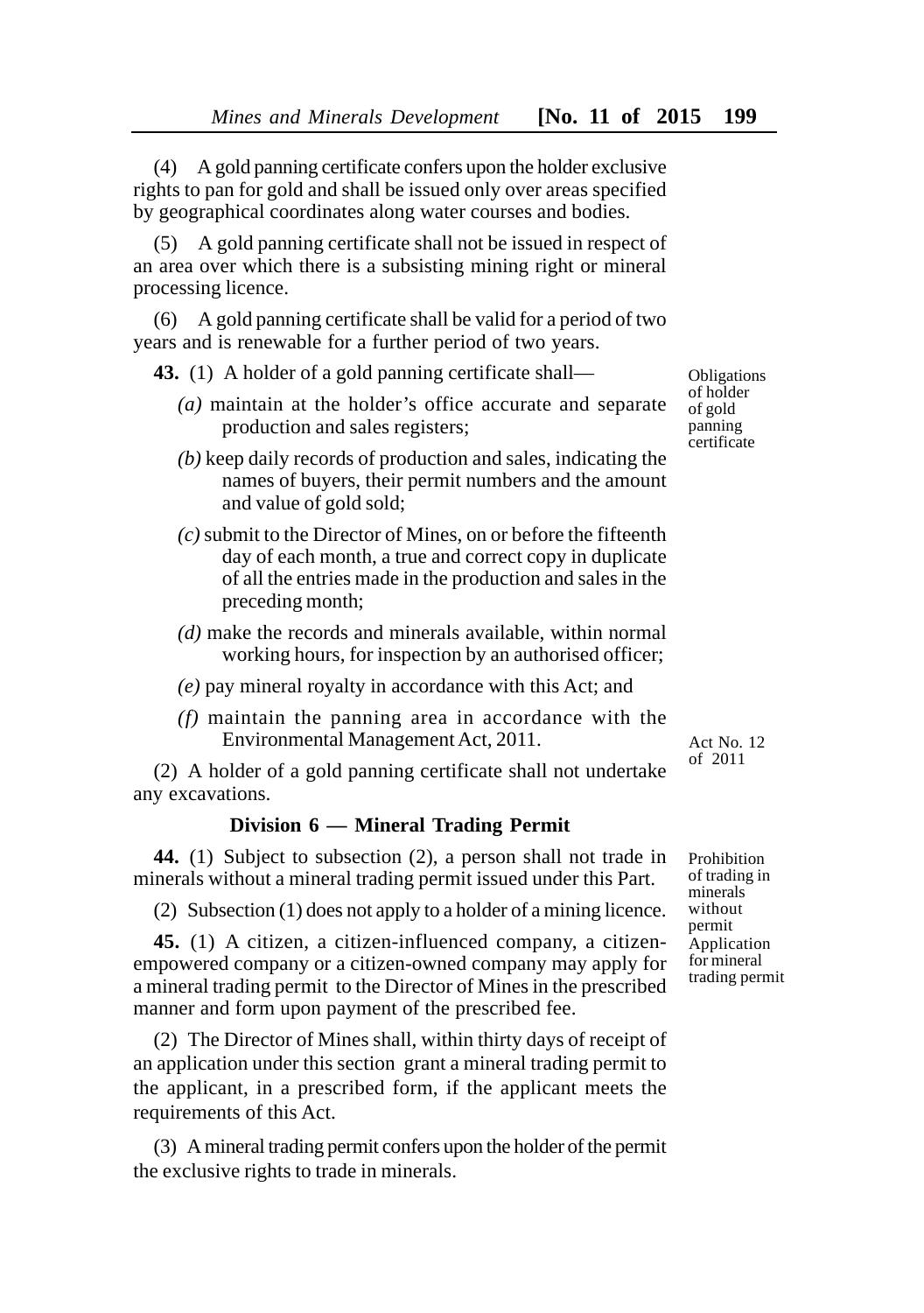(4) A gold panning certificate confers upon the holder exclusive rights to pan for gold and shall be issued only over areas specified by geographical coordinates along water courses and bodies.

(5) A gold panning certificate shall not be issued in respect of an area over which there is a subsisting mining right or mineral processing licence.

(6) A gold panning certificate shall be valid for a period of two years and is renewable for a further period of two years.

Obligations of holder of gold panning certificate

**43.** (1) A holder of a gold panning certificate shall—

*(a)* maintain at the holder's office accurate and separate production and sales registers;

*(b)* keep daily records of production and sales, indicating the names of buyers, their permit numbers and the amount and value of gold sold;

*(c)* submit to the Director of Mines, on or before the fifteenth day of each month, a true and correct copy in duplicate of all the entries made in the production and sales in the preceding month;

*(d)* make the records and minerals available, within normal working hours, for inspection by an authorised officer;

*(e)* pay mineral royalty in accordance with this Act; and

*(f)* maintain the panning area in accordance with the Environmental Management Act, 2011.

Act No. 12 of 2011

(2) A holder of a gold panning certificate shall not undertake any excavations.

### Division 6 — Mineral Trading Permit

Prohibition of trading in minerals without permit

**44.** (1) Subject to subsection (2), a person shall not trade in minerals without a mineral trading permit issued under this Part.

(2) Subsection (1) does not apply to a holder of a mining licence.

Application for mineral trading permit

**45.** (1) A citizen, a citizen-influenced company, a citizen-empowered company or a citizen-owned company may apply for a mineral trading permit to the Director of Mines in the prescribed manner and form upon payment of the prescribed fee.

(2) The Director of Mines shall, within thirty days of receipt of an application under this section grant a mineral trading permit to the applicant, in a prescribed form, if the applicant meets the requirements of this Act.

(3) A mineral trading permit confers upon the holder of the permit the exclusive rights to trade in minerals.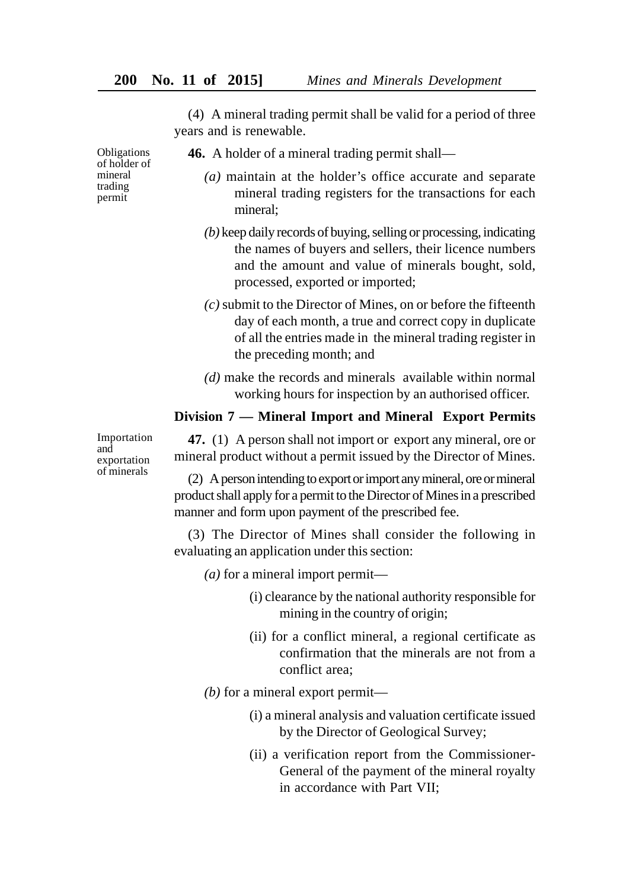(4) A mineral trading permit shall be valid for a period of three years and is renewable.

Obligations of holder of mineral trading permit

**46.** A holder of a mineral trading permit shall—

*(a)* maintain at the holder's office accurate and separate mineral trading registers for the transactions for each mineral;

*(b)* keep daily records of buying, selling or processing, indicating the names of buyers and sellers, their licence numbers and the amount and value of minerals bought, sold, processed, exported or imported;

*(c)* submit to the Director of Mines, on or before the fifteenth day of each month, a true and correct copy in duplicate of all the entries made in the mineral trading register in the preceding month; and

*(d)* make the records and minerals available within normal working hours for inspection by an authorised officer.

**Division 7 — Mineral Import and Mineral Export Permits**

Importation and exportation of minerals

**47.** (1) A person shall not import or export any mineral, ore or mineral product without a permit issued by the Director of Mines.

(2) A person intending to export or import any mineral, ore or mineral product shall apply for a permit to the Director of Mines in a prescribed manner and form upon payment of the prescribed fee.

(3) The Director of Mines shall consider the following in evaluating an application under this section:

*(a)* for a mineral import permit—

(i) clearance by the national authority responsible for mining in the country of origin;

(ii) for a conflict mineral, a regional certificate as confirmation that the minerals are not from a conflict area;

*(b)* for a mineral export permit—

(i) a mineral analysis and valuation certificate issued by the Director of Geological Survey;

(ii) a verification report from the Commissioner-General of the payment of the mineral royalty in accordance with Part VII;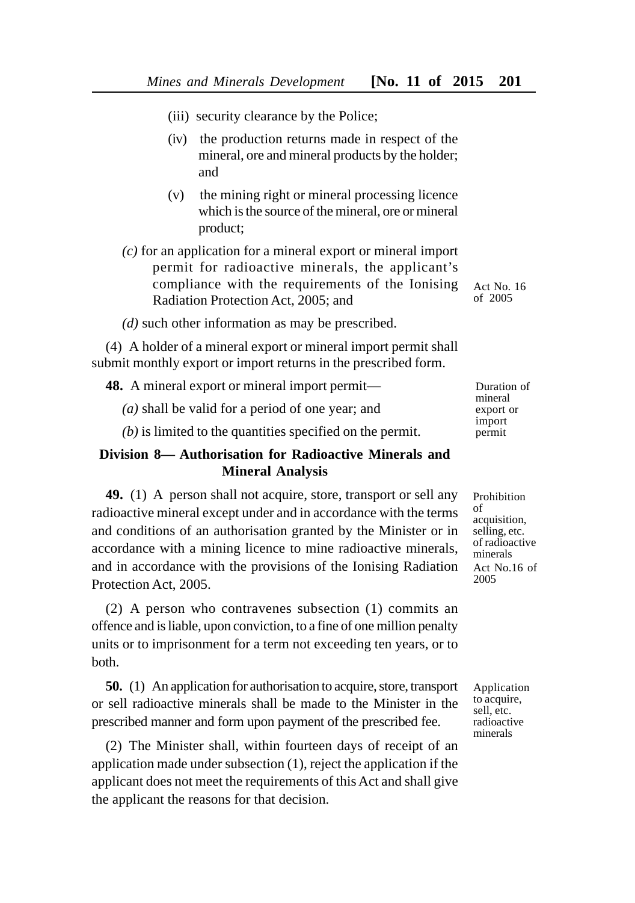(iii) security clearance by the Police;

(iv) the production returns made in respect of the mineral, ore and mineral products by the holder; and

(v) the mining right or mineral processing licence which is the source of the mineral, ore or mineral product;

*(c)* for an application for a mineral export or mineral import permit for radioactive minerals, the applicant's compliance with the requirements of the Ionising Radiation Protection Act, 2005; and

Act No. 16 of 2005

*(d)* such other information as may be prescribed.

(4) A holder of a mineral export or mineral import permit shall submit monthly export or import returns in the prescribed form.

Duration of mineral export or import permit

**48.** A mineral export or mineral import permit—

*(a)* shall be valid for a period of one year; and

*(b)* is limited to the quantities specified on the permit.

### Division 8— Authorisation for Radioactive Minerals and Mineral Analysis

Prohibition of acquisition, selling, etc. of radioactive minerals
Act No.16 of 2005

**49.** (1) A person shall not acquire, store, transport or sell any radioactive mineral except under and in accordance with the terms and conditions of an authorisation granted by the Minister or in accordance with a mining licence to mine radioactive minerals, and in accordance with the provisions of the Ionising Radiation Protection Act, 2005.

(2) A person who contravenes subsection (1) commits an offence and is liable, upon conviction, to a fine of one million penalty units or to imprisonment for a term not exceeding ten years, or to both.

Application to acquire, sell, etc. radioactive minerals

**50.** (1) An application for authorisation to acquire, store, transport or sell radioactive minerals shall be made to the Minister in the prescribed manner and form upon payment of the prescribed fee.

(2) The Minister shall, within fourteen days of receipt of an application made under subsection (1), reject the application if the applicant does not meet the requirements of this Act and shall give the applicant the reasons for that decision.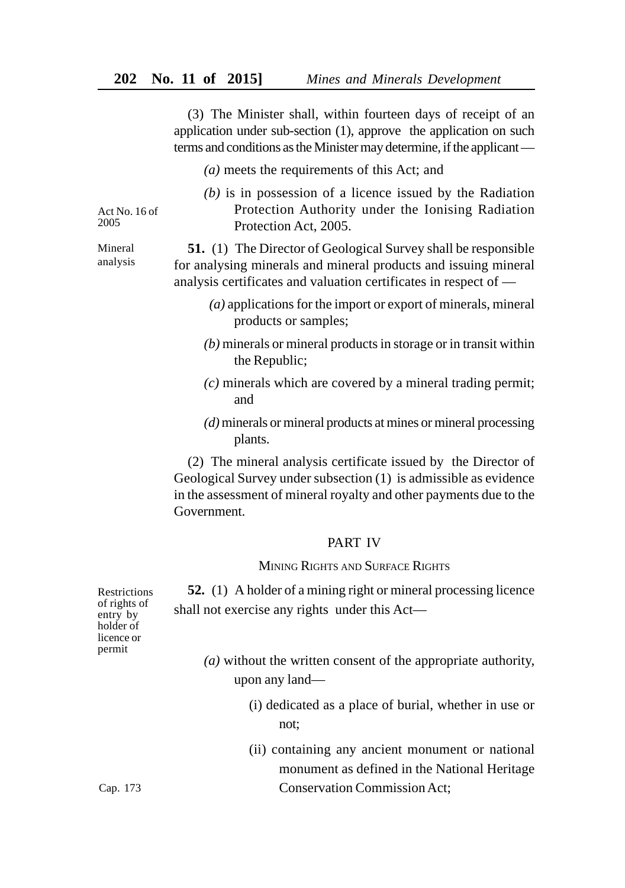(3) The Minister shall, within fourteen days of receipt of an application under sub-section (1), approve the application on such terms and conditions as the Minister may determine, if the applicant —

*(a)* meets the requirements of this Act; and

*(b)* is in possession of a licence issued by the Radiation Protection Authority under the Ionising Radiation Protection Act, 2005.

Act No. 16 of 2005

Mineral analysis

**51.** (1) The Director of Geological Survey shall be responsible for analysing minerals and mineral products and issuing mineral analysis certificates and valuation certificates in respect of —

*(a)* applications for the import or export of minerals, mineral products or samples;

*(b)* minerals or mineral products in storage or in transit within the Republic;

*(c)* minerals which are covered by a mineral trading permit; and

*(d)* minerals or mineral products at mines or mineral processing plants.

(2) The mineral analysis certificate issued by the Director of Geological Survey under subsection (1) is admissible as evidence in the assessment of mineral royalty and other payments due to the Government.

## PART IV

### MINING RIGHTS AND SURFACE RIGHTS

Restrictions of rights of entry by holder of licence or permit

**52.** (1) A holder of a mining right or mineral processing licence shall not exercise any rights under this Act—

*(a)* without the written consent of the appropriate authority, upon any land—

(i) dedicated as a place of burial, whether in use or not;

(ii) containing any ancient monument or national monument as defined in the National Heritage Conservation Commission Act;

Cap. 173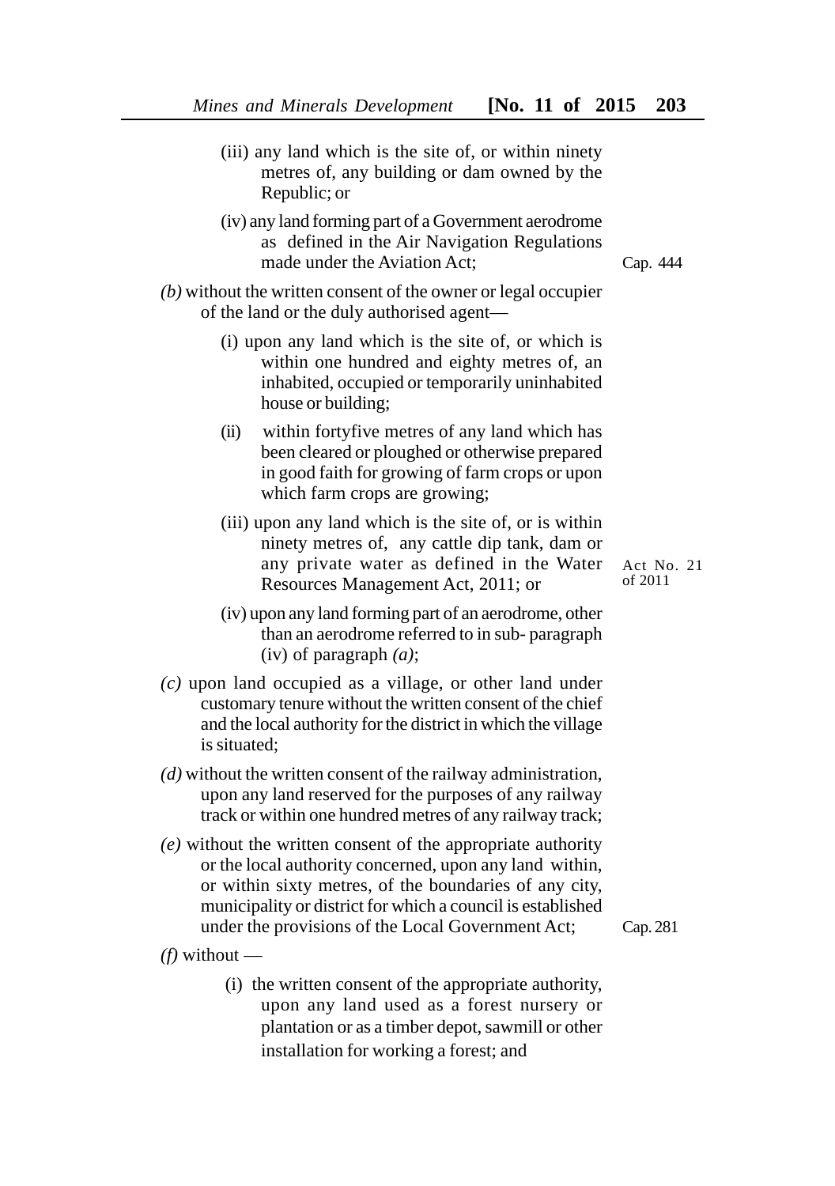(iii) any land which is the site of, or within ninety metres of, any building or dam owned by the Republic; or

(iv) any land forming part of a Government aerodrome as defined in the Air Navigation Regulations made under the Aviation Act; Cap. 444

*(b)* without the written consent of the owner or legal occupier of the land or the duly authorised agent—

(i) upon any land which is the site of, or which is within one hundred and eighty metres of, an inhabited, occupied or temporarily uninhabited house or building;

(ii) within fortyfive metres of any land which has been cleared or ploughed or otherwise prepared in good faith for growing of farm crops or upon which farm crops are growing;

(iii) upon any land which is the site of, or is within ninety metres of, any cattle dip tank, dam or any private water as defined in the Water Resources Management Act, 2011; or Act No. 21 of 2011

(iv) upon any land forming part of an aerodrome, other than an aerodrome referred to in sub- paragraph (iv) of paragraph *(a)*;

*(c)* upon land occupied as a village, or other land under customary tenure without the written consent of the chief and the local authority for the district in which the village is situated;

*(d)* without the written consent of the railway administration, upon any land reserved for the purposes of any railway track or within one hundred metres of any railway track;

*(e)* without the written consent of the appropriate authority or the local authority concerned, upon any land within, or within sixty metres, of the boundaries of any city, municipality or district for which a council is established under the provisions of the Local Government Act; Cap. 281

*(f)* without —

(i) the written consent of the appropriate authority, upon any land used as a forest nursery or plantation or as a timber depot, sawmill or other installation for working a forest; and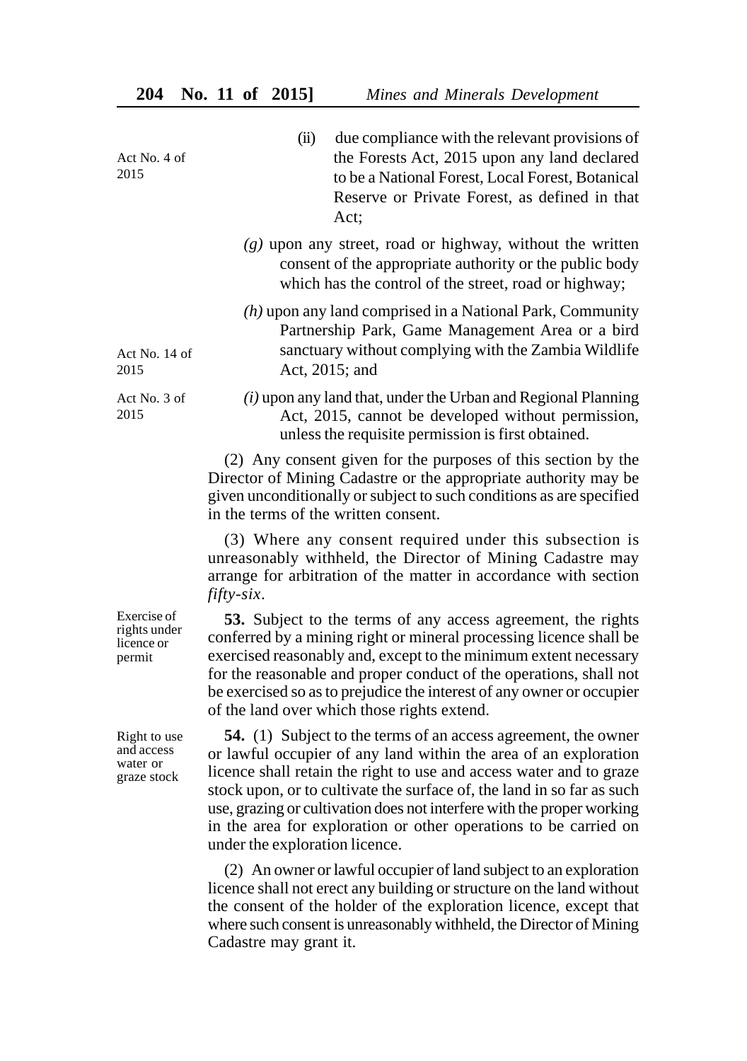(ii) due compliance with the relevant provisions of the Forests Act, 2015 upon any land declared to be a National Forest, Local Forest, Botanical Reserve or Private Forest, as defined in that Act;

Act No. 4 of 2015

*(g)* upon any street, road or highway, without the written consent of the appropriate authority or the public body which has the control of the street, road or highway;

*(h)* upon any land comprised in a National Park, Community Partnership Park, Game Management Area or a bird sanctuary without complying with the Zambia Wildlife Act, 2015; and

Act No. 14 of 2015

*(i)* upon any land that, under the Urban and Regional Planning Act, 2015, cannot be developed without permission, unless the requisite permission is first obtained.

Act No. 3 of 2015

(2) Any consent given for the purposes of this section by the Director of Mining Cadastre or the appropriate authority may be given unconditionally or subject to such conditions as are specified in the terms of the written consent.

(3) Where any consent required under this subsection is unreasonably withheld, the Director of Mining Cadastre may arrange for arbitration of the matter in accordance with section *fifty-six*.

Exercise of rights under licence or permit

**53.** Subject to the terms of any access agreement, the rights conferred by a mining right or mineral processing licence shall be exercised reasonably and, except to the minimum extent necessary for the reasonable and proper conduct of the operations, shall not be exercised so as to prejudice the interest of any owner or occupier of the land over which those rights extend.

Right to use and access water or graze stock

**54.** (1) Subject to the terms of an access agreement, the owner or lawful occupier of any land within the area of an exploration licence shall retain the right to use and access water and to graze stock upon, or to cultivate the surface of, the land in so far as such use, grazing or cultivation does not interfere with the proper working in the area for exploration or other operations to be carried on under the exploration licence.

(2) An owner or lawful occupier of land subject to an exploration licence shall not erect any building or structure on the land without the consent of the holder of the exploration licence, except that where such consent is unreasonably withheld, the Director of Mining Cadastre may grant it.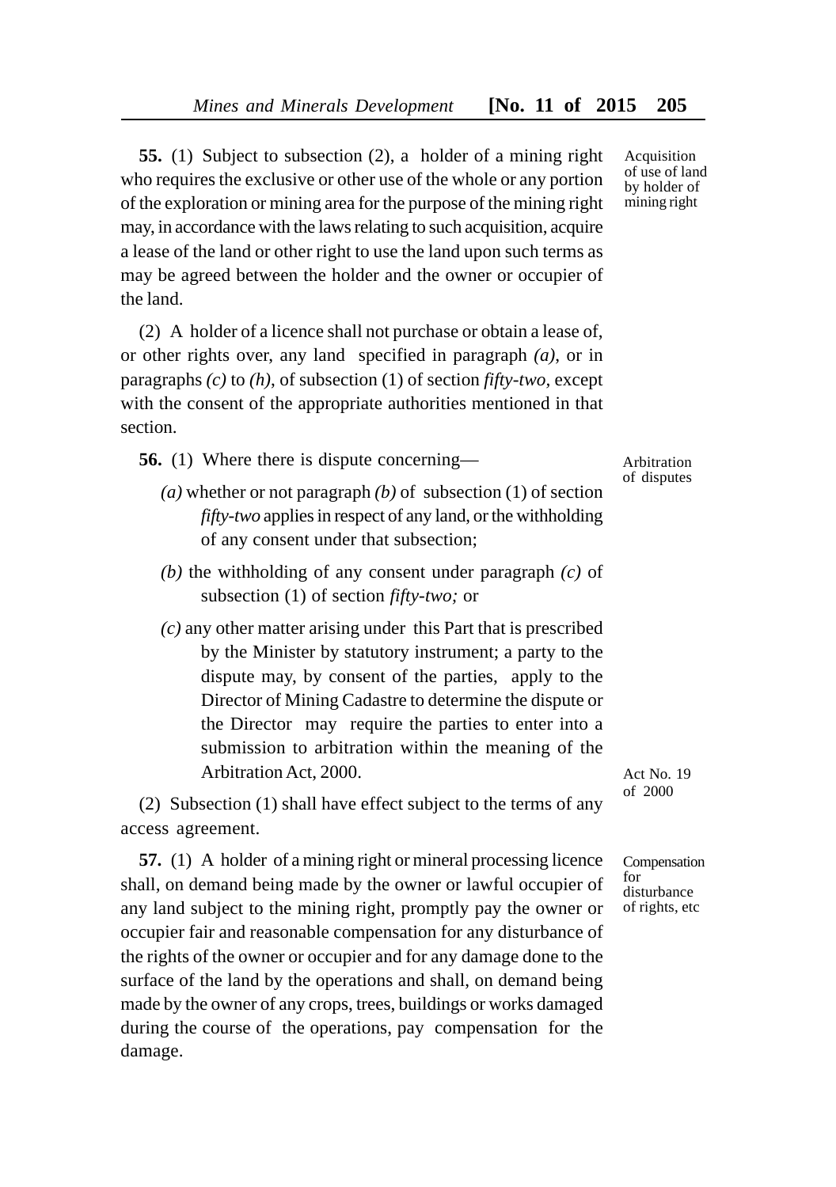**55.** (1) Subject to subsection (2), a holder of a mining right who requires the exclusive or other use of the whole or any portion of the exploration or mining area for the purpose of the mining right may, in accordance with the laws relating to such acquisition, acquire a lease of the land or other right to use the land upon such terms as may be agreed between the holder and the owner or occupier of the land.

*Acquisition of use of land by holder of mining right*

(2) A holder of a licence shall not purchase or obtain a lease of, or other rights over, any land specified in paragraph *(a)*, or in paragraphs *(c)* to *(h)*, of subsection (1) of section *fifty-two*, except with the consent of the appropriate authorities mentioned in that section.

**56.** (1) Where there is dispute concerning—

*Arbitration of disputes*

*(a)* whether or not paragraph *(b)* of subsection (1) of section *fifty-two* applies in respect of any land, or the withholding of any consent under that subsection;

*(b)* the withholding of any consent under paragraph *(c)* of subsection (1) of section *fifty-two;* or

*(c)* any other matter arising under this Part that is prescribed by the Minister by statutory instrument; a party to the dispute may, by consent of the parties, apply to the Director of Mining Cadastre to determine the dispute or the Director may require the parties to enter into a submission to arbitration within the meaning of the Arbitration Act, 2000.

*Act No. 19 of 2000*

(2) Subsection (1) shall have effect subject to the terms of any access agreement.

**57.** (1) A holder of a mining right or mineral processing licence shall, on demand being made by the owner or lawful occupier of any land subject to the mining right, promptly pay the owner or occupier fair and reasonable compensation for any disturbance of the rights of the owner or occupier and for any damage done to the surface of the land by the operations and shall, on demand being made by the owner of any crops, trees, buildings or works damaged during the course of the operations, pay compensation for the damage.

*Compensation for disturbance of rights, etc*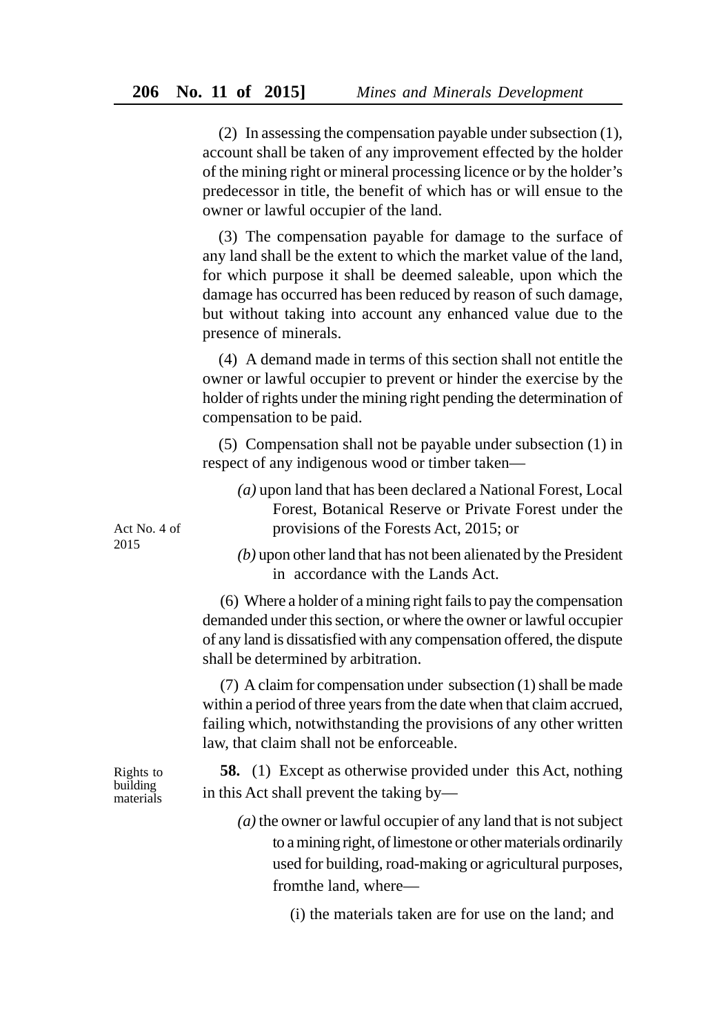(2) In assessing the compensation payable under subsection (1), account shall be taken of any improvement effected by the holder of the mining right or mineral processing licence or by the holder's predecessor in title, the benefit of which has or will ensue to the owner or lawful occupier of the land.

(3) The compensation payable for damage to the surface of any land shall be the extent to which the market value of the land, for which purpose it shall be deemed saleable, upon which the damage has occurred has been reduced by reason of such damage, but without taking into account any enhanced value due to the presence of minerals.

(4) A demand made in terms of this section shall not entitle the owner or lawful occupier to prevent or hinder the exercise by the holder of rights under the mining right pending the determination of compensation to be paid.

(5) Compensation shall not be payable under subsection (1) in respect of any indigenous wood or timber taken—

*(a)* upon land that has been declared a National Forest, Local Forest, Botanical Reserve or Private Forest under the provisions of the Forests Act, 2015; or

Act No. 4 of 2015

*(b)* upon other land that has not been alienated by the President in accordance with the Lands Act.

(6) Where a holder of a mining right fails to pay the compensation demanded under this section, or where the owner or lawful occupier of any land is dissatisfied with any compensation offered, the dispute shall be determined by arbitration.

(7) A claim for compensation under subsection (1) shall be made within a period of three years from the date when that claim accrued, failing which, notwithstanding the provisions of any other written law, that claim shall not be enforceable.

Rights to building materials

**58.** (1) Except as otherwise provided under this Act, nothing in this Act shall prevent the taking by—

*(a)* the owner or lawful occupier of any land that is not subject to a mining right, of limestone or other materials ordinarily used for building, road-making or agricultural purposes, fromthe land, where—

(i) the materials taken are for use on the land; and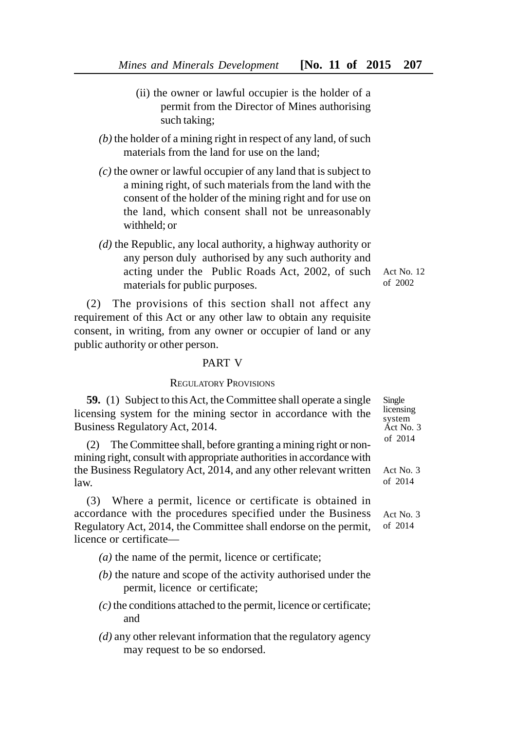(ii) the owner or lawful occupier is the holder of a permit from the Director of Mines authorising such taking;

*(b)* the holder of a mining right in respect of any land, of such materials from the land for use on the land;

*(c)* the owner or lawful occupier of any land that is subject to a mining right, of such materials from the land with the consent of the holder of the mining right and for use on the land, which consent shall not be unreasonably withheld; or

*(d)* the Republic, any local authority, a highway authority or any person duly authorised by any such authority and acting under the Public Roads Act, 2002, of such materials for public purposes.

Act No. 12 of 2002

(2) The provisions of this section shall not affect any requirement of this Act or any other law to obtain any requisite consent, in writing, from any owner or occupier of land or any public authority or other person.

## PART V

### REGULATORY PROVISIONS

Single licensing system Act No. 3 of 2014

**59.** (1) Subject to this Act, the Committee shall operate a single licensing system for the mining sector in accordance with the Business Regulatory Act, 2014.

(2) The Committee shall, before granting a mining right or non-mining right, consult with appropriate authorities in accordance with the Business Regulatory Act, 2014, and any other relevant written law.

Act No. 3 of 2014

(3) Where a permit, licence or certificate is obtained in accordance with the procedures specified under the Business Regulatory Act, 2014, the Committee shall endorse on the permit, licence or certificate—

Act No. 3 of 2014

*(a)* the name of the permit, licence or certificate;

*(b)* the nature and scope of the activity authorised under the permit, licence or certificate;

*(c)* the conditions attached to the permit, licence or certificate; and

*(d)* any other relevant information that the regulatory agency may request to be so endorsed.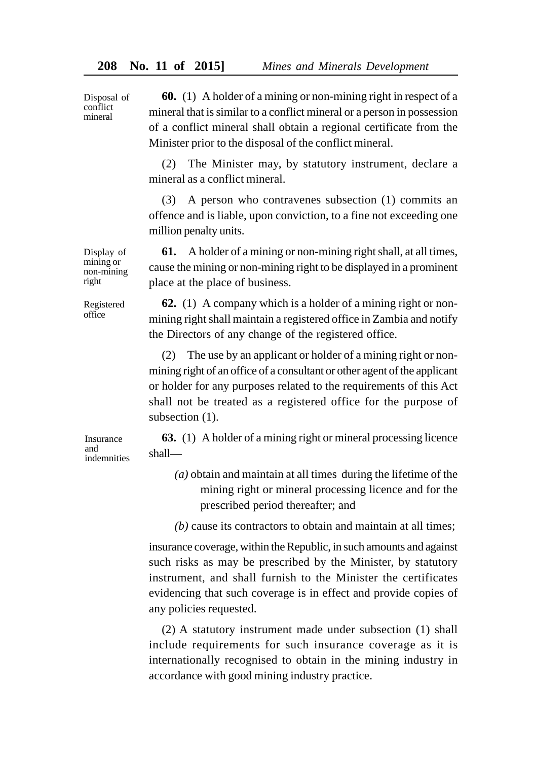Disposal of conflict mineral

**60.** (1) A holder of a mining or non-mining right in respect of a mineral that is similar to a conflict mineral or a person in possession of a conflict mineral shall obtain a regional certificate from the Minister prior to the disposal of the conflict mineral.

(2) The Minister may, by statutory instrument, declare a mineral as a conflict mineral.

(3) A person who contravenes subsection (1) commits an offence and is liable, upon conviction, to a fine not exceeding one million penalty units.

Display of mining or non-mining right

**61.** A holder of a mining or non-mining right shall, at all times, cause the mining or non-mining right to be displayed in a prominent place at the place of business.

Registered office

**62.** (1) A company which is a holder of a mining right or non-mining right shall maintain a registered office in Zambia and notify the Directors of any change of the registered office.

(2) The use by an applicant or holder of a mining right or non-mining right of an office of a consultant or other agent of the applicant or holder for any purposes related to the requirements of this Act shall not be treated as a registered office for the purpose of subsection (1).

Insurance and indemnities

**63.** (1) A holder of a mining right or mineral processing licence shall—

*(a)* obtain and maintain at all times during the lifetime of the mining right or mineral processing licence and for the prescribed period thereafter; and

*(b)* cause its contractors to obtain and maintain at all times;

insurance coverage, within the Republic, in such amounts and against such risks as may be prescribed by the Minister, by statutory instrument, and shall furnish to the Minister the certificates evidencing that such coverage is in effect and provide copies of any policies requested.

(2) A statutory instrument made under subsection (1) shall include requirements for such insurance coverage as it is internationally recognised to obtain in the mining industry in accordance with good mining industry practice.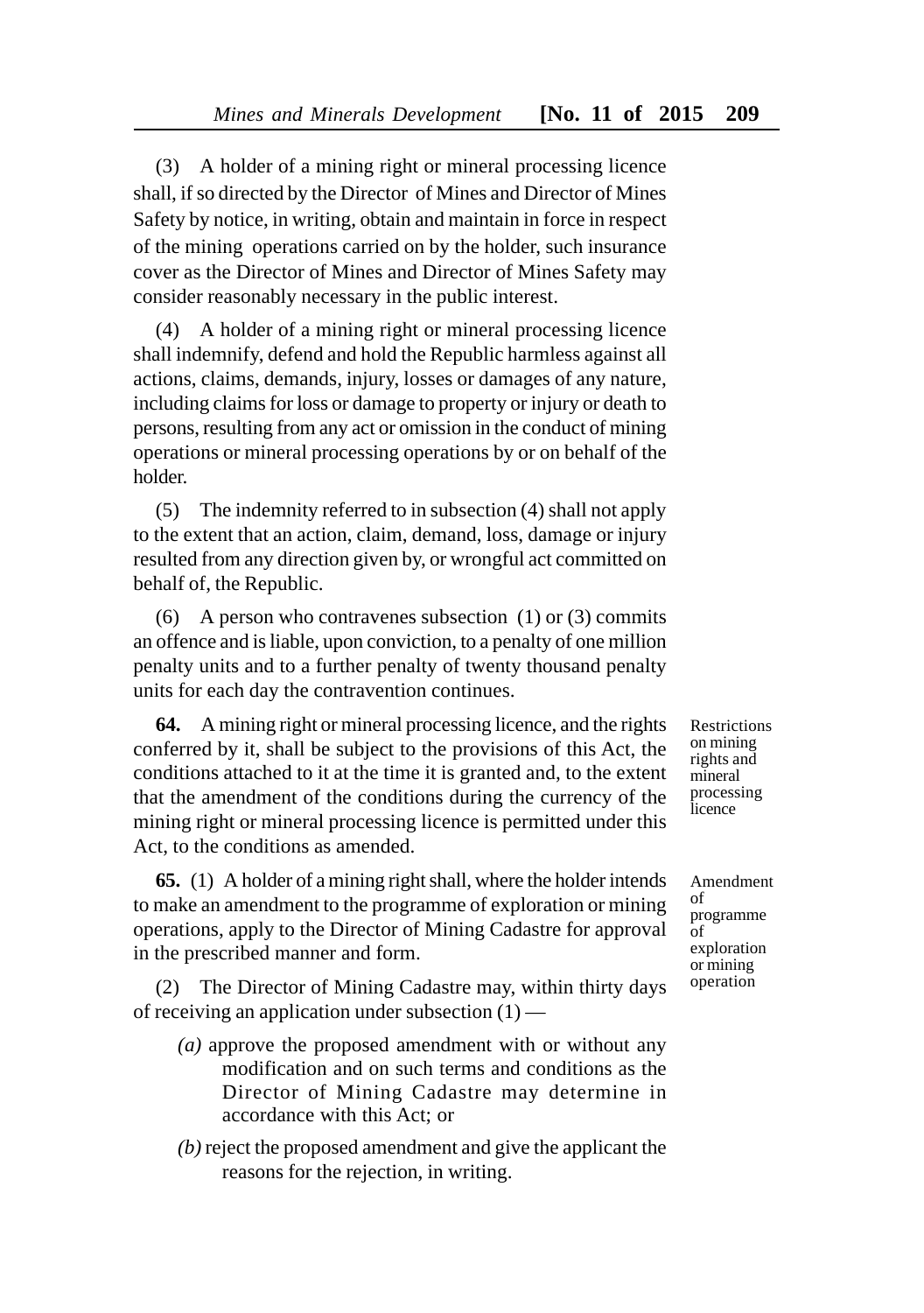(3) A holder of a mining right or mineral processing licence shall, if so directed by the Director of Mines and Director of Mines Safety by notice, in writing, obtain and maintain in force in respect of the mining operations carried on by the holder, such insurance cover as the Director of Mines and Director of Mines Safety may consider reasonably necessary in the public interest.

(4) A holder of a mining right or mineral processing licence shall indemnify, defend and hold the Republic harmless against all actions, claims, demands, injury, losses or damages of any nature, including claims for loss or damage to property or injury or death to persons, resulting from any act or omission in the conduct of mining operations or mineral processing operations by or on behalf of the holder.

(5) The indemnity referred to in subsection (4) shall not apply to the extent that an action, claim, demand, loss, damage or injury resulted from any direction given by, or wrongful act committed on behalf of, the Republic.

(6) A person who contravenes subsection (1) or (3) commits an offence and is liable, upon conviction, to a penalty of one million penalty units and to a further penalty of twenty thousand penalty units for each day the contravention continues.

*Restrictions on mining rights and mineral processing licence*

**64.** A mining right or mineral processing licence, and the rights conferred by it, shall be subject to the provisions of this Act, the conditions attached to it at the time it is granted and, to the extent that the amendment of the conditions during the currency of the mining right or mineral processing licence is permitted under this Act, to the conditions as amended.

*Amendment of programme of exploration or mining operation*

**65.** (1) A holder of a mining right shall, where the holder intends to make an amendment to the programme of exploration or mining operations, apply to the Director of Mining Cadastre for approval in the prescribed manner and form.

(2) The Director of Mining Cadastre may, within thirty days of receiving an application under subsection (1) —

*(a)* approve the proposed amendment with or without any modification and on such terms and conditions as the Director of Mining Cadastre may determine in accordance with this Act; or

*(b)* reject the proposed amendment and give the applicant the reasons for the rejection, in writing.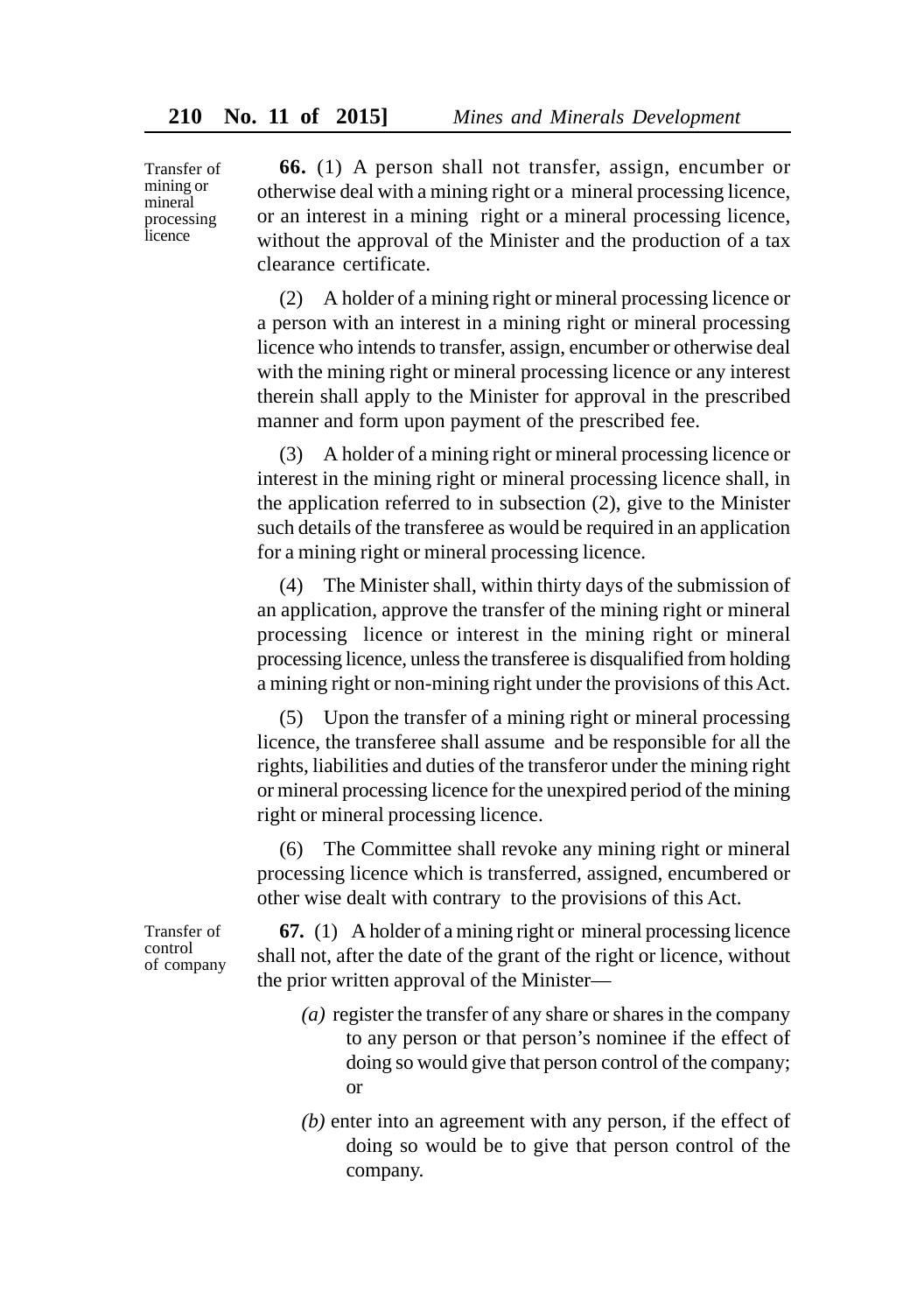Transfer of mining or mineral processing licence

**66.** (1) A person shall not transfer, assign, encumber or otherwise deal with a mining right or a mineral processing licence, or an interest in a mining right or a mineral processing licence, without the approval of the Minister and the production of a tax clearance certificate.

(2) A holder of a mining right or mineral processing licence or a person with an interest in a mining right or mineral processing licence who intends to transfer, assign, encumber or otherwise deal with the mining right or mineral processing licence or any interest therein shall apply to the Minister for approval in the prescribed manner and form upon payment of the prescribed fee.

(3) A holder of a mining right or mineral processing licence or interest in the mining right or mineral processing licence shall, in the application referred to in subsection (2), give to the Minister such details of the transferee as would be required in an application for a mining right or mineral processing licence.

(4) The Minister shall, within thirty days of the submission of an application, approve the transfer of the mining right or mineral processing licence or interest in the mining right or mineral processing licence, unless the transferee is disqualified from holding a mining right or non-mining right under the provisions of this Act.

(5) Upon the transfer of a mining right or mineral processing licence, the transferee shall assume and be responsible for all the rights, liabilities and duties of the transferor under the mining right or mineral processing licence for the unexpired period of the mining right or mineral processing licence.

(6) The Committee shall revoke any mining right or mineral processing licence which is transferred, assigned, encumbered or other wise dealt with contrary to the provisions of this Act.

Transfer of control of company

**67.** (1) A holder of a mining right or mineral processing licence shall not, after the date of the grant of the right or licence, without the prior written approval of the Minister—

*(a)* register the transfer of any share or shares in the company to any person or that person's nominee if the effect of doing so would give that person control of the company; or

*(b)* enter into an agreement with any person, if the effect of doing so would be to give that person control of the company.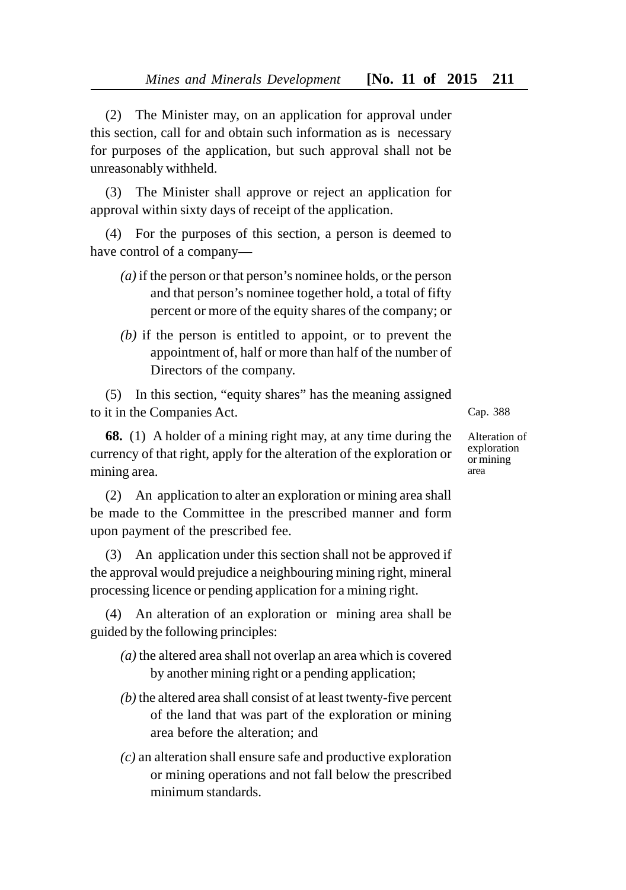(2) The Minister may, on an application for approval under this section, call for and obtain such information as is necessary for purposes of the application, but such approval shall not be unreasonably withheld.

(3) The Minister shall approve or reject an application for approval within sixty days of receipt of the application.

(4) For the purposes of this section, a person is deemed to have control of a company—

*(a)* if the person or that person's nominee holds, or the person and that person's nominee together hold, a total of fifty percent or more of the equity shares of the company; or

*(b)* if the person is entitled to appoint, or to prevent the appointment of, half or more than half of the number of Directors of the company.

(5) In this section, "equity shares" has the meaning assigned to it in the Companies Act.

Cap. 388

Alteration of exploration or mining area

**68.** (1) A holder of a mining right may, at any time during the currency of that right, apply for the alteration of the exploration or mining area.

(2) An application to alter an exploration or mining area shall be made to the Committee in the prescribed manner and form upon payment of the prescribed fee.

(3) An application under this section shall not be approved if the approval would prejudice a neighbouring mining right, mineral processing licence or pending application for a mining right.

(4) An alteration of an exploration or mining area shall be guided by the following principles:

*(a)* the altered area shall not overlap an area which is covered by another mining right or a pending application;

*(b)* the altered area shall consist of at least twenty-five percent of the land that was part of the exploration or mining area before the alteration; and

*(c)* an alteration shall ensure safe and productive exploration or mining operations and not fall below the prescribed minimum standards.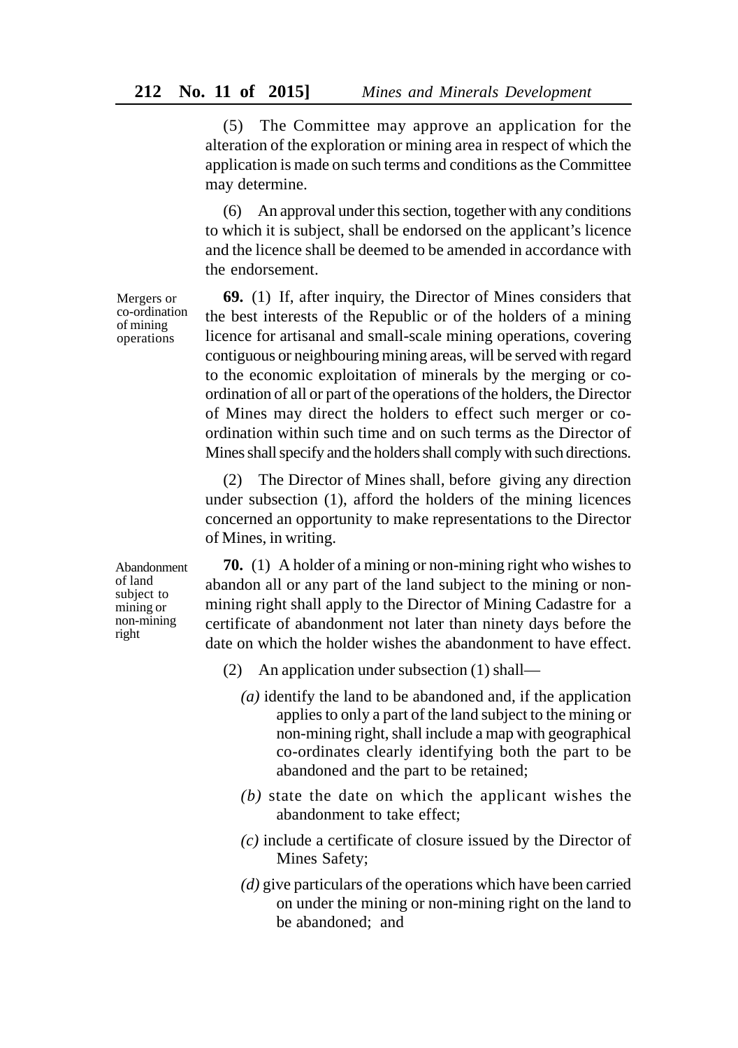(5) The Committee may approve an application for the alteration of the exploration or mining area in respect of which the application is made on such terms and conditions as the Committee may determine.

(6) An approval under this section, together with any conditions to which it is subject, shall be endorsed on the applicant's licence and the licence shall be deemed to be amended in accordance with the endorsement.

Mergers or co-ordination of mining operations

**69.** (1) If, after inquiry, the Director of Mines considers that the best interests of the Republic or of the holders of a mining licence for artisanal and small-scale mining operations, covering contiguous or neighbouring mining areas, will be served with regard to the economic exploitation of minerals by the merging or co-ordination of all or part of the operations of the holders, the Director of Mines may direct the holders to effect such merger or co-ordination within such time and on such terms as the Director of Mines shall specify and the holders shall comply with such directions.

(2) The Director of Mines shall, before giving any direction under subsection (1), afford the holders of the mining licences concerned an opportunity to make representations to the Director of Mines, in writing.

Abandonment of land subject to mining or non-mining right

**70.** (1) A holder of a mining or non-mining right who wishes to abandon all or any part of the land subject to the mining or non-mining right shall apply to the Director of Mining Cadastre for a certificate of abandonment not later than ninety days before the date on which the holder wishes the abandonment to have effect.

(2) An application under subsection (1) shall—

*(a)* identify the land to be abandoned and, if the application applies to only a part of the land subject to the mining or non-mining right, shall include a map with geographical co-ordinates clearly identifying both the part to be abandoned and the part to be retained;

*(b)* state the date on which the applicant wishes the abandonment to take effect;

*(c)* include a certificate of closure issued by the Director of Mines Safety;

*(d)* give particulars of the operations which have been carried on under the mining or non-mining right on the land to be abandoned; and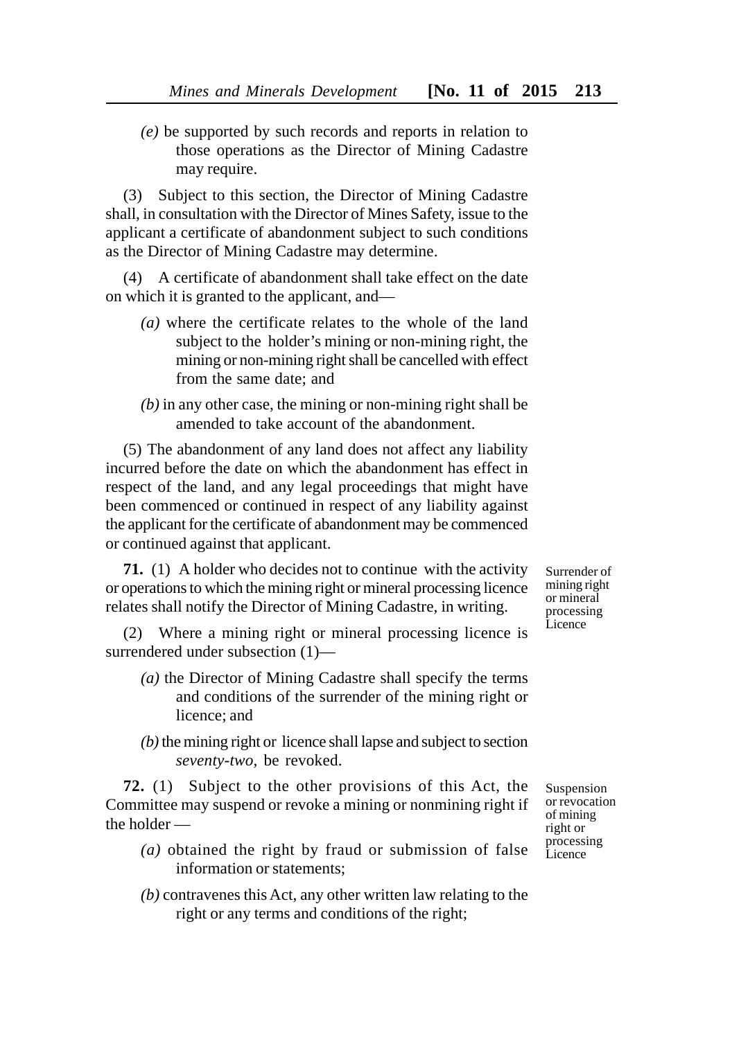*(e)* be supported by such records and reports in relation to those operations as the Director of Mining Cadastre may require.

(3) Subject to this section, the Director of Mining Cadastre shall, in consultation with the Director of Mines Safety, issue to the applicant a certificate of abandonment subject to such conditions as the Director of Mining Cadastre may determine.

(4) A certificate of abandonment shall take effect on the date on which it is granted to the applicant, and—

*(a)* where the certificate relates to the whole of the land subject to the holder's mining or non-mining right, the mining or non-mining right shall be cancelled with effect from the same date; and

*(b)* in any other case, the mining or non-mining right shall be amended to take account of the abandonment.

(5) The abandonment of any land does not affect any liability incurred before the date on which the abandonment has effect in respect of the land, and any legal proceedings that might have been commenced or continued in respect of any liability against the applicant for the certificate of abandonment may be commenced or continued against that applicant.

Surrender of mining right or mineral processing Licence

**71.** (1) A holder who decides not to continue with the activity or operations to which the mining right or mineral processing licence relates shall notify the Director of Mining Cadastre, in writing.

(2) Where a mining right or mineral processing licence is surrendered under subsection (1)—

*(a)* the Director of Mining Cadastre shall specify the terms and conditions of the surrender of the mining right or licence; and

*(b)* the mining right or licence shall lapse and subject to section *seventy-two*, be revoked.

Suspension or revocation of mining right or processing Licence

**72.** (1) Subject to the other provisions of this Act, the Committee may suspend or revoke a mining or nonmining right if the holder —

*(a)* obtained the right by fraud or submission of false information or statements;

*(b)* contravenes this Act, any other written law relating to the right or any terms and conditions of the right;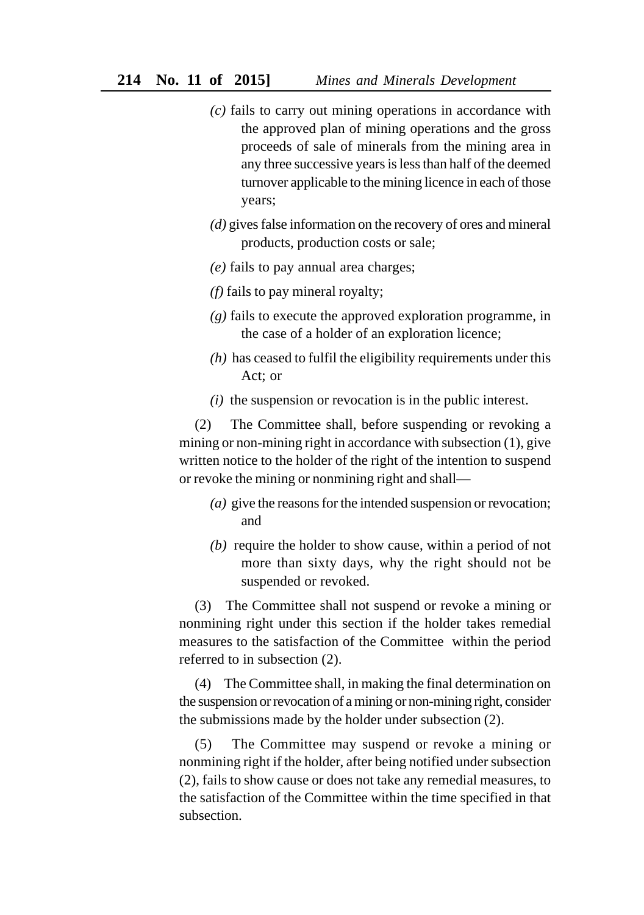*(c)* fails to carry out mining operations in accordance with the approved plan of mining operations and the gross proceeds of sale of minerals from the mining area in any three successive years is less than half of the deemed turnover applicable to the mining licence in each of those years;

*(d)* gives false information on the recovery of ores and mineral products, production costs or sale;

*(e)* fails to pay annual area charges;

*(f)* fails to pay mineral royalty;

*(g)* fails to execute the approved exploration programme, in the case of a holder of an exploration licence;

*(h)* has ceased to fulfil the eligibility requirements under this Act; or

*(i)* the suspension or revocation is in the public interest.

(2) The Committee shall, before suspending or revoking a mining or non-mining right in accordance with subsection (1), give written notice to the holder of the right of the intention to suspend or revoke the mining or nonmining right and shall—

*(a)* give the reasons for the intended suspension or revocation; and

*(b)* require the holder to show cause, within a period of not more than sixty days, why the right should not be suspended or revoked.

(3) The Committee shall not suspend or revoke a mining or nonmining right under this section if the holder takes remedial measures to the satisfaction of the Committee within the period referred to in subsection (2).

(4) The Committee shall, in making the final determination on the suspension or revocation of a mining or non-mining right, consider the submissions made by the holder under subsection (2).

(5) The Committee may suspend or revoke a mining or nonmining right if the holder, after being notified under subsection (2), fails to show cause or does not take any remedial measures, to the satisfaction of the Committee within the time specified in that subsection.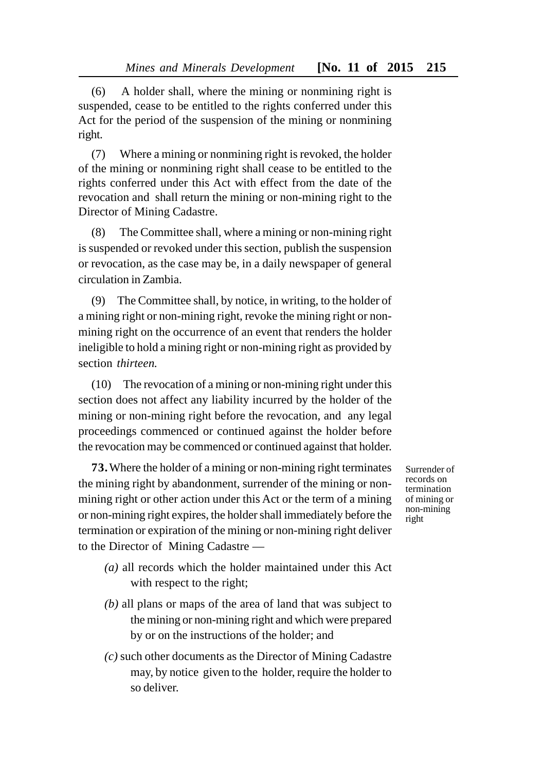(6) A holder shall, where the mining or nonmining right is suspended, cease to be entitled to the rights conferred under this Act for the period of the suspension of the mining or nonmining right.

(7) Where a mining or nonmining right is revoked, the holder of the mining or nonmining right shall cease to be entitled to the rights conferred under this Act with effect from the date of the revocation and shall return the mining or non-mining right to the Director of Mining Cadastre.

(8) The Committee shall, where a mining or non-mining right is suspended or revoked under this section, publish the suspension or revocation, as the case may be, in a daily newspaper of general circulation in Zambia.

(9) The Committee shall, by notice, in writing, to the holder of a mining right or non-mining right, revoke the mining right or non-mining right on the occurrence of an event that renders the holder ineligible to hold a mining right or non-mining right as provided by section *thirteen.*

(10) The revocation of a mining or non-mining right under this section does not affect any liability incurred by the holder of the mining or non-mining right before the revocation, and any legal proceedings commenced or continued against the holder before the revocation may be commenced or continued against that holder.

*Surrender of records on termination of mining or non-mining right*

**73.** Where the holder of a mining or non-mining right terminates the mining right by abandonment, surrender of the mining or non-mining right or other action under this Act or the term of a mining or non-mining right expires, the holder shall immediately before the termination or expiration of the mining or non-mining right deliver to the Director of Mining Cadastre —

*(a)* all records which the holder maintained under this Act with respect to the right;

*(b)* all plans or maps of the area of land that was subject to the mining or non-mining right and which were prepared by or on the instructions of the holder; and

*(c)* such other documents as the Director of Mining Cadastre may, by notice given to the holder, require the holder to so deliver.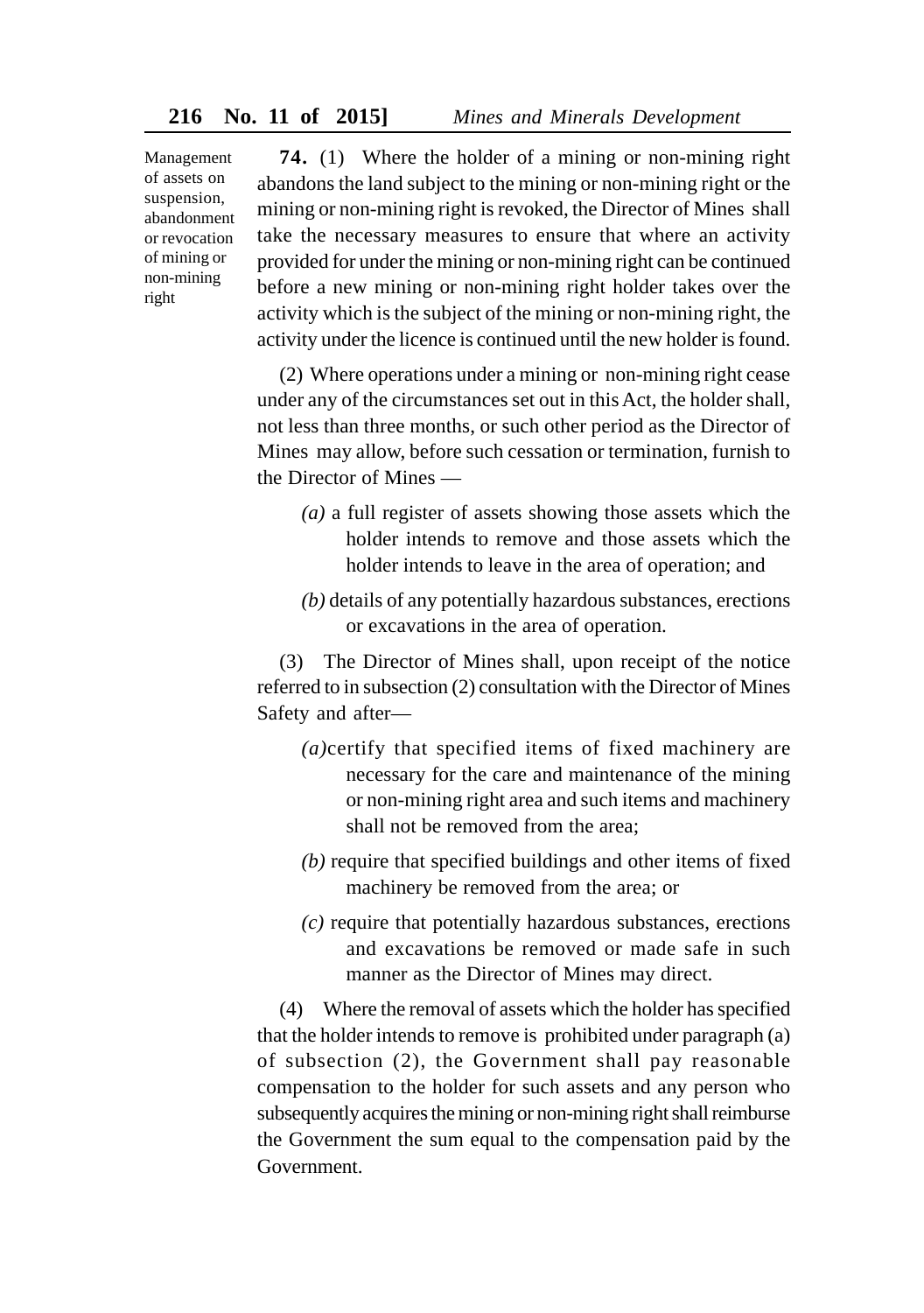Management of assets on suspension, abandonment or revocation of mining or non-mining right

**74.** (1) Where the holder of a mining or non-mining right abandons the land subject to the mining or non-mining right or the mining or non-mining right is revoked, the Director of Mines shall take the necessary measures to ensure that where an activity provided for under the mining or non-mining right can be continued before a new mining or non-mining right holder takes over the activity which is the subject of the mining or non-mining right, the activity under the licence is continued until the new holder is found.

(2) Where operations under a mining or non-mining right cease under any of the circumstances set out in this Act, the holder shall, not less than three months, or such other period as the Director of Mines may allow, before such cessation or termination, furnish to the Director of Mines —

*(a)* a full register of assets showing those assets which the holder intends to remove and those assets which the holder intends to leave in the area of operation; and

*(b)* details of any potentially hazardous substances, erections or excavations in the area of operation.

(3) The Director of Mines shall, upon receipt of the notice referred to in subsection (2) consultation with the Director of Mines Safety and after—

*(a)*certify that specified items of fixed machinery are necessary for the care and maintenance of the mining or non-mining right area and such items and machinery shall not be removed from the area;

*(b)* require that specified buildings and other items of fixed machinery be removed from the area; or

*(c)* require that potentially hazardous substances, erections and excavations be removed or made safe in such manner as the Director of Mines may direct.

(4) Where the removal of assets which the holder has specified that the holder intends to remove is prohibited under paragraph (a) of subsection (2), the Government shall pay reasonable compensation to the holder for such assets and any person who subsequently acquires the mining or non-mining right shall reimburse the Government the sum equal to the compensation paid by the Government.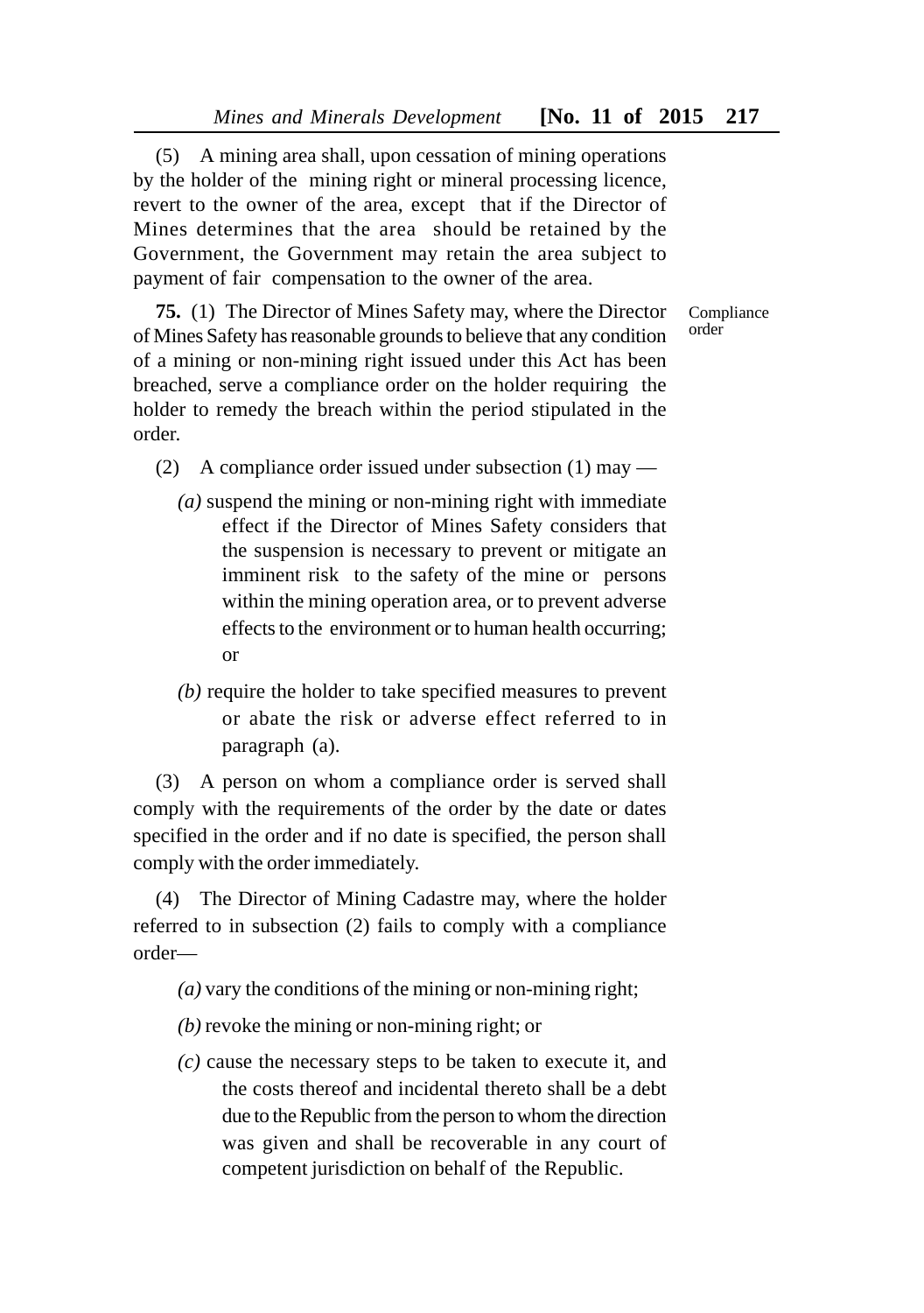(5) A mining area shall, upon cessation of mining operations by the holder of the mining right or mineral processing licence, revert to the owner of the area, except that if the Director of Mines determines that the area should be retained by the Government, the Government may retain the area subject to payment of fair compensation to the owner of the area.

Compliance order

**75.** (1) The Director of Mines Safety may, where the Director of Mines Safety has reasonable grounds to believe that any condition of a mining or non-mining right issued under this Act has been breached, serve a compliance order on the holder requiring the holder to remedy the breach within the period stipulated in the order.

(2) A compliance order issued under subsection (1) may —

*(a)* suspend the mining or non-mining right with immediate effect if the Director of Mines Safety considers that the suspension is necessary to prevent or mitigate an imminent risk to the safety of the mine or persons within the mining operation area, or to prevent adverse effects to the environment or to human health occurring; or

*(b)* require the holder to take specified measures to prevent or abate the risk or adverse effect referred to in paragraph (a).

(3) A person on whom a compliance order is served shall comply with the requirements of the order by the date or dates specified in the order and if no date is specified, the person shall comply with the order immediately.

(4) The Director of Mining Cadastre may, where the holder referred to in subsection (2) fails to comply with a compliance order—

*(a)* vary the conditions of the mining or non-mining right;

*(b)* revoke the mining or non-mining right; or

*(c)* cause the necessary steps to be taken to execute it, and the costs thereof and incidental thereto shall be a debt due to the Republic from the person to whom the direction was given and shall be recoverable in any court of competent jurisdiction on behalf of the Republic.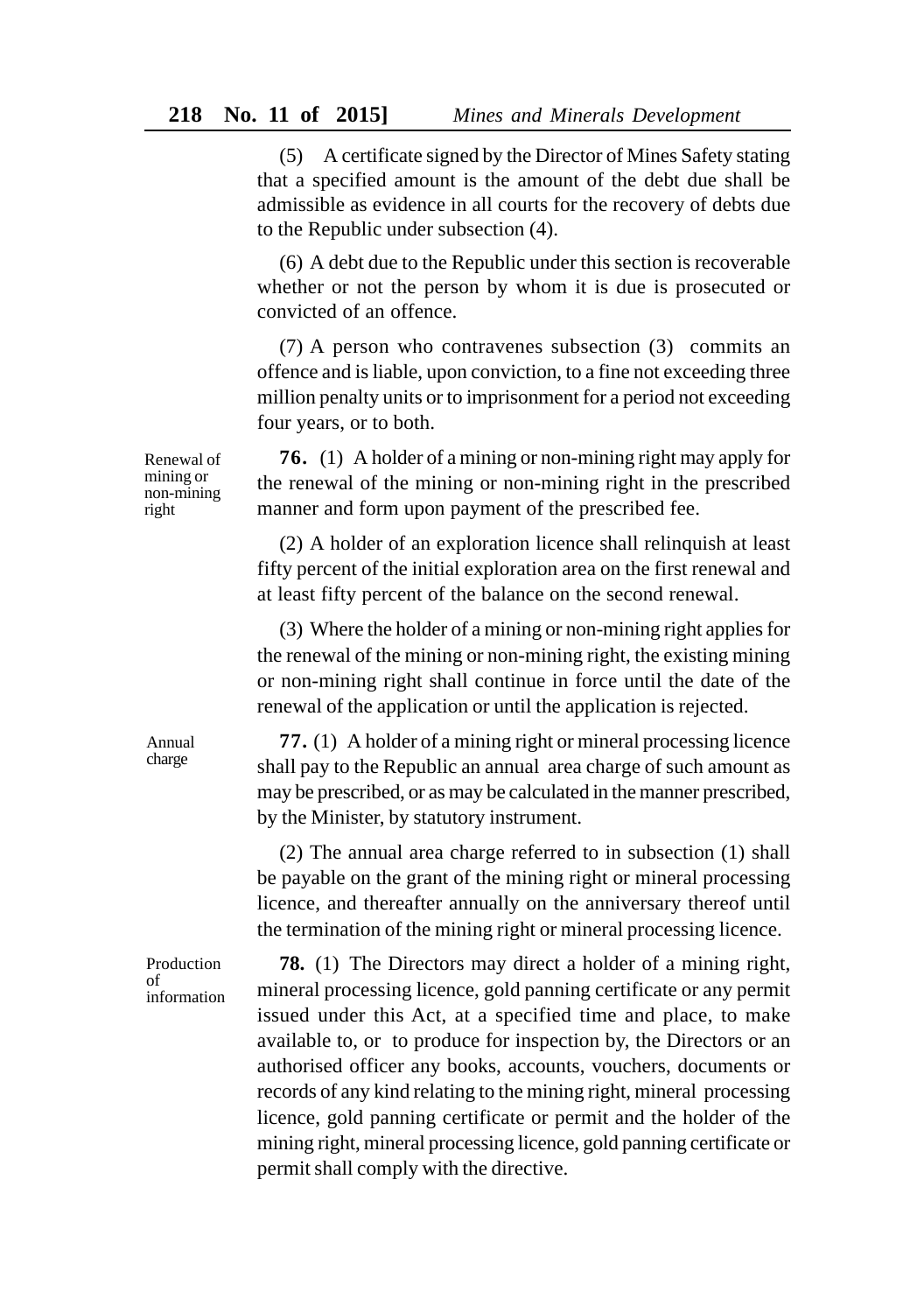(5) A certificate signed by the Director of Mines Safety stating that a specified amount is the amount of the debt due shall be admissible as evidence in all courts for the recovery of debts due to the Republic under subsection (4).

(6) A debt due to the Republic under this section is recoverable whether or not the person by whom it is due is prosecuted or convicted of an offence.

(7) A person who contravenes subsection (3) commits an offence and is liable, upon conviction, to a fine not exceeding three million penalty units or to imprisonment for a period not exceeding four years, or to both.

Renewal of mining or non-mining right

**76.** (1) A holder of a mining or non-mining right may apply for the renewal of the mining or non-mining right in the prescribed manner and form upon payment of the prescribed fee.

(2) A holder of an exploration licence shall relinquish at least fifty percent of the initial exploration area on the first renewal and at least fifty percent of the balance on the second renewal.

(3) Where the holder of a mining or non-mining right applies for the renewal of the mining or non-mining right, the existing mining or non-mining right shall continue in force until the date of the renewal of the application or until the application is rejected.

Annual charge

**77.** (1) A holder of a mining right or mineral processing licence shall pay to the Republic an annual area charge of such amount as may be prescribed, or as may be calculated in the manner prescribed, by the Minister, by statutory instrument.

(2) The annual area charge referred to in subsection (1) shall be payable on the grant of the mining right or mineral processing licence, and thereafter annually on the anniversary thereof until the termination of the mining right or mineral processing licence.

Production of information

**78.** (1) The Directors may direct a holder of a mining right, mineral processing licence, gold panning certificate or any permit issued under this Act, at a specified time and place, to make available to, or to produce for inspection by, the Directors or an authorised officer any books, accounts, vouchers, documents or records of any kind relating to the mining right, mineral processing licence, gold panning certificate or permit and the holder of the mining right, mineral processing licence, gold panning certificate or permit shall comply with the directive.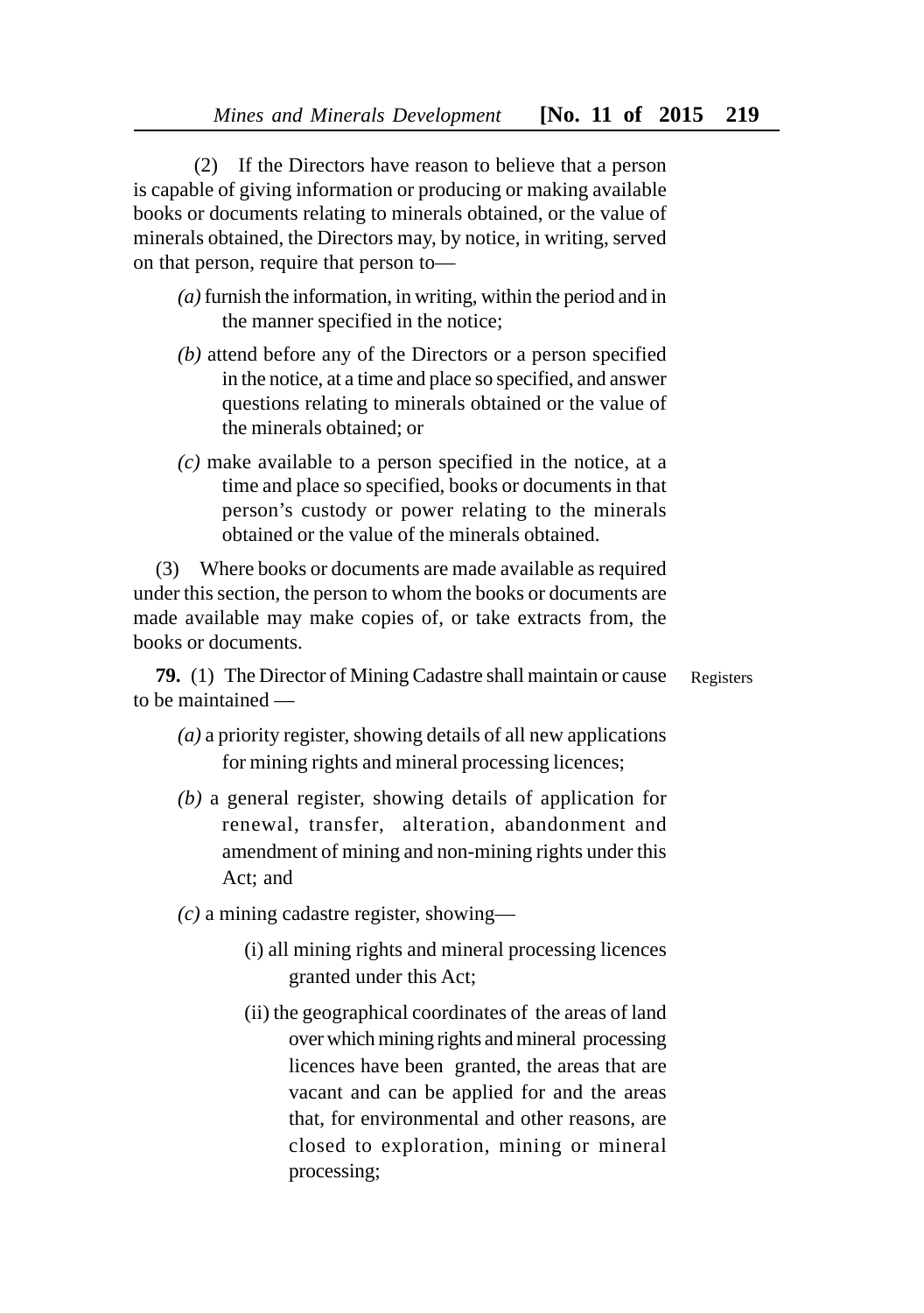(2) If the Directors have reason to believe that a person is capable of giving information or producing or making available books or documents relating to minerals obtained, or the value of minerals obtained, the Directors may, by notice, in writing, served on that person, require that person to—

*(a)* furnish the information, in writing, within the period and in the manner specified in the notice;

*(b)* attend before any of the Directors or a person specified in the notice, at a time and place so specified, and answer questions relating to minerals obtained or the value of the minerals obtained; or

*(c)* make available to a person specified in the notice, at a time and place so specified, books or documents in that person's custody or power relating to the minerals obtained or the value of the minerals obtained.

(3) Where books or documents are made available as required under this section, the person to whom the books or documents are made available may make copies of, or take extracts from, the books or documents.

Registers

**79.** (1) The Director of Mining Cadastre shall maintain or cause to be maintained —

*(a)* a priority register, showing details of all new applications for mining rights and mineral processing licences;

*(b)* a general register, showing details of application for renewal, transfer, alteration, abandonment and amendment of mining and non-mining rights under this Act; and

*(c)* a mining cadastre register, showing—

(i) all mining rights and mineral processing licences granted under this Act;

(ii) the geographical coordinates of the areas of land over which mining rights and mineral processing licences have been granted, the areas that are vacant and can be applied for and the areas that, for environmental and other reasons, are closed to exploration, mining or mineral processing;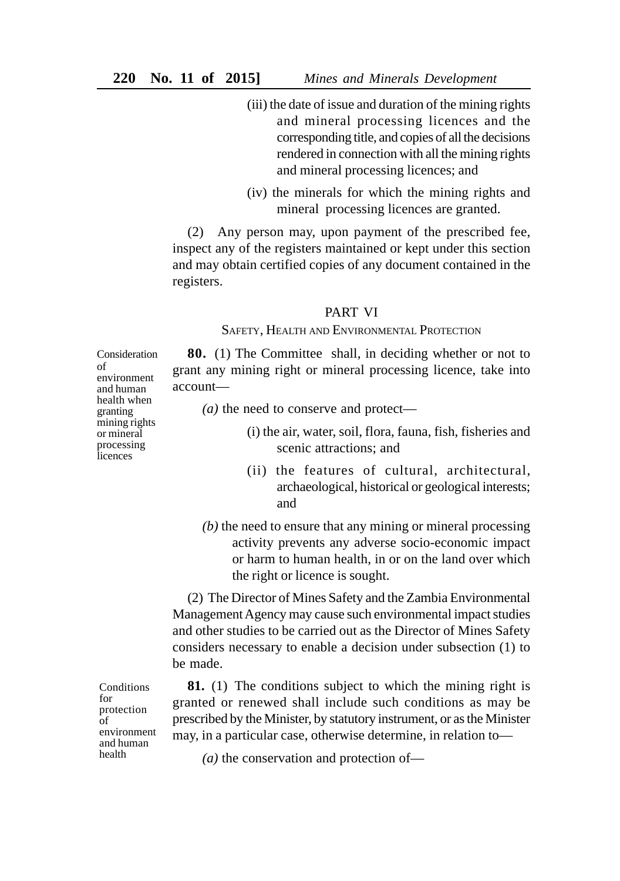(iii) the date of issue and duration of the mining rights and mineral processing licences and the corresponding title, and copies of all the decisions rendered in connection with all the mining rights and mineral processing licences; and

(iv) the minerals for which the mining rights and mineral processing licences are granted.

(2) Any person may, upon payment of the prescribed fee, inspect any of the registers maintained or kept under this section and may obtain certified copies of any document contained in the registers.

## PART VI

### SAFETY, HEALTH AND ENVIRONMENTAL PROTECTION

*Consideration of environment and human health when granting mining rights or mineral processing licences*

**80.** (1) The Committee shall, in deciding whether or not to grant any mining right or mineral processing licence, take into account—

*(a)* the need to conserve and protect—

(i) the air, water, soil, flora, fauna, fish, fisheries and scenic attractions; and

(ii) the features of cultural, architectural, archaeological, historical or geological interests; and

*(b)* the need to ensure that any mining or mineral processing activity prevents any adverse socio-economic impact or harm to human health, in or on the land over which the right or licence is sought.

(2) The Director of Mines Safety and the Zambia Environmental Management Agency may cause such environmental impact studies and other studies to be carried out as the Director of Mines Safety considers necessary to enable a decision under subsection (1) to be made.

*Conditions for protection of environment and human health*

**81.** (1) The conditions subject to which the mining right is granted or renewed shall include such conditions as may be prescribed by the Minister, by statutory instrument, or as the Minister may, in a particular case, otherwise determine, in relation to—

*(a)* the conservation and protection of—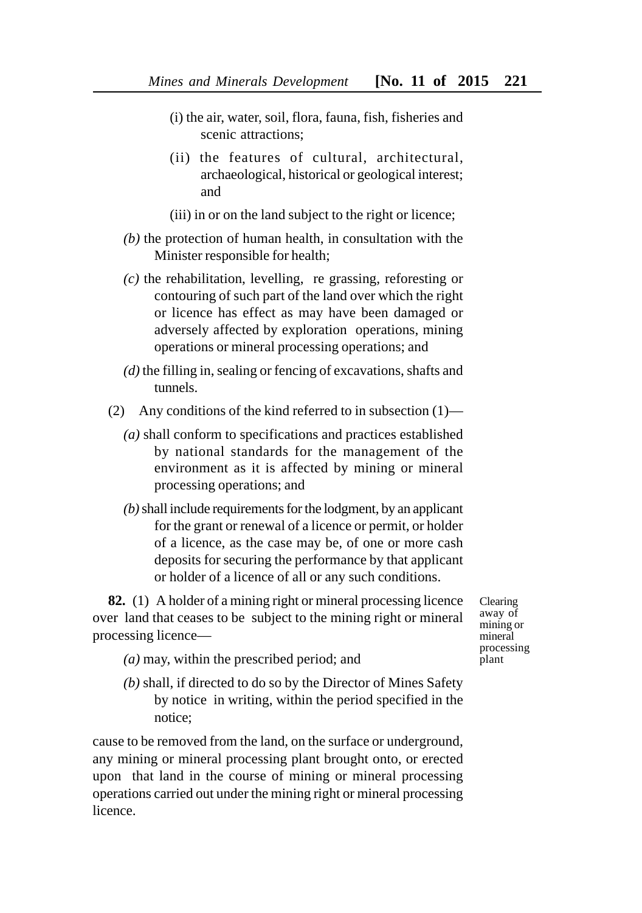(i) the air, water, soil, flora, fauna, fish, fisheries and scenic attractions;

(ii) the features of cultural, architectural, archaeological, historical or geological interest; and

(iii) in or on the land subject to the right or licence;

*(b)* the protection of human health, in consultation with the Minister responsible for health;

*(c)* the rehabilitation, levelling, re grassing, reforesting or contouring of such part of the land over which the right or licence has effect as may have been damaged or adversely affected by exploration operations, mining operations or mineral processing operations; and

*(d)* the filling in, sealing or fencing of excavations, shafts and tunnels.

(2) Any conditions of the kind referred to in subsection (1)—

*(a)* shall conform to specifications and practices established by national standards for the management of the environment as it is affected by mining or mineral processing operations; and

*(b)* shall include requirements for the lodgment, by an applicant for the grant or renewal of a licence or permit, or holder of a licence, as the case may be, of one or more cash deposits for securing the performance by that applicant or holder of a licence of all or any such conditions.

Clearing away of mining or mineral processing plant

**82.** (1) A holder of a mining right or mineral processing licence over land that ceases to be subject to the mining right or mineral processing licence—

*(a)* may, within the prescribed period; and

*(b)* shall, if directed to do so by the Director of Mines Safety by notice in writing, within the period specified in the notice;

cause to be removed from the land, on the surface or underground, any mining or mineral processing plant brought onto, or erected upon that land in the course of mining or mineral processing operations carried out under the mining right or mineral processing licence.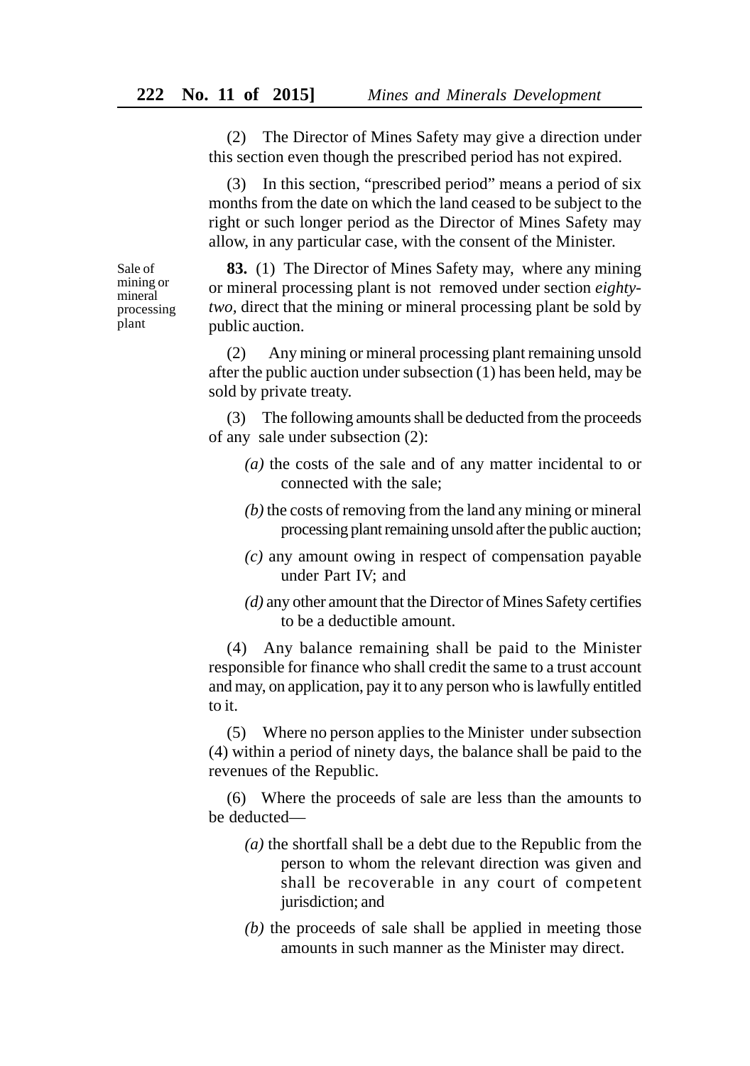(2) The Director of Mines Safety may give a direction under this section even though the prescribed period has not expired.

(3) In this section, "prescribed period" means a period of six months from the date on which the land ceased to be subject to the right or such longer period as the Director of Mines Safety may allow, in any particular case, with the consent of the Minister.

Sale of mining or mineral processing plant

**83.** (1) The Director of Mines Safety may, where any mining or mineral processing plant is not removed under section *eighty-two*, direct that the mining or mineral processing plant be sold by public auction.

(2) Any mining or mineral processing plant remaining unsold after the public auction under subsection (1) has been held, may be sold by private treaty.

(3) The following amounts shall be deducted from the proceeds of any sale under subsection (2):

*(a)* the costs of the sale and of any matter incidental to or connected with the sale;

*(b)* the costs of removing from the land any mining or mineral processing plant remaining unsold after the public auction;

*(c)* any amount owing in respect of compensation payable under Part IV; and

*(d)* any other amount that the Director of Mines Safety certifies to be a deductible amount.

(4) Any balance remaining shall be paid to the Minister responsible for finance who shall credit the same to a trust account and may, on application, pay it to any person who is lawfully entitled to it.

(5) Where no person applies to the Minister under subsection (4) within a period of ninety days, the balance shall be paid to the revenues of the Republic.

(6) Where the proceeds of sale are less than the amounts to be deducted—

*(a)* the shortfall shall be a debt due to the Republic from the person to whom the relevant direction was given and shall be recoverable in any court of competent jurisdiction; and

*(b)* the proceeds of sale shall be applied in meeting those amounts in such manner as the Minister may direct.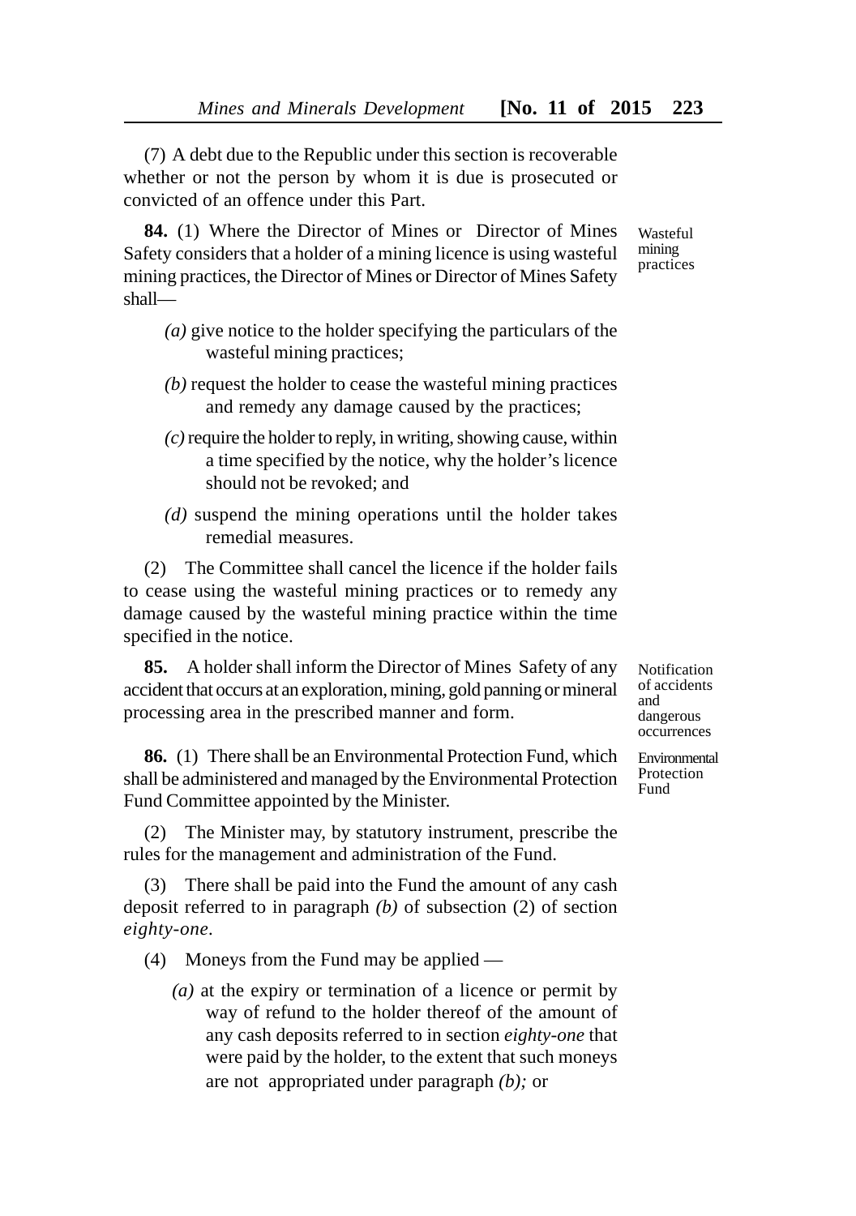(7) A debt due to the Republic under this section is recoverable whether or not the person by whom it is due is prosecuted or convicted of an offence under this Part.

Wasteful mining practices

**84.** (1) Where the Director of Mines or Director of Mines Safety considers that a holder of a mining licence is using wasteful mining practices, the Director of Mines or Director of Mines Safety shall—

*(a)* give notice to the holder specifying the particulars of the wasteful mining practices;

*(b)* request the holder to cease the wasteful mining practices and remedy any damage caused by the practices;

*(c)* require the holder to reply, in writing, showing cause, within a time specified by the notice, why the holder's licence should not be revoked; and

*(d)* suspend the mining operations until the holder takes remedial measures.

(2) The Committee shall cancel the licence if the holder fails to cease using the wasteful mining practices or to remedy any damage caused by the wasteful mining practice within the time specified in the notice.

Notification of accidents and dangerous occurrences

**85.** A holder shall inform the Director of Mines Safety of any accident that occurs at an exploration, mining, gold panning or mineral processing area in the prescribed manner and form.

Environmental Protection Fund

**86.** (1) There shall be an Environmental Protection Fund, which shall be administered and managed by the Environmental Protection Fund Committee appointed by the Minister.

(2) The Minister may, by statutory instrument, prescribe the rules for the management and administration of the Fund.

(3) There shall be paid into the Fund the amount of any cash deposit referred to in paragraph *(b)* of subsection (2) of section *eighty-one*.

(4) Moneys from the Fund may be applied —

*(a)* at the expiry or termination of a licence or permit by way of refund to the holder thereof of the amount of any cash deposits referred to in section *eighty-one* that were paid by the holder, to the extent that such moneys are not appropriated under paragraph *(b);* or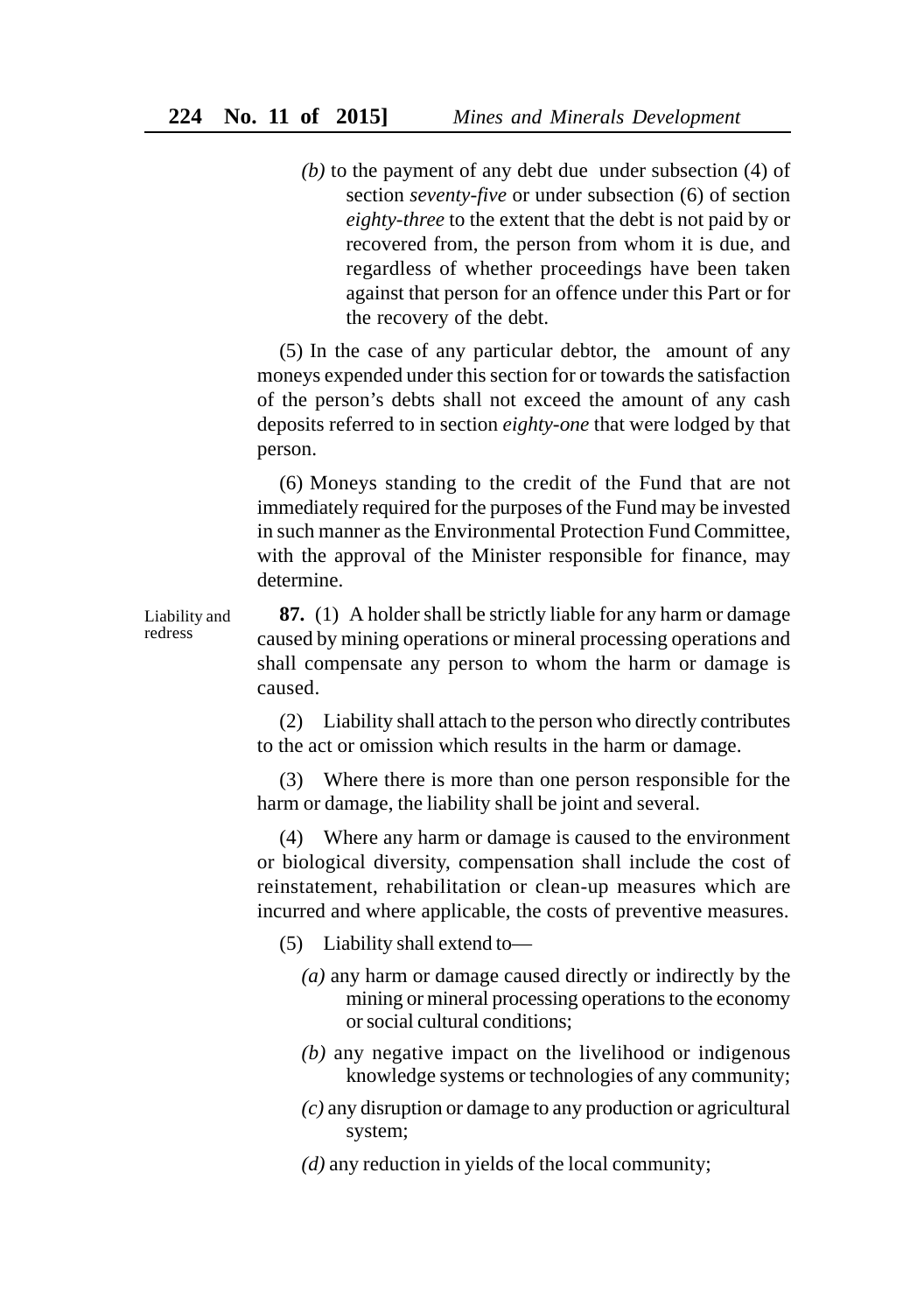*(b)* to the payment of any debt due under subsection (4) of section *seventy-five* or under subsection (6) of section *eighty-three* to the extent that the debt is not paid by or recovered from, the person from whom it is due, and regardless of whether proceedings have been taken against that person for an offence under this Part or for the recovery of the debt.

(5) In the case of any particular debtor, the amount of any moneys expended under this section for or towards the satisfaction of the person's debts shall not exceed the amount of any cash deposits referred to in section *eighty-one* that were lodged by that person.

(6) Moneys standing to the credit of the Fund that are not immediately required for the purposes of the Fund may be invested in such manner as the Environmental Protection Fund Committee, with the approval of the Minister responsible for finance, may determine.

Liability and redress

**87.** (1) A holder shall be strictly liable for any harm or damage caused by mining operations or mineral processing operations and shall compensate any person to whom the harm or damage is caused.

(2) Liability shall attach to the person who directly contributes to the act or omission which results in the harm or damage.

(3) Where there is more than one person responsible for the harm or damage, the liability shall be joint and several.

(4) Where any harm or damage is caused to the environment or biological diversity, compensation shall include the cost of reinstatement, rehabilitation or clean-up measures which are incurred and where applicable, the costs of preventive measures.

(5) Liability shall extend to—

*(a)* any harm or damage caused directly or indirectly by the mining or mineral processing operations to the economy or social cultural conditions;

*(b)* any negative impact on the livelihood or indigenous knowledge systems or technologies of any community;

*(c)* any disruption or damage to any production or agricultural system;

*(d)* any reduction in yields of the local community;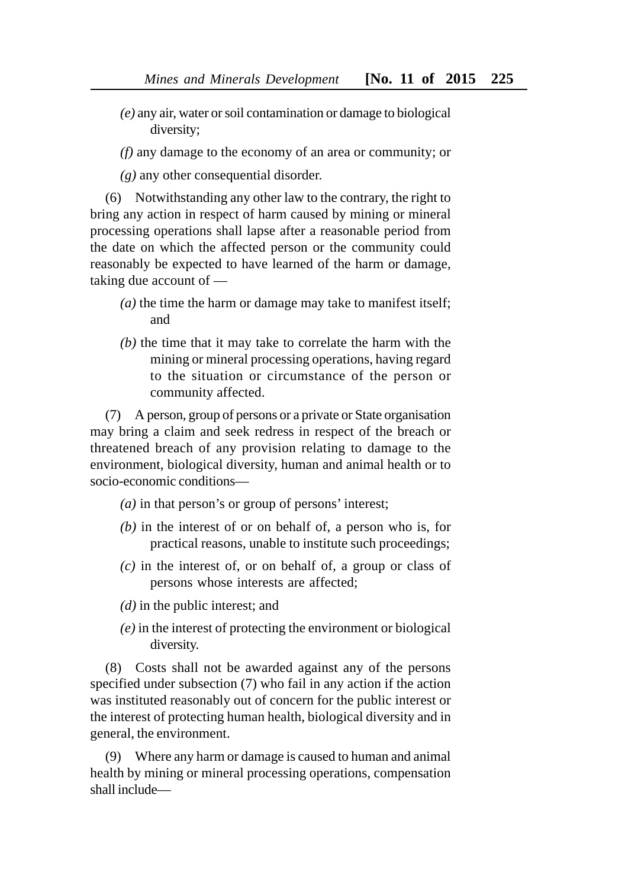*(e)* any air, water or soil contamination or damage to biological diversity;

*(f)* any damage to the economy of an area or community; or

*(g)* any other consequential disorder.

(6) Notwithstanding any other law to the contrary, the right to bring any action in respect of harm caused by mining or mineral processing operations shall lapse after a reasonable period from the date on which the affected person or the community could reasonably be expected to have learned of the harm or damage, taking due account of —

*(a)* the time the harm or damage may take to manifest itself; and

*(b)* the time that it may take to correlate the harm with the mining or mineral processing operations, having regard to the situation or circumstance of the person or community affected.

(7) A person, group of persons or a private or State organisation may bring a claim and seek redress in respect of the breach or threatened breach of any provision relating to damage to the environment, biological diversity, human and animal health or to socio-economic conditions—

*(a)* in that person's or group of persons' interest;

*(b)* in the interest of or on behalf of, a person who is, for practical reasons, unable to institute such proceedings;

*(c)* in the interest of, or on behalf of, a group or class of persons whose interests are affected;

*(d)* in the public interest; and

*(e)* in the interest of protecting the environment or biological diversity.

(8) Costs shall not be awarded against any of the persons specified under subsection (7) who fail in any action if the action was instituted reasonably out of concern for the public interest or the interest of protecting human health, biological diversity and in general, the environment.

(9) Where any harm or damage is caused to human and animal health by mining or mineral processing operations, compensation shall include—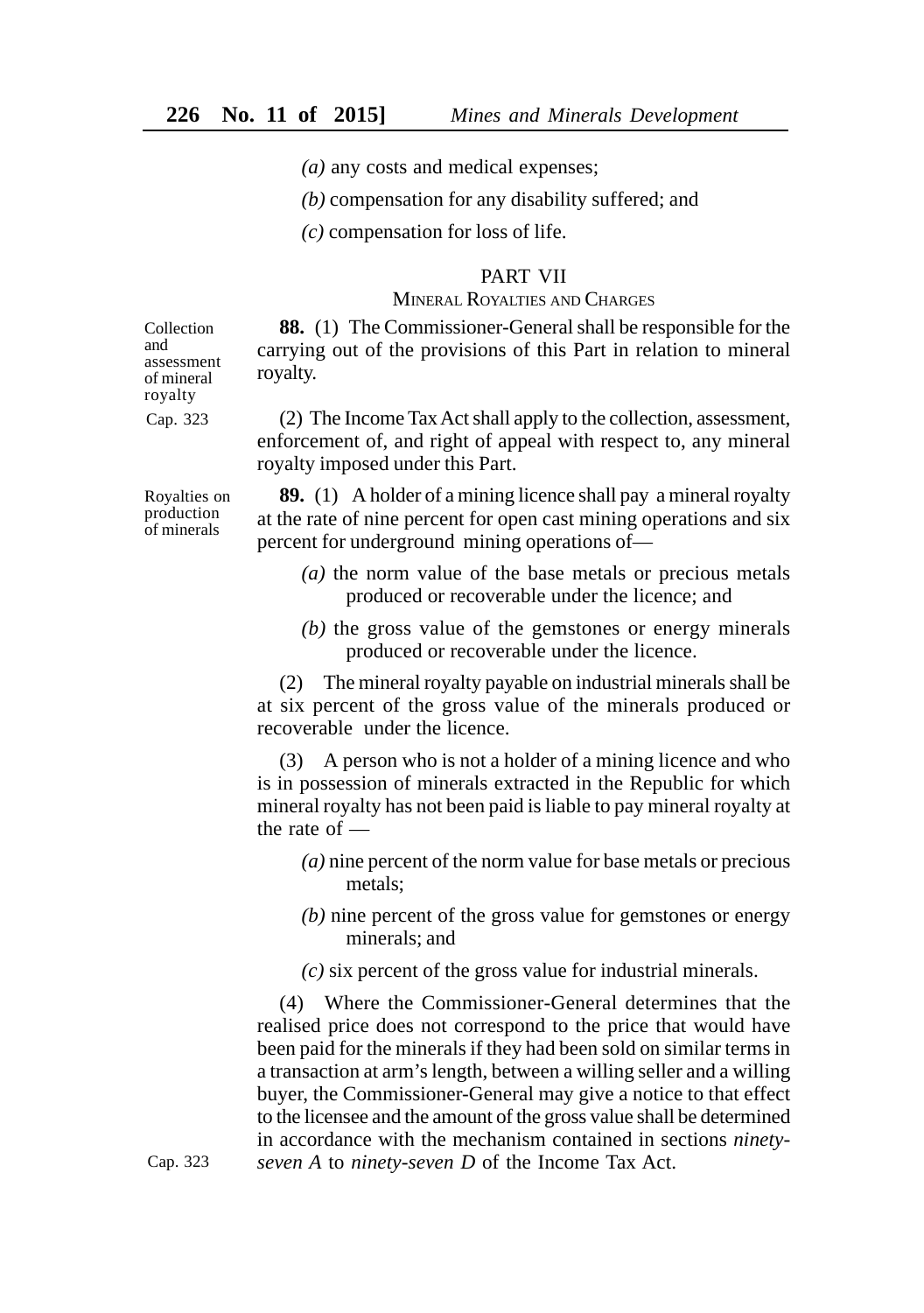*(a)* any costs and medical expenses;

*(b)* compensation for any disability suffered; and

*(c)* compensation for loss of life.

## PART VII

### MINERAL ROYALTIES AND CHARGES

Collection and assessment of mineral royalty

**88.** (1) The Commissioner-General shall be responsible for the carrying out of the provisions of this Part in relation to mineral royalty.

Cap. 323

(2) The Income Tax Act shall apply to the collection, assessment, enforcement of, and right of appeal with respect to, any mineral royalty imposed under this Part.

Royalties on production of minerals

**89.** (1) A holder of a mining licence shall pay a mineral royalty at the rate of nine percent for open cast mining operations and six percent for underground mining operations of—

*(a)* the norm value of the base metals or precious metals produced or recoverable under the licence; and

*(b)* the gross value of the gemstones or energy minerals produced or recoverable under the licence.

(2) The mineral royalty payable on industrial minerals shall be at six percent of the gross value of the minerals produced or recoverable under the licence.

(3) A person who is not a holder of a mining licence and who is in possession of minerals extracted in the Republic for which mineral royalty has not been paid is liable to pay mineral royalty at the rate of —

*(a)* nine percent of the norm value for base metals or precious metals;

*(b)* nine percent of the gross value for gemstones or energy minerals; and

*(c)* six percent of the gross value for industrial minerals.

(4) Where the Commissioner-General determines that the realised price does not correspond to the price that would have been paid for the minerals if they had been sold on similar terms in a transaction at arm's length, between a willing seller and a willing buyer, the Commissioner-General may give a notice to that effect to the licensee and the amount of the gross value shall be determined in accordance with the mechanism contained in sections *ninety-seven A* to *ninety-seven D* of the Income Tax Act.

Cap. 323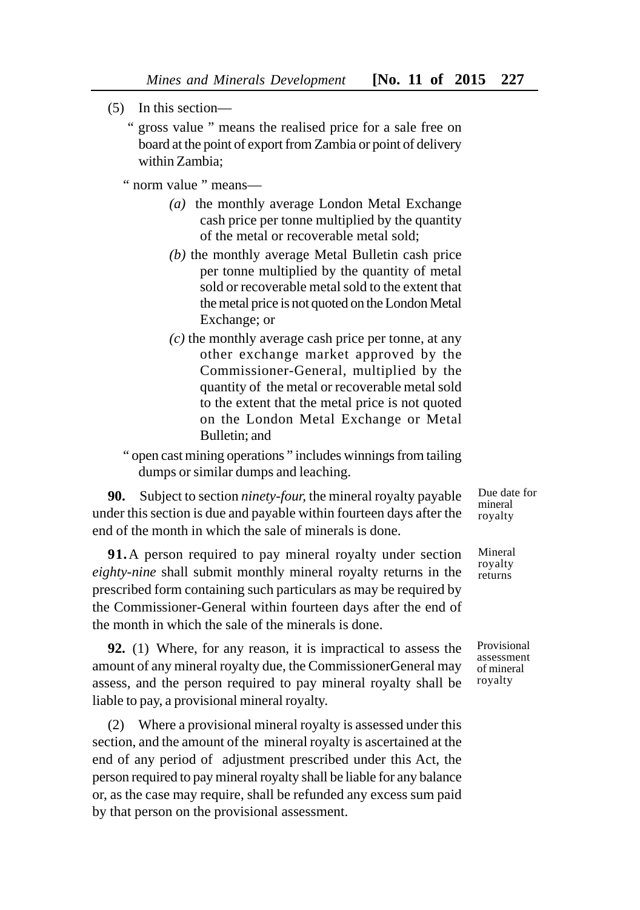(5) In this section—

" gross value " means the realised price for a sale free on board at the point of export from Zambia or point of delivery within Zambia;

" norm value " means—

*(a)* the monthly average London Metal Exchange cash price per tonne multiplied by the quantity of the metal or recoverable metal sold;

*(b)* the monthly average Metal Bulletin cash price per tonne multiplied by the quantity of metal sold or recoverable metal sold to the extent that the metal price is not quoted on the London Metal Exchange; or

*(c)* the monthly average cash price per tonne, at any other exchange market approved by the Commissioner-General, multiplied by the quantity of the metal or recoverable metal sold to the extent that the metal price is not quoted on the London Metal Exchange or Metal Bulletin; and

" open cast mining operations " includes winnings from tailing dumps or similar dumps and leaching.

Due date for mineral royalty

**90.** Subject to section *ninety-four,* the mineral royalty payable under this section is due and payable within fourteen days after the end of the month in which the sale of minerals is done.

Mineral royalty returns

**91.** A person required to pay mineral royalty under section *eighty-nine* shall submit monthly mineral royalty returns in the prescribed form containing such particulars as may be required by the Commissioner-General within fourteen days after the end of the month in which the sale of the minerals is done.

Provisional assessment of mineral royalty

**92.** (1) Where, for any reason, it is impractical to assess the amount of any mineral royalty due, the CommissionerGeneral may assess, and the person required to pay mineral royalty shall be liable to pay, a provisional mineral royalty.

(2) Where a provisional mineral royalty is assessed under this section, and the amount of the mineral royalty is ascertained at the end of any period of adjustment prescribed under this Act, the person required to pay mineral royalty shall be liable for any balance or, as the case may require, shall be refunded any excess sum paid by that person on the provisional assessment.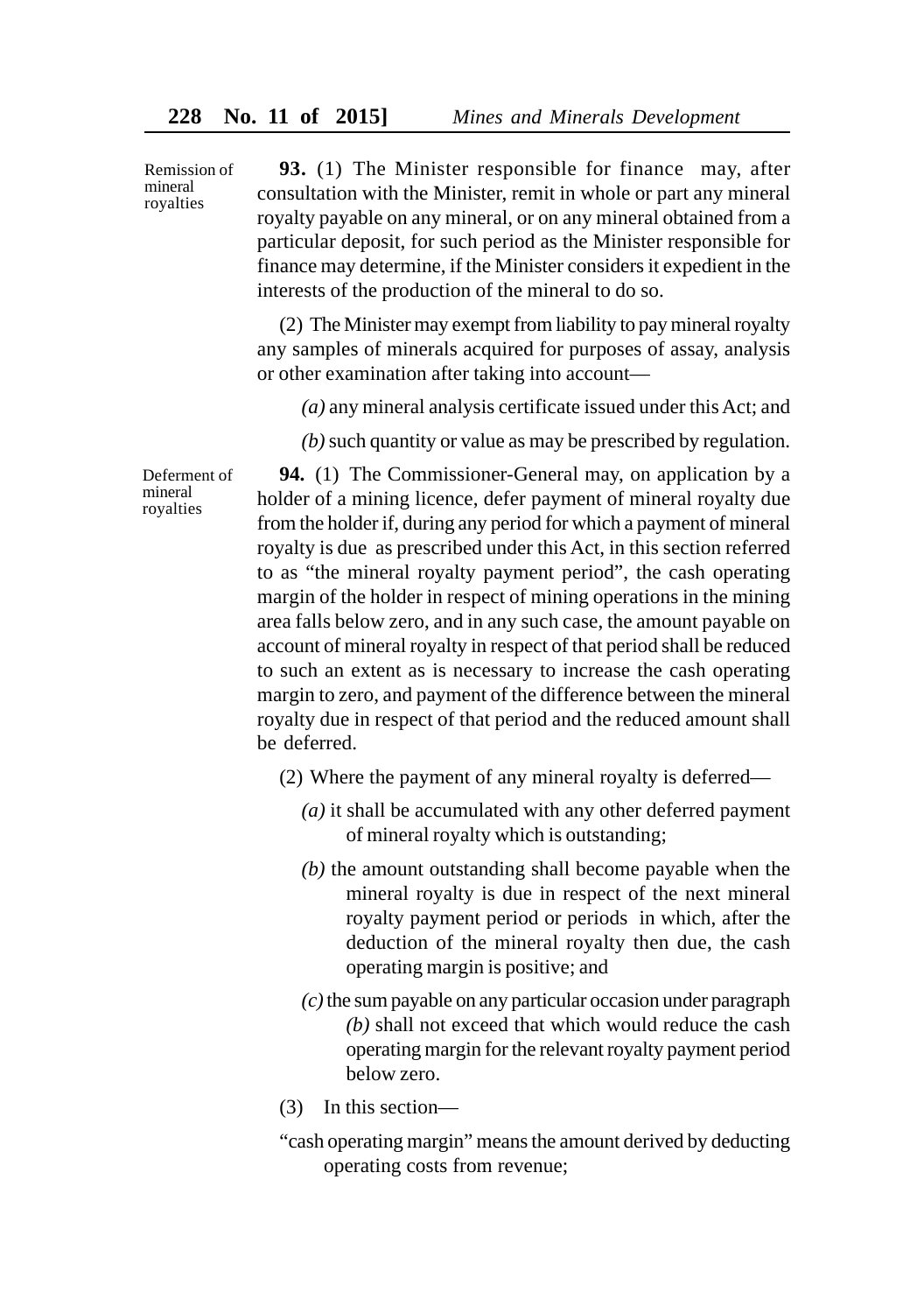Remission of mineral royalties

**93.** (1) The Minister responsible for finance may, after consultation with the Minister, remit in whole or part any mineral royalty payable on any mineral, or on any mineral obtained from a particular deposit, for such period as the Minister responsible for finance may determine, if the Minister considers it expedient in the interests of the production of the mineral to do so.

(2) The Minister may exempt from liability to pay mineral royalty any samples of minerals acquired for purposes of assay, analysis or other examination after taking into account—

*(a)* any mineral analysis certificate issued under this Act; and

*(b)* such quantity or value as may be prescribed by regulation.

Deferment of mineral royalties

**94.** (1) The Commissioner-General may, on application by a holder of a mining licence, defer payment of mineral royalty due from the holder if, during any period for which a payment of mineral royalty is due as prescribed under this Act, in this section referred to as "the mineral royalty payment period", the cash operating margin of the holder in respect of mining operations in the mining area falls below zero, and in any such case, the amount payable on account of mineral royalty in respect of that period shall be reduced to such an extent as is necessary to increase the cash operating margin to zero, and payment of the difference between the mineral royalty due in respect of that period and the reduced amount shall be deferred.

(2) Where the payment of any mineral royalty is deferred—

*(a)* it shall be accumulated with any other deferred payment of mineral royalty which is outstanding;

*(b)* the amount outstanding shall become payable when the mineral royalty is due in respect of the next mineral royalty payment period or periods in which, after the deduction of the mineral royalty then due, the cash operating margin is positive; and

*(c)* the sum payable on any particular occasion under paragraph *(b)* shall not exceed that which would reduce the cash operating margin for the relevant royalty payment period below zero.

(3) In this section—

"cash operating margin" means the amount derived by deducting operating costs from revenue;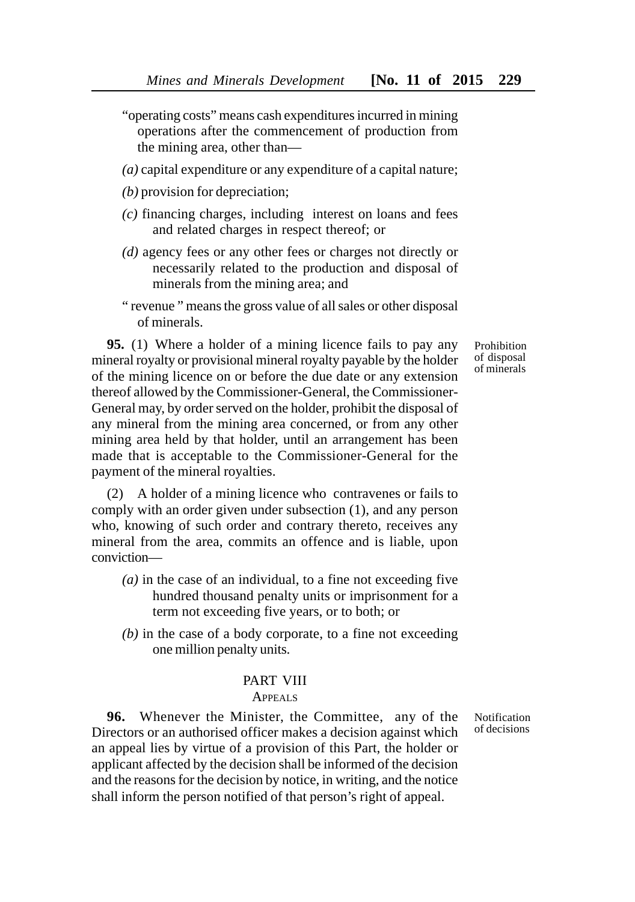"operating costs" means cash expenditures incurred in mining operations after the commencement of production from the mining area, other than—

*(a)* capital expenditure or any expenditure of a capital nature;

*(b)* provision for depreciation;

*(c)* financing charges, including interest on loans and fees and related charges in respect thereof; or

*(d)* agency fees or any other fees or charges not directly or necessarily related to the production and disposal of minerals from the mining area; and

" revenue " means the gross value of all sales or other disposal of minerals.

Prohibition of disposal of minerals

**95.** (1) Where a holder of a mining licence fails to pay any mineral royalty or provisional mineral royalty payable by the holder of the mining licence on or before the due date or any extension thereof allowed by the Commissioner-General, the Commissioner-General may, by order served on the holder, prohibit the disposal of any mineral from the mining area concerned, or from any other mining area held by that holder, until an arrangement has been made that is acceptable to the Commissioner-General for the payment of the mineral royalties.

(2) A holder of a mining licence who contravenes or fails to comply with an order given under subsection (1), and any person who, knowing of such order and contrary thereto, receives any mineral from the area, commits an offence and is liable, upon conviction—

*(a)* in the case of an individual, to a fine not exceeding five hundred thousand penalty units or imprisonment for a term not exceeding five years, or to both; or

*(b)* in the case of a body corporate, to a fine not exceeding one million penalty units.

## PART VIII

### APPEALS

Notification of decisions

**96.** Whenever the Minister, the Committee, any of the Directors or an authorised officer makes a decision against which an appeal lies by virtue of a provision of this Part, the holder or applicant affected by the decision shall be informed of the decision and the reasons for the decision by notice, in writing, and the notice shall inform the person notified of that person's right of appeal.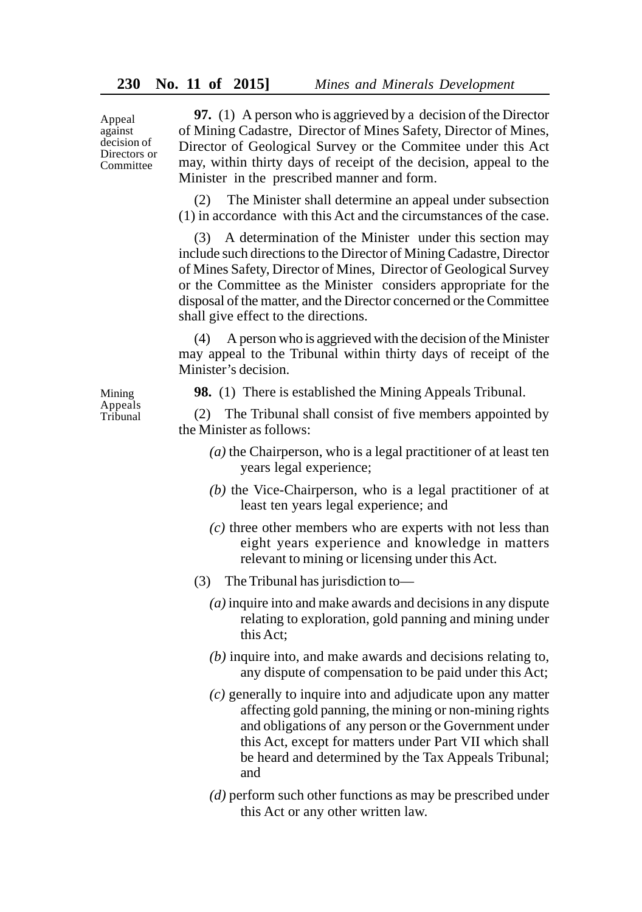Appeal against decision of Directors or Committee

**97.** (1) A person who is aggrieved by a decision of the Director of Mining Cadastre, Director of Mines Safety, Director of Mines, Director of Geological Survey or the Commitee under this Act may, within thirty days of receipt of the decision, appeal to the Minister in the prescribed manner and form.

(2) The Minister shall determine an appeal under subsection (1) in accordance with this Act and the circumstances of the case.

(3) A determination of the Minister under this section may include such directions to the Director of Mining Cadastre, Director of Mines Safety, Director of Mines, Director of Geological Survey or the Committee as the Minister considers appropriate for the disposal of the matter, and the Director concerned or the Committee shall give effect to the directions.

(4) A person who is aggrieved with the decision of the Minister may appeal to the Tribunal within thirty days of receipt of the Minister's decision.

Mining Appeals Tribunal

**98.** (1) There is established the Mining Appeals Tribunal.

(2) The Tribunal shall consist of five members appointed by the Minister as follows:

*(a)* the Chairperson, who is a legal practitioner of at least ten years legal experience;

*(b)* the Vice-Chairperson, who is a legal practitioner of at least ten years legal experience; and

*(c)* three other members who are experts with not less than eight years experience and knowledge in matters relevant to mining or licensing under this Act.

(3) The Tribunal has jurisdiction to—

*(a)* inquire into and make awards and decisions in any dispute relating to exploration, gold panning and mining under this Act;

*(b)* inquire into, and make awards and decisions relating to, any dispute of compensation to be paid under this Act;

*(c)* generally to inquire into and adjudicate upon any matter affecting gold panning, the mining or non-mining rights and obligations of any person or the Government under this Act, except for matters under Part VII which shall be heard and determined by the Tax Appeals Tribunal; and

*(d)* perform such other functions as may be prescribed under this Act or any other written law.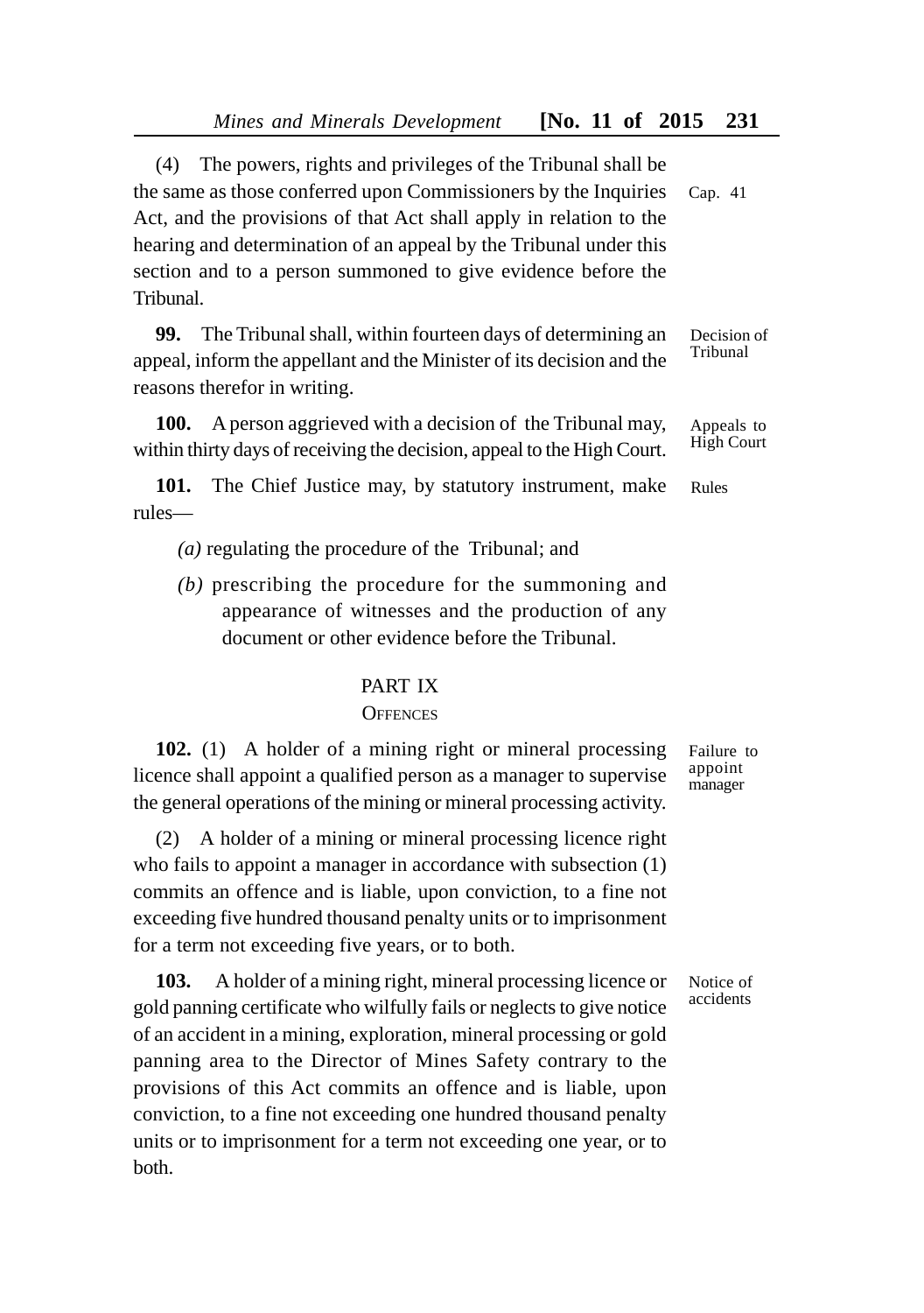(4) The powers, rights and privileges of the Tribunal shall be the same as those conferred upon Commissioners by the Inquiries Act, and the provisions of that Act shall apply in relation to the hearing and determination of an appeal by the Tribunal under this section and to a person summoned to give evidence before the Tribunal.

Cap. 41

Decision of Tribunal

**99.** The Tribunal shall, within fourteen days of determining an appeal, inform the appellant and the Minister of its decision and the reasons therefor in writing.

Appeals to High Court

**100.** A person aggrieved with a decision of the Tribunal may, within thirty days of receiving the decision, appeal to the High Court.

Rules

**101.** The Chief Justice may, by statutory instrument, make rules—

*(a)* regulating the procedure of the Tribunal; and

*(b)* prescribing the procedure for the summoning and appearance of witnesses and the production of any document or other evidence before the Tribunal.

## PART IX

### OFFENCES

Failure to appoint manager

**102.** (1) A holder of a mining right or mineral processing licence shall appoint a qualified person as a manager to supervise the general operations of the mining or mineral processing activity.

(2) A holder of a mining or mineral processing licence right who fails to appoint a manager in accordance with subsection (1) commits an offence and is liable, upon conviction, to a fine not exceeding five hundred thousand penalty units or to imprisonment for a term not exceeding five years, or to both.

Notice of accidents

**103.** A holder of a mining right, mineral processing licence or gold panning certificate who wilfully fails or neglects to give notice of an accident in a mining, exploration, mineral processing or gold panning area to the Director of Mines Safety contrary to the provisions of this Act commits an offence and is liable, upon conviction, to a fine not exceeding one hundred thousand penalty units or to imprisonment for a term not exceeding one year, or to both.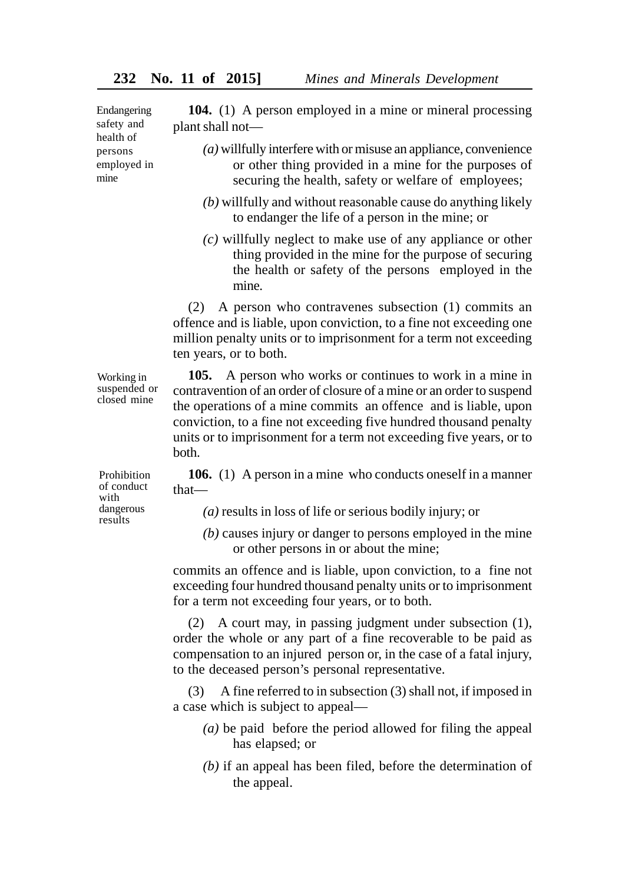**Endangering safety and health of persons employed in mine**

**104.** (1) A person employed in a mine or mineral processing plant shall not—

*(a)* willfully interfere with or misuse an appliance, convenience or other thing provided in a mine for the purposes of securing the health, safety or welfare of employees;

*(b)* willfully and without reasonable cause do anything likely to endanger the life of a person in the mine; or

*(c)* willfully neglect to make use of any appliance or other thing provided in the mine for the purpose of securing the health or safety of the persons employed in the mine.

(2) A person who contravenes subsection (1) commits an offence and is liable, upon conviction, to a fine not exceeding one million penalty units or to imprisonment for a term not exceeding ten years, or to both.

**Working in suspended or closed mine**

**105.** A person who works or continues to work in a mine in contravention of an order of closure of a mine or an order to suspend the operations of a mine commits an offence and is liable, upon conviction, to a fine not exceeding five hundred thousand penalty units or to imprisonment for a term not exceeding five years, or to both.

**Prohibition of conduct with dangerous results**

**106.** (1) A person in a mine who conducts oneself in a manner that—

*(a)* results in loss of life or serious bodily injury; or

*(b)* causes injury or danger to persons employed in the mine or other persons in or about the mine;

commits an offence and is liable, upon conviction, to a fine not exceeding four hundred thousand penalty units or to imprisonment for a term not exceeding four years, or to both.

(2) A court may, in passing judgment under subsection (1), order the whole or any part of a fine recoverable to be paid as compensation to an injured person or, in the case of a fatal injury, to the deceased person's personal representative.

(3) A fine referred to in subsection (3) shall not, if imposed in a case which is subject to appeal—

*(a)* be paid before the period allowed for filing the appeal has elapsed; or

*(b)* if an appeal has been filed, before the determination of the appeal.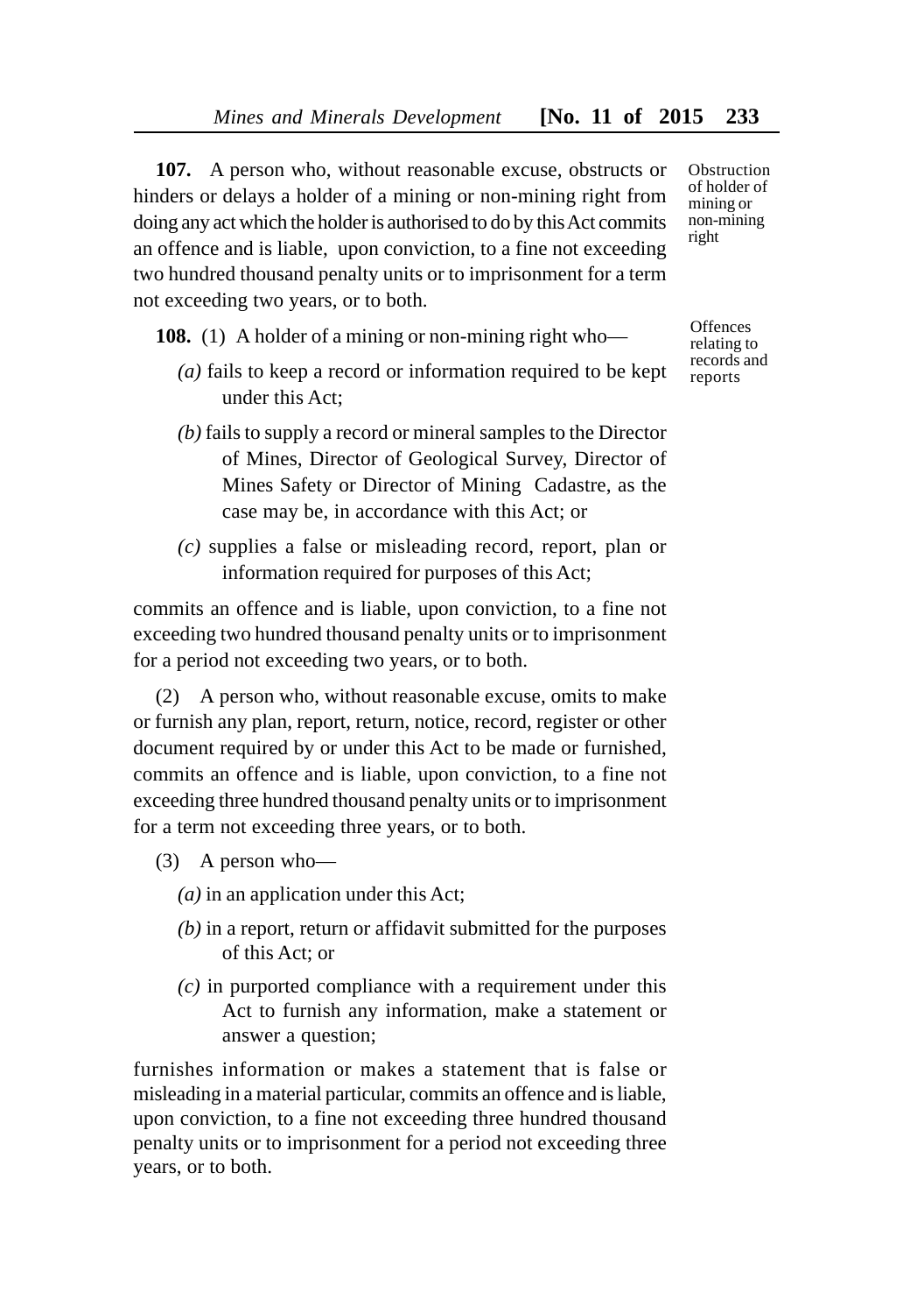**107.** A person who, without reasonable excuse, obstructs or hinders or delays a holder of a mining or non-mining right from doing any act which the holder is authorised to do by this Act commits an offence and is liable, upon conviction, to a fine not exceeding two hundred thousand penalty units or to imprisonment for a term not exceeding two years, or to both.

*Obstruction of holder of mining or non-mining right*

**108.** (1) A holder of a mining or non-mining right who—

*Offences relating to records and reports*

- *(a)* fails to keep a record or information required to be kept under this Act;
- *(b)* fails to supply a record or mineral samples to the Director of Mines, Director of Geological Survey, Director of Mines Safety or Director of Mining Cadastre, as the case may be, in accordance with this Act; or
- *(c)* supplies a false or misleading record, report, plan or information required for purposes of this Act;

commits an offence and is liable, upon conviction, to a fine not exceeding two hundred thousand penalty units or to imprisonment for a period not exceeding two years, or to both.

(2) A person who, without reasonable excuse, omits to make or furnish any plan, report, return, notice, record, register or other document required by or under this Act to be made or furnished, commits an offence and is liable, upon conviction, to a fine not exceeding three hundred thousand penalty units or to imprisonment for a term not exceeding three years, or to both.

(3) A person who—

- *(a)* in an application under this Act;
- *(b)* in a report, return or affidavit submitted for the purposes of this Act; or
- *(c)* in purported compliance with a requirement under this Act to furnish any information, make a statement or answer a question;

furnishes information or makes a statement that is false or misleading in a material particular, commits an offence and is liable, upon conviction, to a fine not exceeding three hundred thousand penalty units or to imprisonment for a period not exceeding three years, or to both.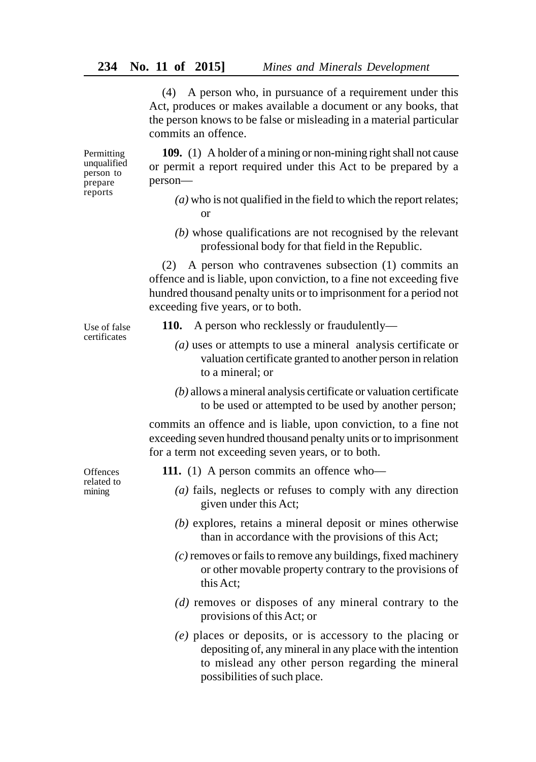(4) A person who, in pursuance of a requirement under this Act, produces or makes available a document or any books, that the person knows to be false or misleading in a material particular commits an offence.

Permitting unqualified person to prepare reports

**109.** (1) A holder of a mining or non-mining right shall not cause or permit a report required under this Act to be prepared by a person—

*(a)* who is not qualified in the field to which the report relates; or

*(b)* whose qualifications are not recognised by the relevant professional body for that field in the Republic.

(2) A person who contravenes subsection (1) commits an offence and is liable, upon conviction, to a fine not exceeding five hundred thousand penalty units or to imprisonment for a period not exceeding five years, or to both.

Use of false certificates

**110.** A person who recklessly or fraudulently—

*(a)* uses or attempts to use a mineral analysis certificate or valuation certificate granted to another person in relation to a mineral; or

*(b)* allows a mineral analysis certificate or valuation certificate to be used or attempted to be used by another person;

commits an offence and is liable, upon conviction, to a fine not exceeding seven hundred thousand penalty units or to imprisonment for a term not exceeding seven years, or to both.

Offences related to mining

**111.** (1) A person commits an offence who—

*(a)* fails, neglects or refuses to comply with any direction given under this Act;

*(b)* explores, retains a mineral deposit or mines otherwise than in accordance with the provisions of this Act;

*(c)* removes or fails to remove any buildings, fixed machinery or other movable property contrary to the provisions of this Act;

*(d)* removes or disposes of any mineral contrary to the provisions of this Act; or

*(e)* places or deposits, or is accessory to the placing or depositing of, any mineral in any place with the intention to mislead any other person regarding the mineral possibilities of such place.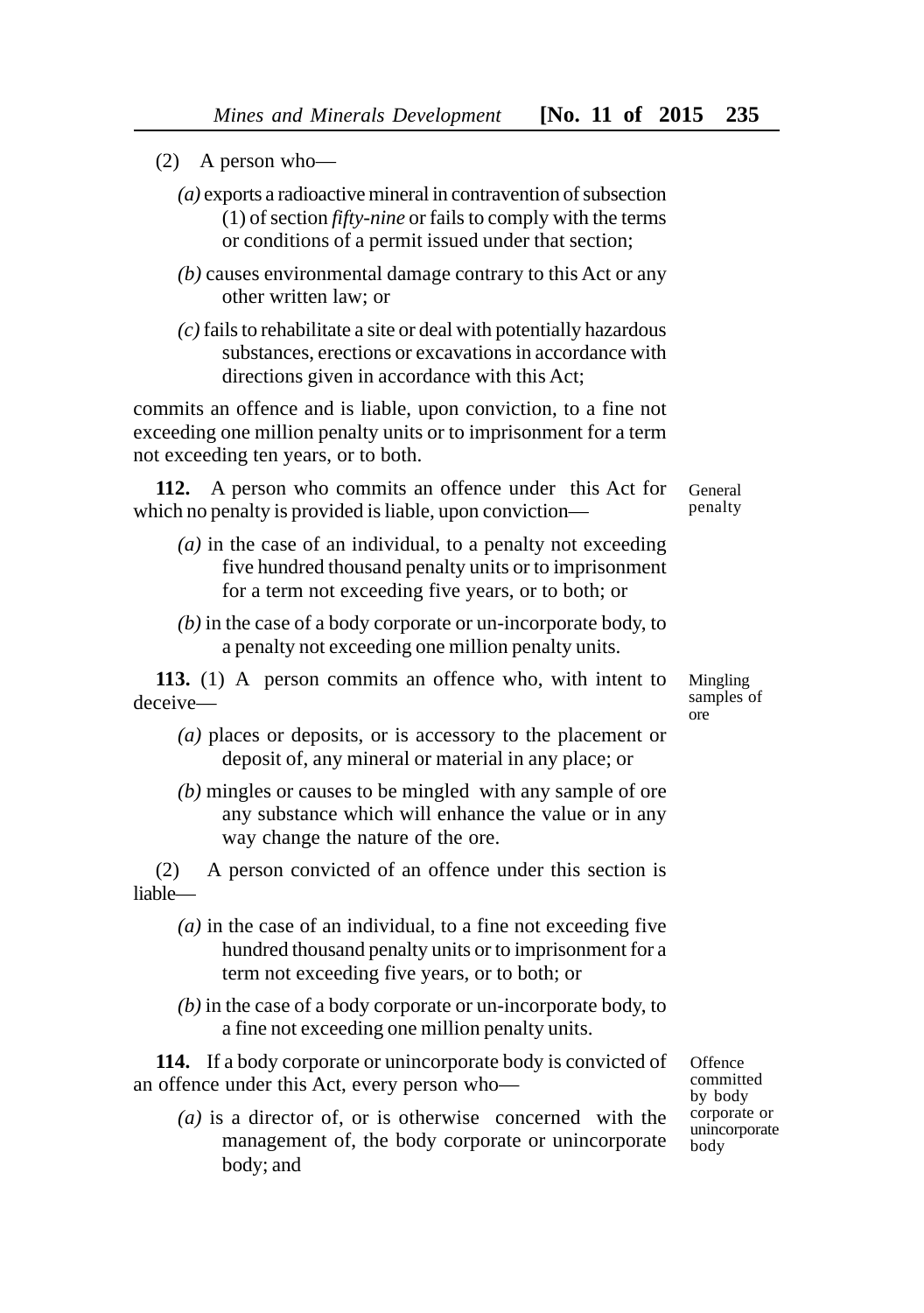(2) A person who—

*(a)* exports a radioactive mineral in contravention of subsection (1) of section *fifty-nine* or fails to comply with the terms or conditions of a permit issued under that section;

*(b)* causes environmental damage contrary to this Act or any other written law; or

*(c)* fails to rehabilitate a site or deal with potentially hazardous substances, erections or excavations in accordance with directions given in accordance with this Act;

commits an offence and is liable, upon conviction, to a fine not exceeding one million penalty units or to imprisonment for a term not exceeding ten years, or to both.

General penalty

**112.** A person who commits an offence under this Act for which no penalty is provided is liable, upon conviction—

*(a)* in the case of an individual, to a penalty not exceeding five hundred thousand penalty units or to imprisonment for a term not exceeding five years, or to both; or

*(b)* in the case of a body corporate or un-incorporate body, to a penalty not exceeding one million penalty units.

Mingling samples of ore

**113.** (1) A person commits an offence who, with intent to deceive—

*(a)* places or deposits, or is accessory to the placement or deposit of, any mineral or material in any place; or

*(b)* mingles or causes to be mingled with any sample of ore any substance which will enhance the value or in any way change the nature of the ore.

(2) A person convicted of an offence under this section is liable—

*(a)* in the case of an individual, to a fine not exceeding five hundred thousand penalty units or to imprisonment for a term not exceeding five years, or to both; or

*(b)* in the case of a body corporate or un-incorporate body, to a fine not exceeding one million penalty units.

Offence committed by body corporate or unincorporate body

**114.** If a body corporate or unincorporate body is convicted of an offence under this Act, every person who—

*(a)* is a director of, or is otherwise concerned with the management of, the body corporate or unincorporate body; and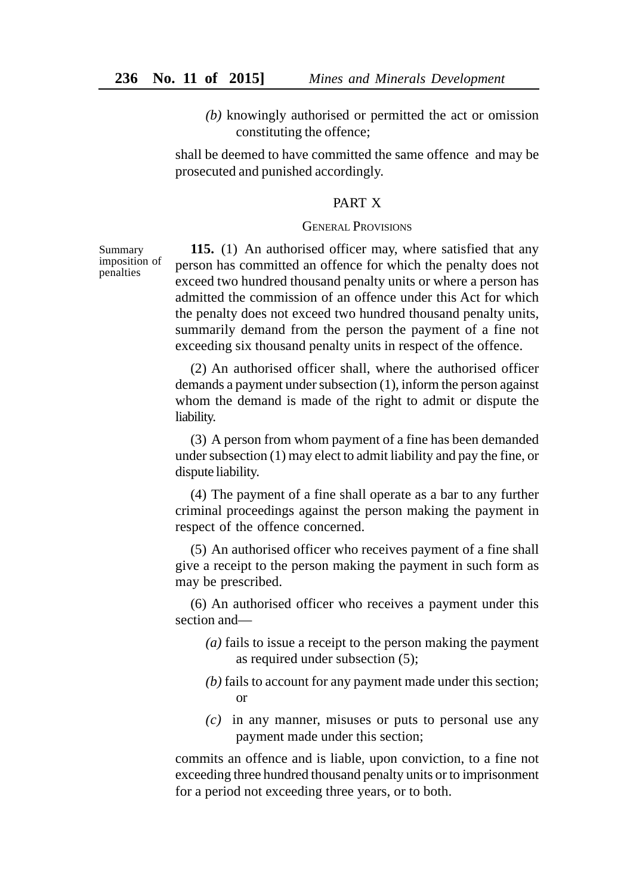*(b)* knowingly authorised or permitted the act or omission constituting the offence;

shall be deemed to have committed the same offence and may be prosecuted and punished accordingly.

## PART X

### GENERAL PROVISIONS

Summary imposition of penalties

**115.** (1) An authorised officer may, where satisfied that any person has committed an offence for which the penalty does not exceed two hundred thousand penalty units or where a person has admitted the commission of an offence under this Act for which the penalty does not exceed two hundred thousand penalty units, summarily demand from the person the payment of a fine not exceeding six thousand penalty units in respect of the offence.

(2) An authorised officer shall, where the authorised officer demands a payment under subsection (1), inform the person against whom the demand is made of the right to admit or dispute the liability.

(3) A person from whom payment of a fine has been demanded under subsection (1) may elect to admit liability and pay the fine, or dispute liability.

(4) The payment of a fine shall operate as a bar to any further criminal proceedings against the person making the payment in respect of the offence concerned.

(5) An authorised officer who receives payment of a fine shall give a receipt to the person making the payment in such form as may be prescribed.

(6) An authorised officer who receives a payment under this section and—

*(a)* fails to issue a receipt to the person making the payment as required under subsection (5);

*(b)* fails to account for any payment made under this section; or

*(c)* in any manner, misuses or puts to personal use any payment made under this section;

commits an offence and is liable, upon conviction, to a fine not exceeding three hundred thousand penalty units or to imprisonment for a period not exceeding three years, or to both.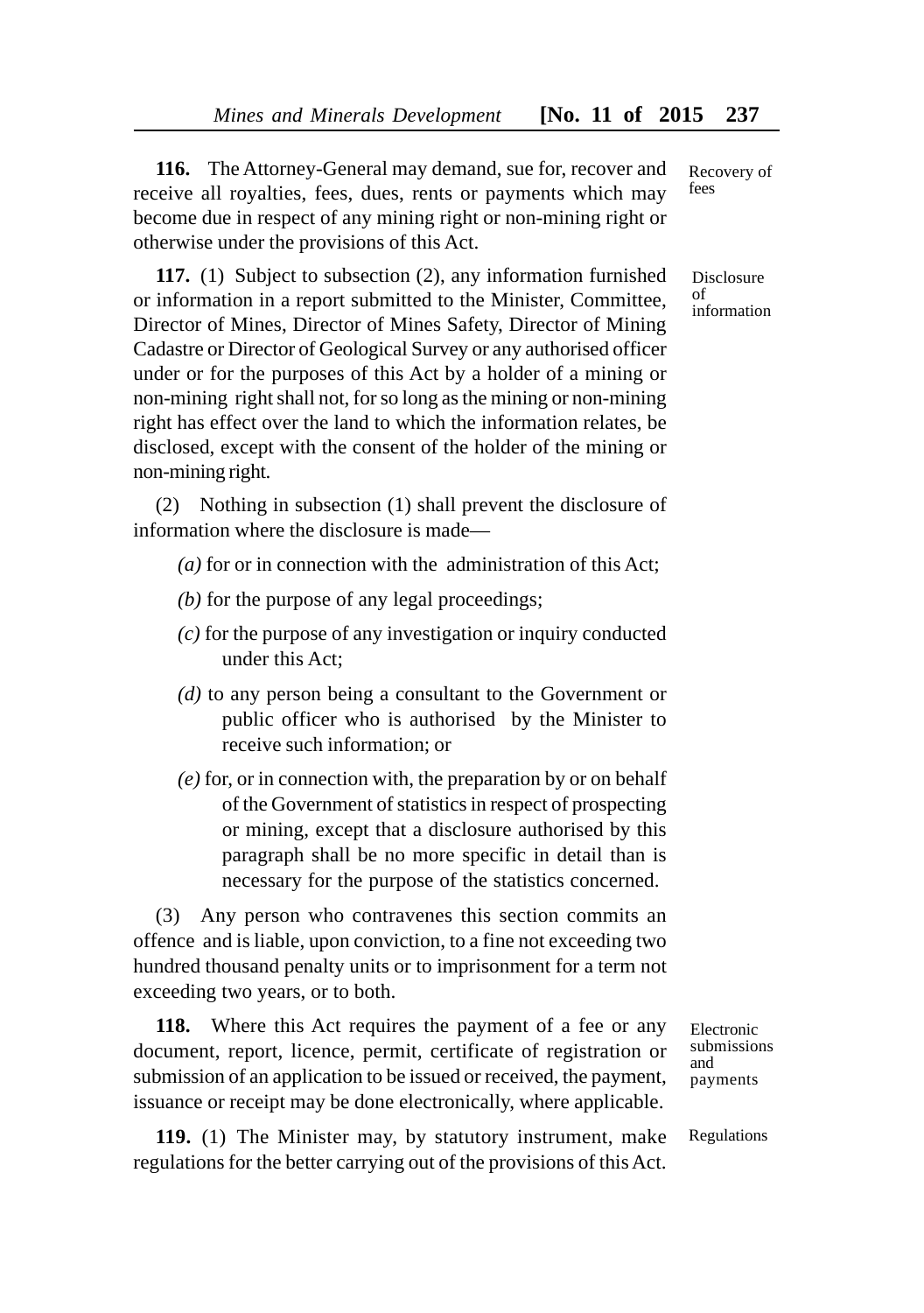**116.** The Attorney-General may demand, sue for, recover and receive all royalties, fees, dues, rents or payments which may become due in respect of any mining right or non-mining right or otherwise under the provisions of this Act.

Recovery of fees

**117.** (1) Subject to subsection (2), any information furnished or information in a report submitted to the Minister, Committee, Director of Mines, Director of Mines Safety, Director of Mining Cadastre or Director of Geological Survey or any authorised officer under or for the purposes of this Act by a holder of a mining or non-mining right shall not, for so long as the mining or non-mining right has effect over the land to which the information relates, be disclosed, except with the consent of the holder of the mining or non-mining right.

Disclosure of information

(2) Nothing in subsection (1) shall prevent the disclosure of information where the disclosure is made—

*(a)* for or in connection with the administration of this Act;

*(b)* for the purpose of any legal proceedings;

*(c)* for the purpose of any investigation or inquiry conducted under this Act;

*(d)* to any person being a consultant to the Government or public officer who is authorised by the Minister to receive such information; or

*(e)* for, or in connection with, the preparation by or on behalf of the Government of statistics in respect of prospecting or mining, except that a disclosure authorised by this paragraph shall be no more specific in detail than is necessary for the purpose of the statistics concerned.

(3) Any person who contravenes this section commits an offence and is liable, upon conviction, to a fine not exceeding two hundred thousand penalty units or to imprisonment for a term not exceeding two years, or to both.

**118.** Where this Act requires the payment of a fee or any document, report, licence, permit, certificate of registration or submission of an application to be issued or received, the payment, issuance or receipt may be done electronically, where applicable.

Electronic submissions and payments

**119.** (1) The Minister may, by statutory instrument, make regulations for the better carrying out of the provisions of this Act.

Regulations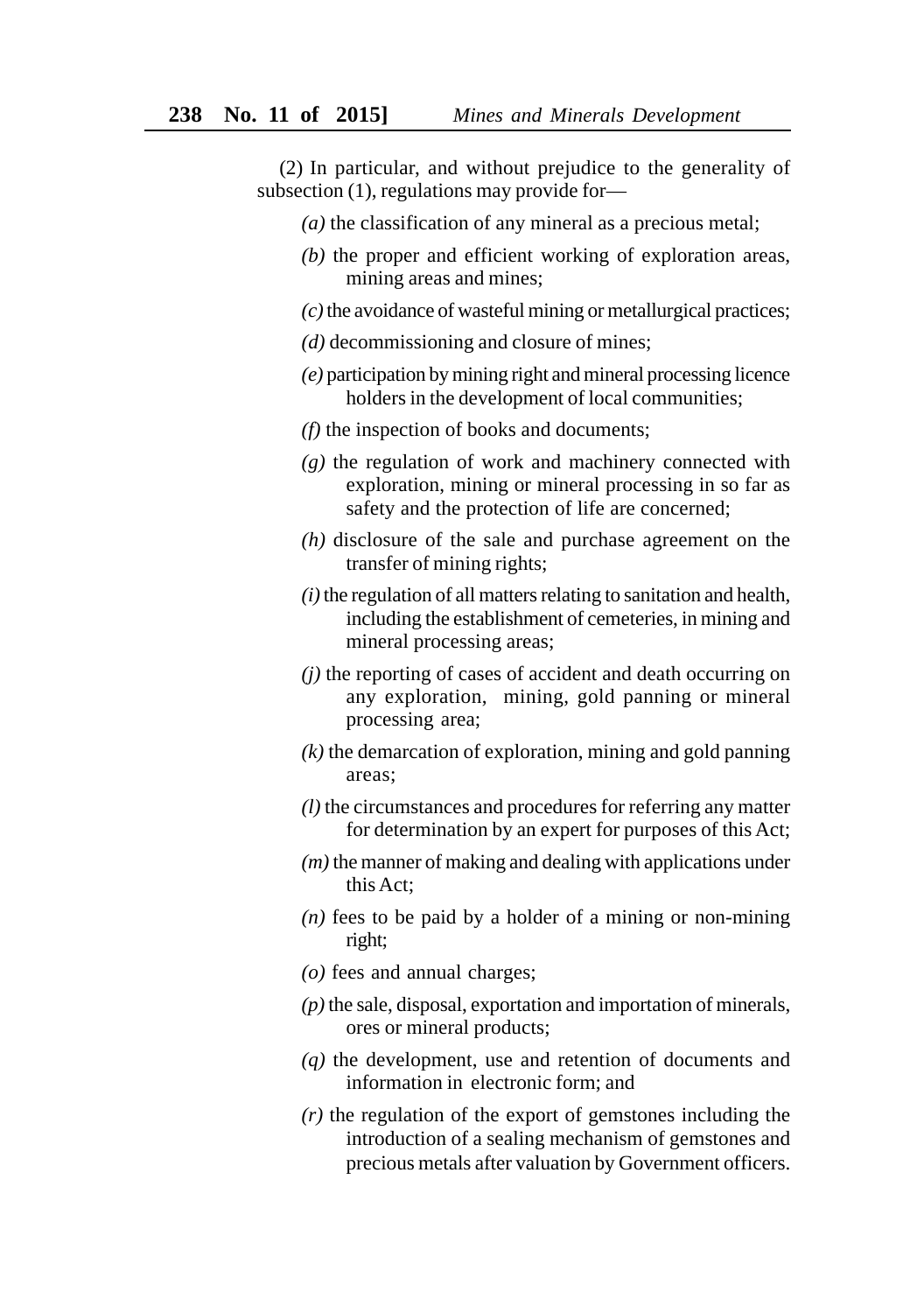(2) In particular, and without prejudice to the generality of subsection (1), regulations may provide for—

*(a)* the classification of any mineral as a precious metal;

*(b)* the proper and efficient working of exploration areas, mining areas and mines;

*(c)* the avoidance of wasteful mining or metallurgical practices;

*(d)* decommissioning and closure of mines;

*(e)* participation by mining right and mineral processing licence holders in the development of local communities;

*(f)* the inspection of books and documents;

*(g)* the regulation of work and machinery connected with exploration, mining or mineral processing in so far as safety and the protection of life are concerned;

*(h)* disclosure of the sale and purchase agreement on the transfer of mining rights;

*(i)* the regulation of all matters relating to sanitation and health, including the establishment of cemeteries, in mining and mineral processing areas;

*(j)* the reporting of cases of accident and death occurring on any exploration, mining, gold panning or mineral processing area;

*(k)* the demarcation of exploration, mining and gold panning areas;

*(l)* the circumstances and procedures for referring any matter for determination by an expert for purposes of this Act;

*(m)* the manner of making and dealing with applications under this Act;

*(n)* fees to be paid by a holder of a mining or non-mining right;

*(o)* fees and annual charges;

*(p)* the sale, disposal, exportation and importation of minerals, ores or mineral products;

*(q)* the development, use and retention of documents and information in electronic form; and

*(r)* the regulation of the export of gemstones including the introduction of a sealing mechanism of gemstones and precious metals after valuation by Government officers.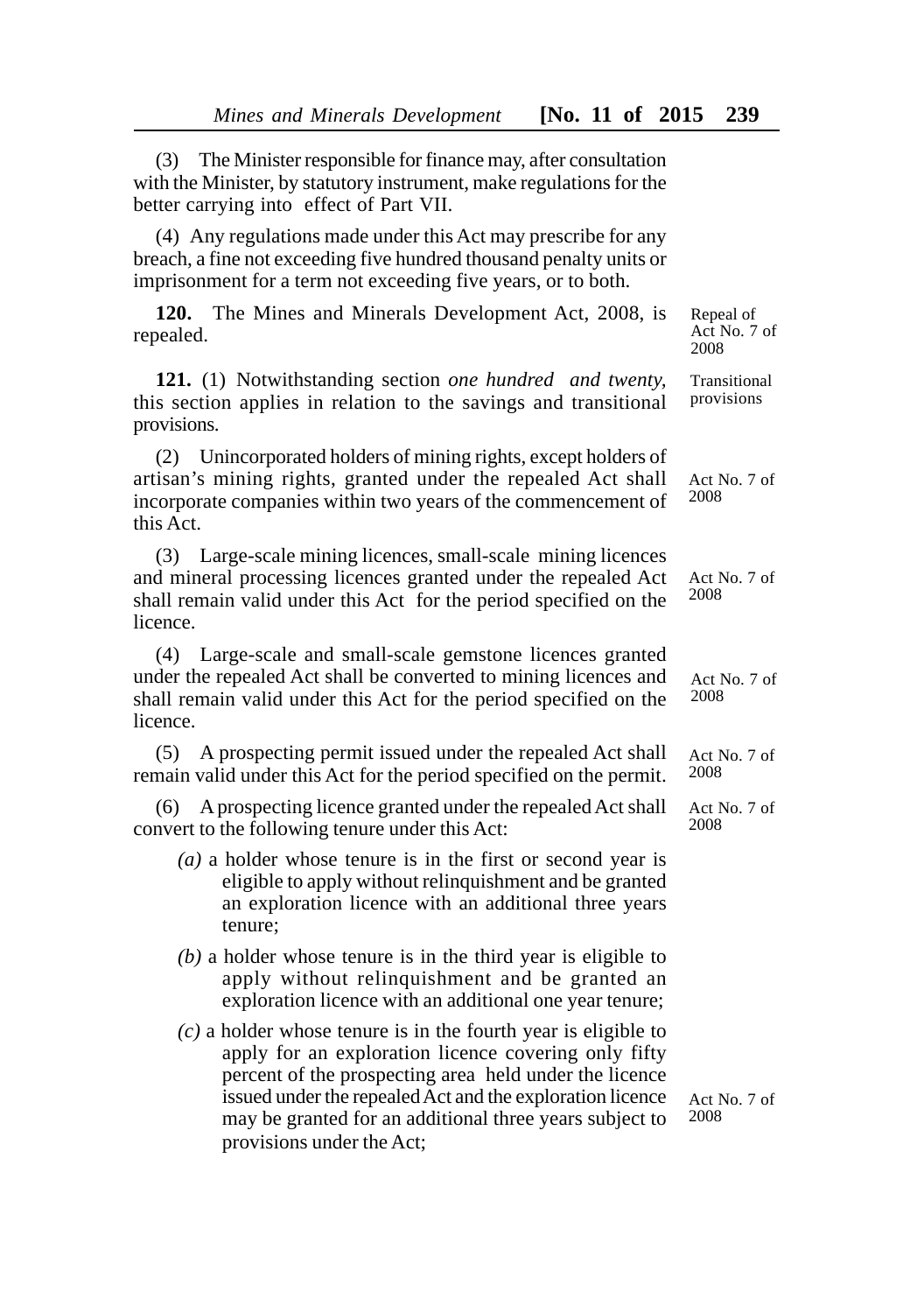(3) The Minister responsible for finance may, after consultation with the Minister, by statutory instrument, make regulations for the better carrying into effect of Part VII.

(4) Any regulations made under this Act may prescribe for any breach, a fine not exceeding five hundred thousand penalty units or imprisonment for a term not exceeding five years, or to both.

Repeal of Act No. 7 of 2008

**120.** The Mines and Minerals Development Act, 2008, is repealed.

Transitional provisions

**121.** (1) Notwithstanding section *one hundred and twenty*, this section applies in relation to the savings and transitional provisions.

Act No. 7 of 2008

(2) Unincorporated holders of mining rights, except holders of artisan's mining rights, granted under the repealed Act shall incorporate companies within two years of the commencement of this Act.

Act No. 7 of 2008

(3) Large-scale mining licences, small-scale mining licences and mineral processing licences granted under the repealed Act shall remain valid under this Act for the period specified on the licence.

Act No. 7 of 2008

(4) Large-scale and small-scale gemstone licences granted under the repealed Act shall be converted to mining licences and shall remain valid under this Act for the period specified on the licence.

Act No. 7 of 2008

(5) A prospecting permit issued under the repealed Act shall remain valid under this Act for the period specified on the permit.

Act No. 7 of 2008

(6) A prospecting licence granted under the repealed Act shall convert to the following tenure under this Act:

*(a)* a holder whose tenure is in the first or second year is eligible to apply without relinquishment and be granted an exploration licence with an additional three years tenure;

*(b)* a holder whose tenure is in the third year is eligible to apply without relinquishment and be granted an exploration licence with an additional one year tenure;

Act No. 7 of 2008

*(c)* a holder whose tenure is in the fourth year is eligible to apply for an exploration licence covering only fifty percent of the prospecting area held under the licence issued under the repealed Act and the exploration licence may be granted for an additional three years subject to provisions under the Act;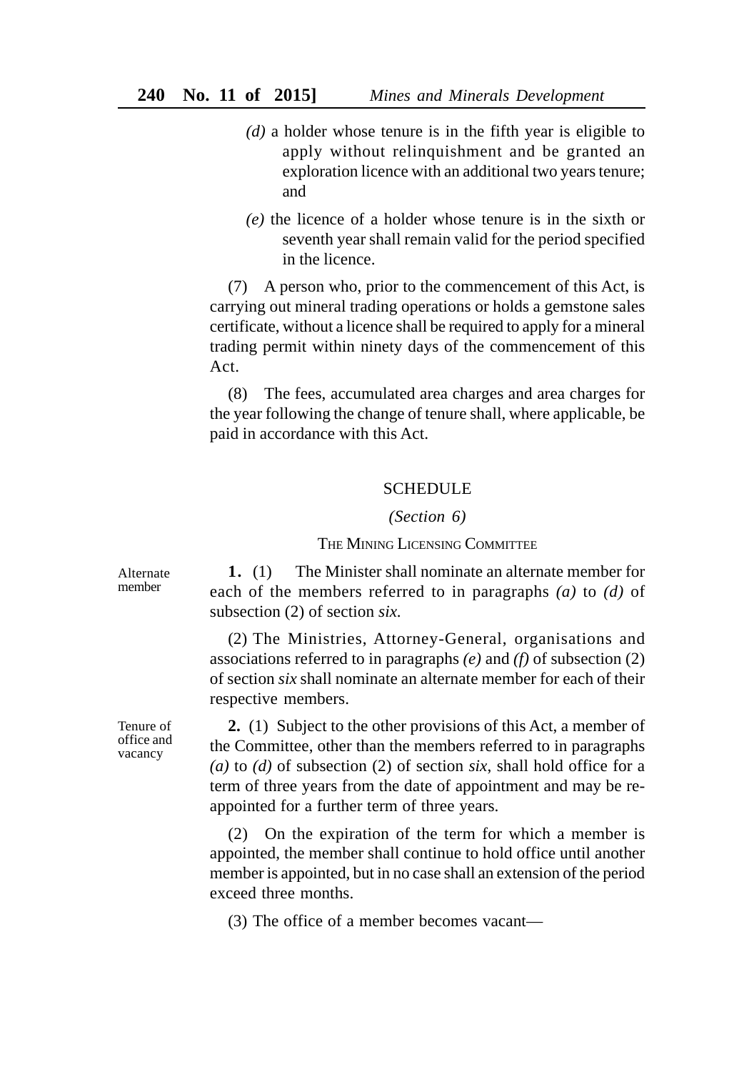*(d)* a holder whose tenure is in the fifth year is eligible to apply without relinquishment and be granted an exploration licence with an additional two years tenure; and

*(e)* the licence of a holder whose tenure is in the sixth or seventh year shall remain valid for the period specified in the licence.

(7) A person who, prior to the commencement of this Act, is carrying out mineral trading operations or holds a gemstone sales certificate, without a licence shall be required to apply for a mineral trading permit within ninety days of the commencement of this Act.

(8) The fees, accumulated area charges and area charges for the year following the change of tenure shall, where applicable, be paid in accordance with this Act.

## SCHEDULE

*(Section 6)*

### THE MINING LICENSING COMMITTEE

Alternate member

**1.** (1) The Minister shall nominate an alternate member for each of the members referred to in paragraphs *(a)* to *(d)* of subsection (2) of section *six.*

(2) The Ministries, Attorney-General, organisations and associations referred to in paragraphs *(e)* and *(f)* of subsection (2) of section *six* shall nominate an alternate member for each of their respective members.

Tenure of office and vacancy

**2.** (1) Subject to the other provisions of this Act, a member of the Committee, other than the members referred to in paragraphs *(a)* to *(d)* of subsection (2) of section *six*, shall hold office for a term of three years from the date of appointment and may be re-appointed for a further term of three years.

(2) On the expiration of the term for which a member is appointed, the member shall continue to hold office until another member is appointed, but in no case shall an extension of the period exceed three months.

(3) The office of a member becomes vacant—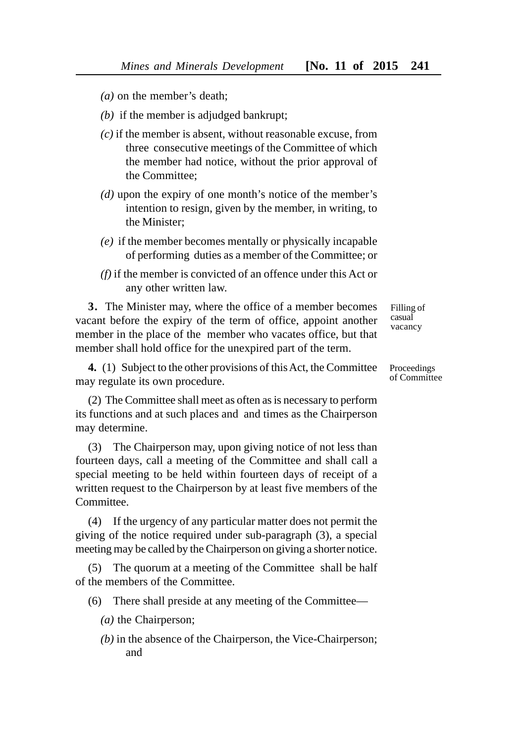*(a)* on the member's death;

*(b)* if the member is adjudged bankrupt;

*(c)* if the member is absent, without reasonable excuse, from three consecutive meetings of the Committee of which the member had notice, without the prior approval of the Committee;

*(d)* upon the expiry of one month's notice of the member's intention to resign, given by the member, in writing, to the Minister;

*(e)* if the member becomes mentally or physically incapable of performing duties as a member of the Committee; or

*(f)* if the member is convicted of an offence under this Act or any other written law.

Filling of casual vacancy

**3.** The Minister may, where the office of a member becomes vacant before the expiry of the term of office, appoint another member in the place of the member who vacates office, but that member shall hold office for the unexpired part of the term.

Proceedings of Committee

**4.** (1) Subject to the other provisions of this Act, the Committee may regulate its own procedure.

(2) The Committee shall meet as often as is necessary to perform its functions and at such places and and times as the Chairperson may determine.

(3) The Chairperson may, upon giving notice of not less than fourteen days, call a meeting of the Committee and shall call a special meeting to be held within fourteen days of receipt of a written request to the Chairperson by at least five members of the Committee.

(4) If the urgency of any particular matter does not permit the giving of the notice required under sub-paragraph (3), a special meeting may be called by the Chairperson on giving a shorter notice.

(5) The quorum at a meeting of the Committee shall be half of the members of the Committee.

(6) There shall preside at any meeting of the Committee—

*(a)* the Chairperson;

*(b)* in the absence of the Chairperson, the Vice-Chairperson; and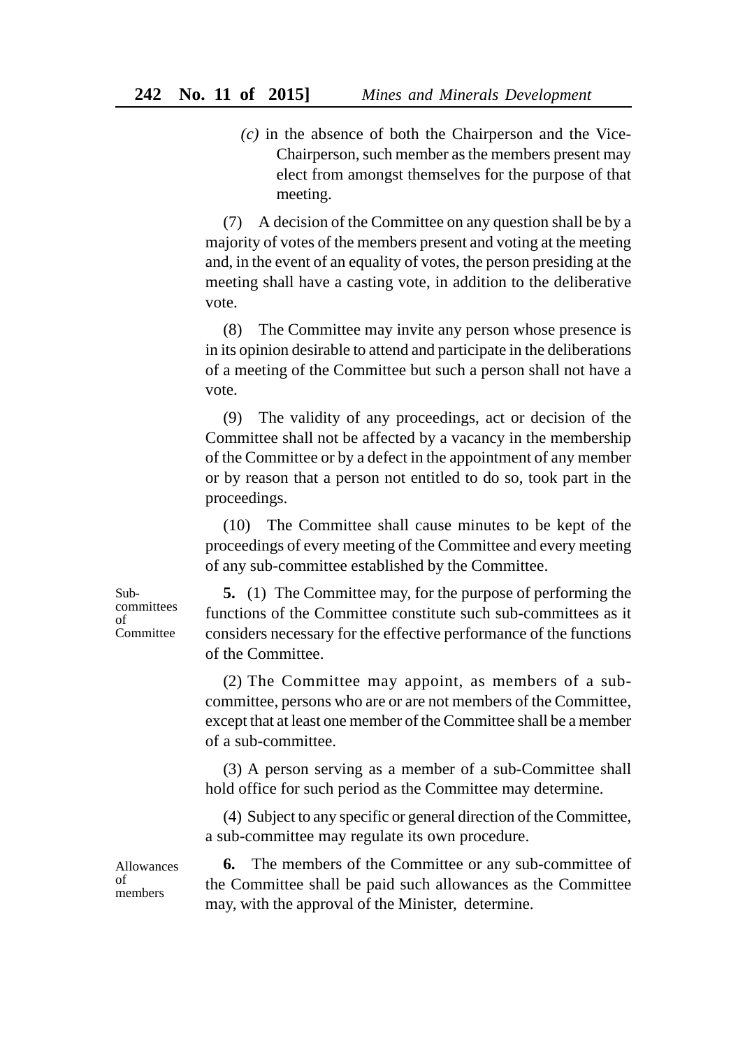(c) in the absence of both the Chairperson and the Vice-Chairperson, such member as the members present may elect from amongst themselves for the purpose of that meeting.

(7) A decision of the Committee on any question shall be by a majority of votes of the members present and voting at the meeting and, in the event of an equality of votes, the person presiding at the meeting shall have a casting vote, in addition to the deliberative vote.

(8) The Committee may invite any person whose presence is in its opinion desirable to attend and participate in the deliberations of a meeting of the Committee but such a person shall not have a vote.

(9) The validity of any proceedings, act or decision of the Committee shall not be affected by a vacancy in the membership of the Committee or by a defect in the appointment of any member or by reason that a person not entitled to do so, took part in the proceedings.

(10) The Committee shall cause minutes to be kept of the proceedings of every meeting of the Committee and every meeting of any sub-committee established by the Committee.

Sub-committees of Committee

**5.** (1) The Committee may, for the purpose of performing the functions of the Committee constitute such sub-committees as it considers necessary for the effective performance of the functions of the Committee.

(2) The Committee may appoint, as members of a sub-committee, persons who are or are not members of the Committee, except that at least one member of the Committee shall be a member of a sub-committee.

(3) A person serving as a member of a sub-Committee shall hold office for such period as the Committee may determine.

(4) Subject to any specific or general direction of the Committee, a sub-committee may regulate its own procedure.

Allowances of members

**6.** The members of the Committee or any sub-committee of the Committee shall be paid such allowances as the Committee may, with the approval of the Minister, determine.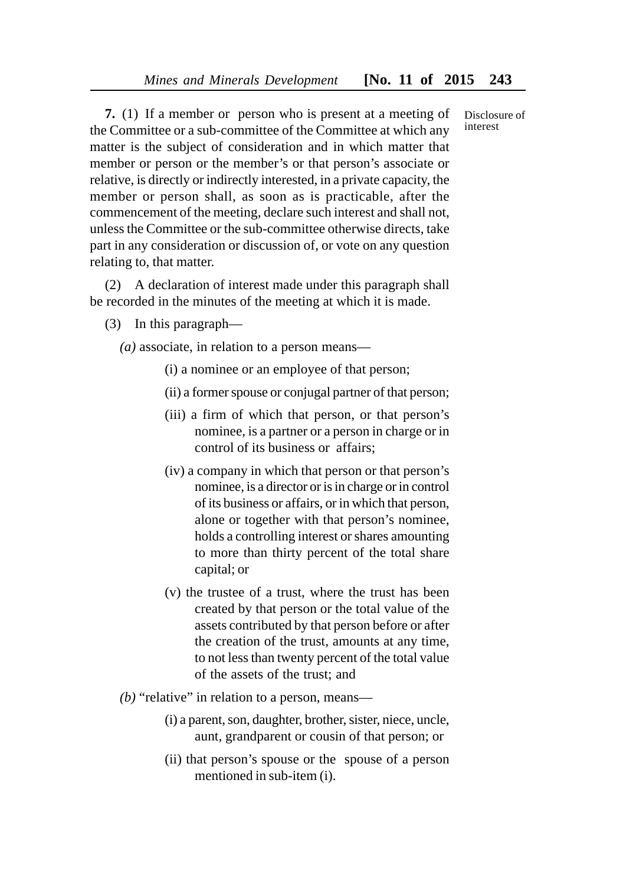**7.** (1) If a member or person who is present at a meeting of the Committee or a sub-committee of the Committee at which any matter is the subject of consideration and in which matter that member or person or the member's or that person's associate or relative, is directly or indirectly interested, in a private capacity, the member or person shall, as soon as is practicable, after the commencement of the meeting, declare such interest and shall not, unless the Committee or the sub-committee otherwise directs, take part in any consideration or discussion of, or vote on any question relating to, that matter.

Disclosure of interest

(2) A declaration of interest made under this paragraph shall be recorded in the minutes of the meeting at which it is made.

(3) In this paragraph—

*(a)* associate, in relation to a person means—

(i) a nominee or an employee of that person;

(ii) a former spouse or conjugal partner of that person;

(iii) a firm of which that person, or that person's nominee, is a partner or a person in charge or in control of its business or affairs;

(iv) a company in which that person or that person's nominee, is a director or is in charge or in control of its business or affairs, or in which that person, alone or together with that person's nominee, holds a controlling interest or shares amounting to more than thirty percent of the total share capital; or

(v) the trustee of a trust, where the trust has been created by that person or the total value of the assets contributed by that person before or after the creation of the trust, amounts at any time, to not less than twenty percent of the total value of the assets of the trust; and

*(b)* "relative" in relation to a person, means—

(i) a parent, son, daughter, brother, sister, niece, uncle, aunt, grandparent or cousin of that person; or

(ii) that person's spouse or the spouse of a person mentioned in sub-item (i).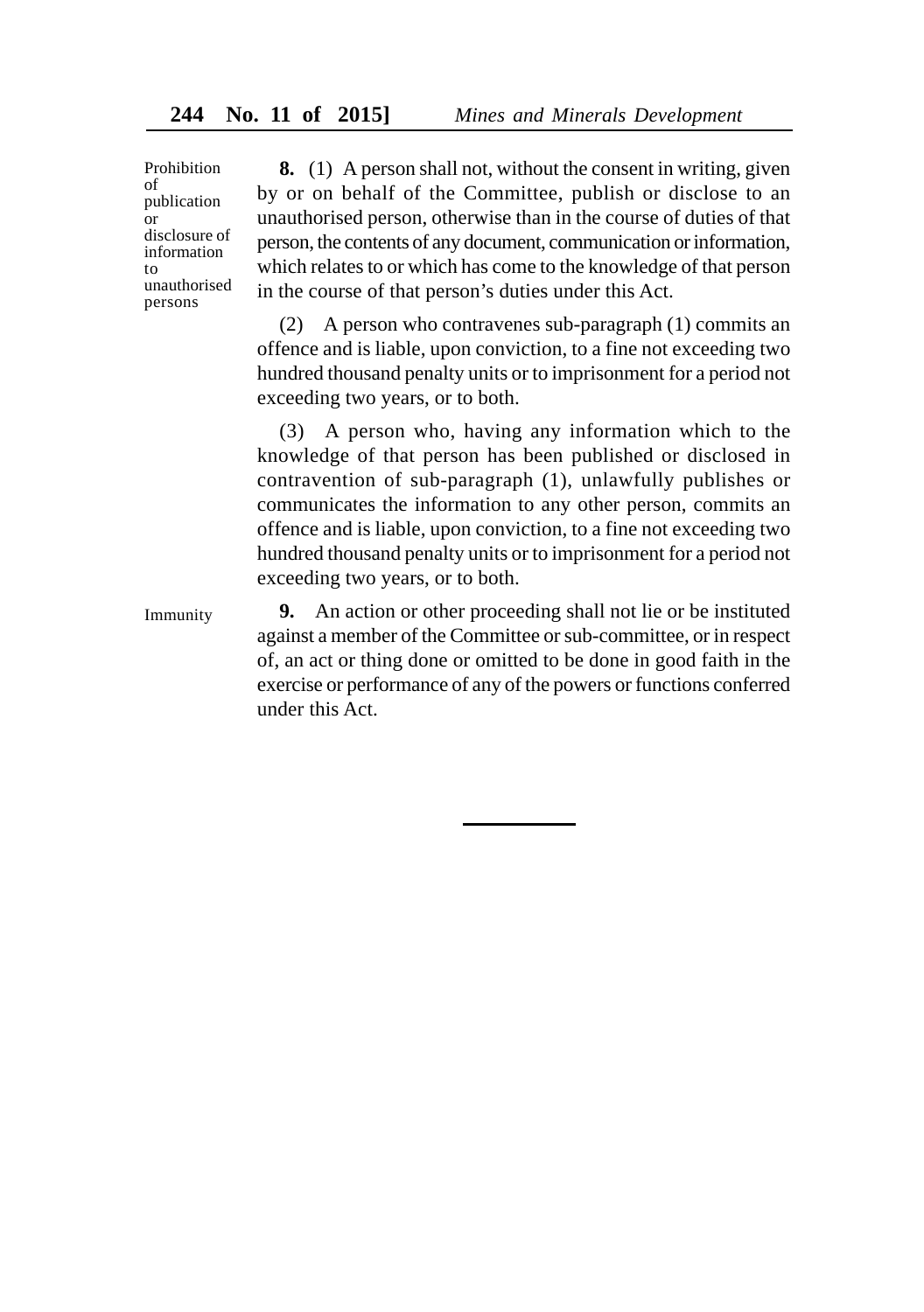Prohibition of publication or disclosure of information to unauthorised persons

**8.** (1) A person shall not, without the consent in writing, given by or on behalf of the Committee, publish or disclose to an unauthorised person, otherwise than in the course of duties of that person, the contents of any document, communication or information, which relates to or which has come to the knowledge of that person in the course of that person's duties under this Act.

(2) A person who contravenes sub-paragraph (1) commits an offence and is liable, upon conviction, to a fine not exceeding two hundred thousand penalty units or to imprisonment for a period not exceeding two years, or to both.

(3) A person who, having any information which to the knowledge of that person has been published or disclosed in contravention of sub-paragraph (1), unlawfully publishes or communicates the information to any other person, commits an offence and is liable, upon conviction, to a fine not exceeding two hundred thousand penalty units or to imprisonment for a period not exceeding two years, or to both.

Immunity

**9.** An action or other proceeding shall not lie or be instituted against a member of the Committee or sub-committee, or in respect of, an act or thing done or omitted to be done in good faith in the exercise or performance of any of the powers or functions conferred under this Act.